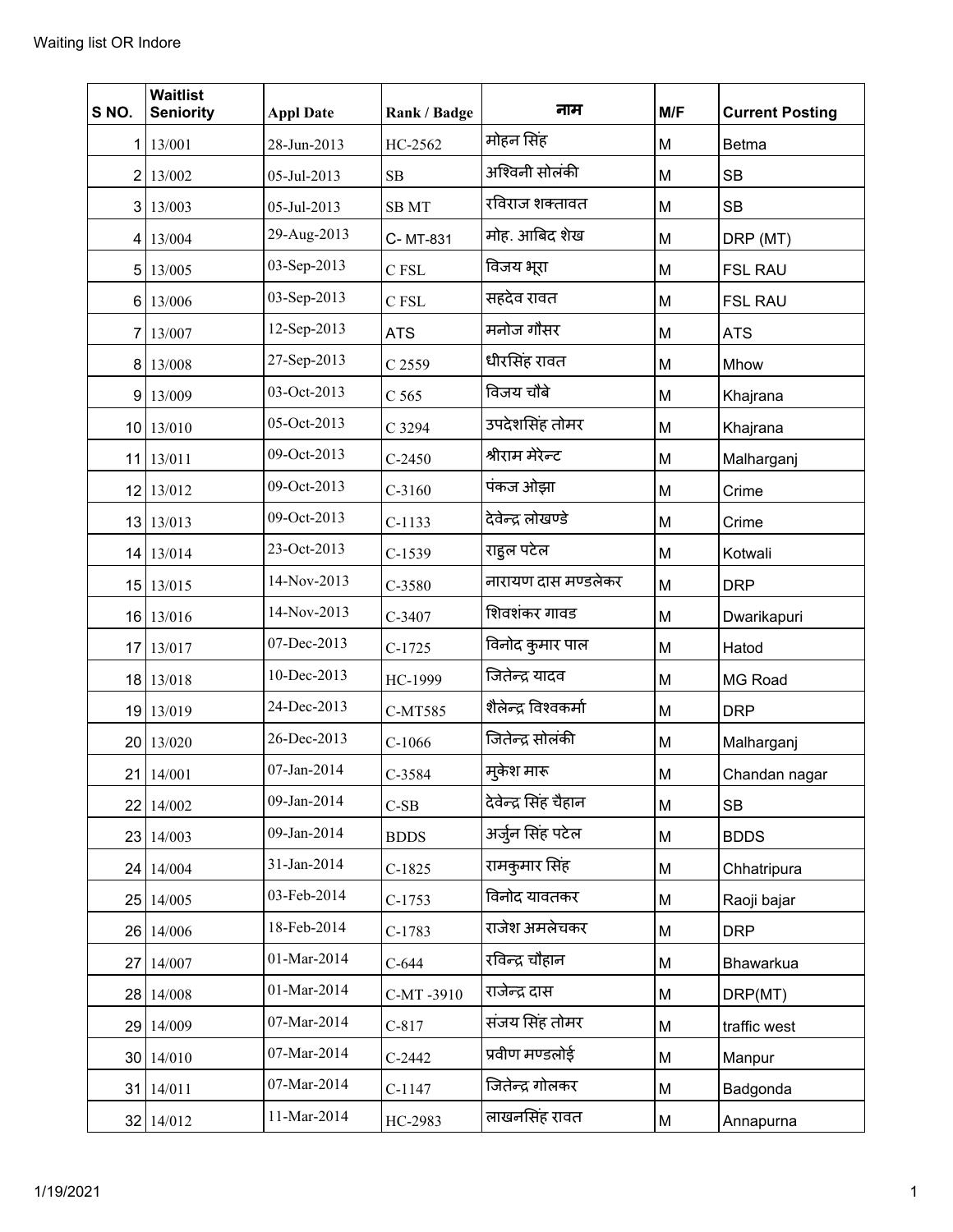Waiting list OR Indore

| S NO. | Waitlist Seniority | Appl Date | Rank / Badge | नाम | M/F | Current Posting |
|---|---|---|---|---|---|---|
| 1 | 13/001 | 28-Jun-2013 | HC-2562 | मोहन सिंह | M | Betma |
| 2 | 13/002 | 05-Jul-2013 | SB | अश्विनी सोलंकी | M | SB |
| 3 | 13/003 | 05-Jul-2013 | SB MT | रविराज शक्तावत | M | SB |
| 4 | 13/004 | 29-Aug-2013 | C- MT-831 | मोह. आबिद शेख | M | DRP (MT) |
| 5 | 13/005 | 03-Sep-2013 | C FSL | विजय भूरा | M | FSL RAU |
| 6 | 13/006 | 03-Sep-2013 | C FSL | सहदेव रावत | M | FSL RAU |
| 7 | 13/007 | 12-Sep-2013 | ATS | मनोज गौसर | M | ATS |
| 8 | 13/008 | 27-Sep-2013 | C 2559 | धीरसिंह रावत | M | Mhow |
| 9 | 13/009 | 03-Oct-2013 | C 565 | विजय चौबे | M | Khajrana |
| 10 | 13/010 | 05-Oct-2013 | C 3294 | उपदेशसिंह तोमर | M | Khajrana |
| 11 | 13/011 | 09-Oct-2013 | C-2450 | श्रीराम मेरेन्ट | M | Malharganj |
| 12 | 13/012 | 09-Oct-2013 | C-3160 | पंकज ओझा | M | Crime |
| 13 | 13/013 | 09-Oct-2013 | C-1133 | देवेन्द्र लोखण्डे | M | Crime |
| 14 | 13/014 | 23-Oct-2013 | C-1539 | राहुल पटेल | M | Kotwali |
| 15 | 13/015 | 14-Nov-2013 | C-3580 | नारायण दास मण्डलेकर | M | DRP |
| 16 | 13/016 | 14-Nov-2013 | C-3407 | शिवशंकर गावड | M | Dwarikapuri |
| 17 | 13/017 | 07-Dec-2013 | C-1725 | विनोद कुमार पाल | M | Hatod |
| 18 | 13/018 | 10-Dec-2013 | HC-1999 | जितेन्द्र यादव | M | MG Road |
| 19 | 13/019 | 24-Dec-2013 | C-MT585 | शैलेन्द्र विश्वकर्मा | M | DRP |
| 20 | 13/020 | 26-Dec-2013 | C-1066 | जितेन्द्र सोलंकी | M | Malharganj |
| 21 | 14/001 | 07-Jan-2014 | C-3584 | मुकेश मारू | M | Chandan nagar |
| 22 | 14/002 | 09-Jan-2014 | C-SB | देवेन्द्र सिंह चैहान | M | SB |
| 23 | 14/003 | 09-Jan-2014 | BDDS | अर्जुन सिंह पटेल | M | BDDS |
| 24 | 14/004 | 31-Jan-2014 | C-1825 | रामकुमार सिंह | M | Chhatripura |
| 25 | 14/005 | 03-Feb-2014 | C-1753 | विनोद यावतकर | M | Raoji bajar |
| 26 | 14/006 | 18-Feb-2014 | C-1783 | राजेश अमलेचकर | M | DRP |
| 27 | 14/007 | 01-Mar-2014 | C-644 | रविन्द्र चौहान | M | Bhawarkua |
| 28 | 14/008 | 01-Mar-2014 | C-MT -3910 | राजेन्द्र दास | M | DRP(MT) |
| 29 | 14/009 | 07-Mar-2014 | C-817 | संजय सिंह तोमर | M | traffic west |
| 30 | 14/010 | 07-Mar-2014 | C-2442 | प्रवीण मण्डलोई | M | Manpur |
| 31 | 14/011 | 07-Mar-2014 | C-1147 | जितेन्द्र गोलकर | M | Badgonda |
| 32 | 14/012 | 11-Mar-2014 | HC-2983 | लाखनसिंह रावत | M | Annapurna |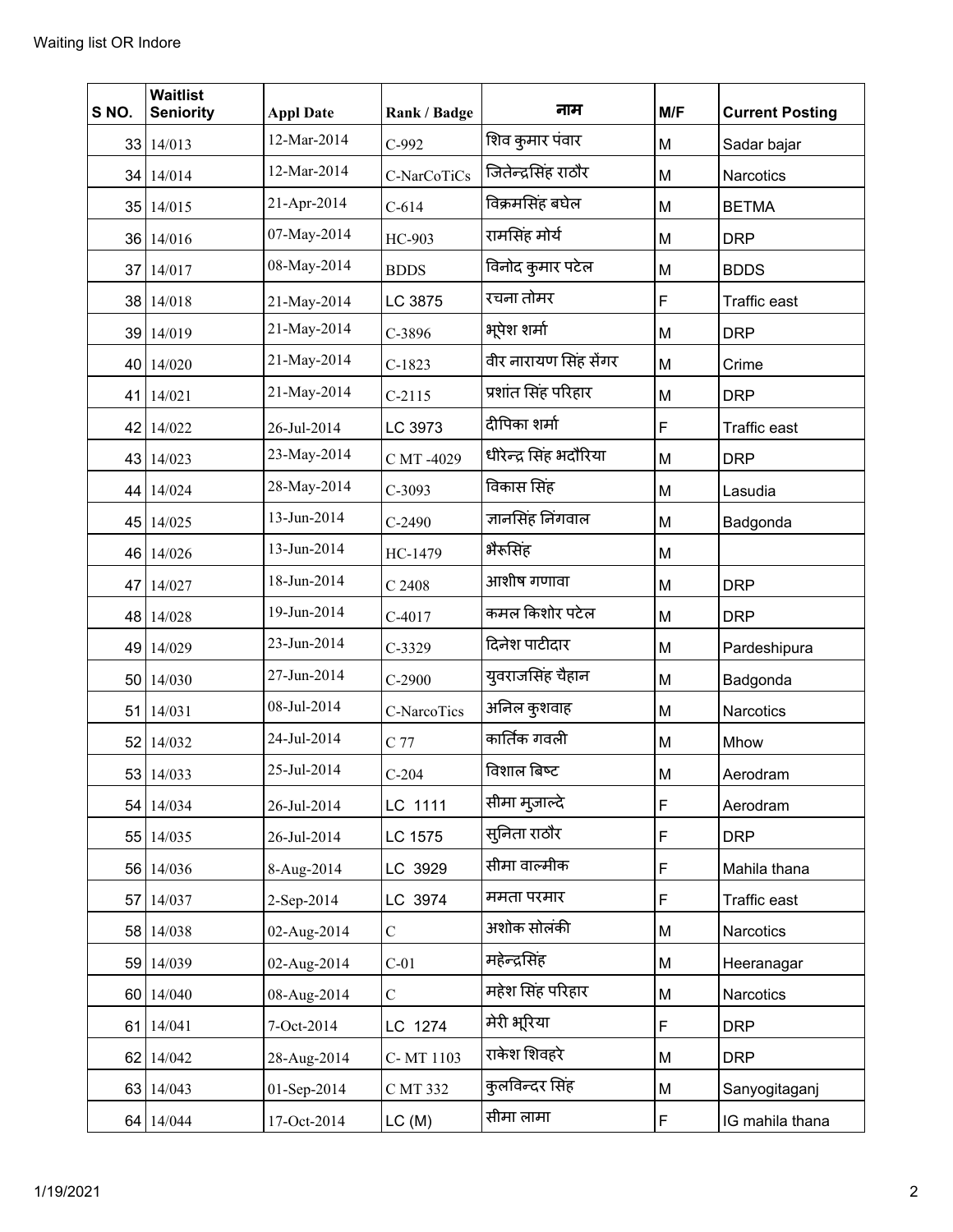Waiting list OR Indore

| S NO. | Waitlist Seniority | Appl Date | Rank / Badge | नाम | M/F | Current Posting |
|---|---|---|---|---|---|---|
| 33 | 14/013 | 12-Mar-2014 | C-992 | शिव कुमार पंवार | M | Sadar bajar |
| 34 | 14/014 | 12-Mar-2014 | C-NarCoTiCs | जितेन्द्रसिंह राठौर | M | Narcotics |
| 35 | 14/015 | 21-Apr-2014 | C-614 | विक्रमसिंह बघेल | M | BETMA |
| 36 | 14/016 | 07-May-2014 | HC-903 | रामसिंह मोर्य | M | DRP |
| 37 | 14/017 | 08-May-2014 | BDDS | विनोद कुमार पटेल | M | BDDS |
| 38 | 14/018 | 21-May-2014 | LC 3875 | रचना तोमर | F | Traffic east |
| 39 | 14/019 | 21-May-2014 | C-3896 | भूपेश शर्मा | M | DRP |
| 40 | 14/020 | 21-May-2014 | C-1823 | वीर नारायण सिंह सेंगर | M | Crime |
| 41 | 14/021 | 21-May-2014 | C-2115 | प्रशांत सिंह परिहार | M | DRP |
| 42 | 14/022 | 26-Jul-2014 | LC 3973 | दीपिका शर्मा | F | Traffic east |
| 43 | 14/023 | 23-May-2014 | C MT -4029 | धीरेन्द्र सिंह भदौरिया | M | DRP |
| 44 | 14/024 | 28-May-2014 | C-3093 | विकास सिंह | M | Lasudia |
| 45 | 14/025 | 13-Jun-2014 | C-2490 | ज्ञानसिंह निंगवाल | M | Badgonda |
| 46 | 14/026 | 13-Jun-2014 | HC-1479 | भैरूसिंह | M | |
| 47 | 14/027 | 18-Jun-2014 | C 2408 | आशीष गणावा | M | DRP |
| 48 | 14/028 | 19-Jun-2014 | C-4017 | कमल किशोर पटेल | M | DRP |
| 49 | 14/029 | 23-Jun-2014 | C-3329 | दिनेश पाटीदार | M | Pardeshipura |
| 50 | 14/030 | 27-Jun-2014 | C-2900 | युवराजसिंह चैहान | M | Badgonda |
| 51 | 14/031 | 08-Jul-2014 | C-NarcoTics | अनिल कुशवाह | M | Narcotics |
| 52 | 14/032 | 24-Jul-2014 | C 77 | कार्तिक गवली | M | Mhow |
| 53 | 14/033 | 25-Jul-2014 | C-204 | विशाल बिष्ट | M | Aerodram |
| 54 | 14/034 | 26-Jul-2014 | LC 1111 | सीमा मुजाल्दे | F | Aerodram |
| 55 | 14/035 | 26-Jul-2014 | LC 1575 | सुनिता राठौर | F | DRP |
| 56 | 14/036 | 8-Aug-2014 | LC 3929 | सीमा वाल्मीक | F | Mahila thana |
| 57 | 14/037 | 2-Sep-2014 | LC 3974 | ममता परमार | F | Traffic east |
| 58 | 14/038 | 02-Aug-2014 | C | अशोक सोलंकी | M | Narcotics |
| 59 | 14/039 | 02-Aug-2014 | C-01 | महेन्द्रसिंह | M | Heeranagar |
| 60 | 14/040 | 08-Aug-2014 | C | महेश सिंह परिहार | M | Narcotics |
| 61 | 14/041 | 7-Oct-2014 | LC 1274 | मेरी भूरिया | F | DRP |
| 62 | 14/042 | 28-Aug-2014 | C- MT 1103 | राकेश शिवहरे | M | DRP |
| 63 | 14/043 | 01-Sep-2014 | C MT 332 | कुलविन्दर सिंह | M | Sanyogitaganj |
| 64 | 14/044 | 17-Oct-2014 | LC (M) | सीमा लामा | F | IG mahila thana |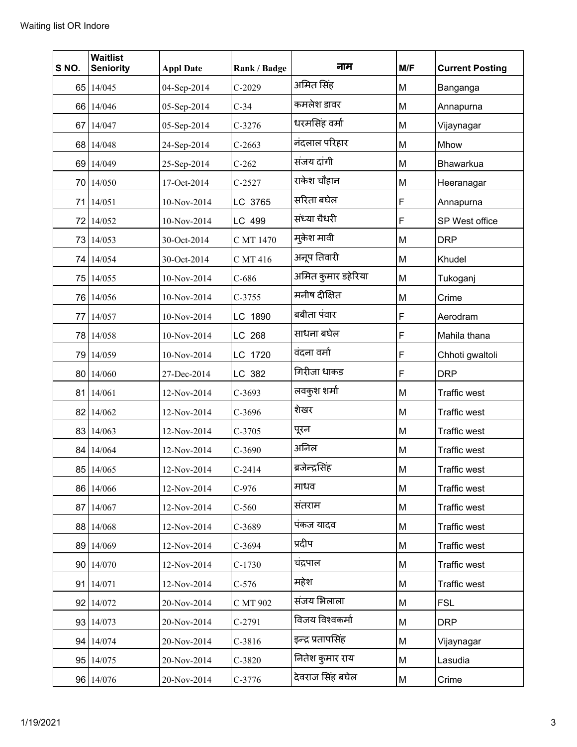Waiting list OR Indore

| S NO. | Waitlist Seniority | Appl Date | Rank / Badge | नाम | M/F | Current Posting |
|---|---|---|---|---|---|---|
| 65 | 14/045 | 04-Sep-2014 | C-2029 | अमित सिंह | M | Banganga |
| 66 | 14/046 | 05-Sep-2014 | C-34 | कमलेश डावर | M | Annapurna |
| 67 | 14/047 | 05-Sep-2014 | C-3276 | धरमसिंह वर्मा | M | Vijaynagar |
| 68 | 14/048 | 24-Sep-2014 | C-2663 | नंदलाल परिहार | M | Mhow |
| 69 | 14/049 | 25-Sep-2014 | C-262 | संजय दांगी | M | Bhawarkua |
| 70 | 14/050 | 17-Oct-2014 | C-2527 | राकेश चौहान | M | Heeranagar |
| 71 | 14/051 | 10-Nov-2014 | LC 3765 | सरिता बघेल | F | Annapurna |
| 72 | 14/052 | 10-Nov-2014 | LC 499 | संध्या चैधरी | F | SP West office |
| 73 | 14/053 | 30-Oct-2014 | C MT 1470 | मुकेश मावी | M | DRP |
| 74 | 14/054 | 30-Oct-2014 | C MT 416 | अनूप तिवारी | M | Khudel |
| 75 | 14/055 | 10-Nov-2014 | C-686 | अमित कुमार डहेरिया | M | Tukoganj |
| 76 | 14/056 | 10-Nov-2014 | C-3755 | मनीष दीक्षित | M | Crime |
| 77 | 14/057 | 10-Nov-2014 | LC 1890 | बबीता पंवार | F | Aerodram |
| 78 | 14/058 | 10-Nov-2014 | LC 268 | साधना बघेल | F | Mahila thana |
| 79 | 14/059 | 10-Nov-2014 | LC 1720 | वंदना वर्मा | F | Chhoti gwaltoli |
| 80 | 14/060 | 27-Dec-2014 | LC 382 | गिरीजा धाकड | F | DRP |
| 81 | 14/061 | 12-Nov-2014 | C-3693 | लवकुश शर्मा | M | Traffic west |
| 82 | 14/062 | 12-Nov-2014 | C-3696 | शेखर | M | Traffic west |
| 83 | 14/063 | 12-Nov-2014 | C-3705 | पूरन | M | Traffic west |
| 84 | 14/064 | 12-Nov-2014 | C-3690 | अनिल | M | Traffic west |
| 85 | 14/065 | 12-Nov-2014 | C-2414 | ब्रजेन्द्रसिंह | M | Traffic west |
| 86 | 14/066 | 12-Nov-2014 | C-976 | माधव | M | Traffic west |
| 87 | 14/067 | 12-Nov-2014 | C-560 | संतराम | M | Traffic west |
| 88 | 14/068 | 12-Nov-2014 | C-3689 | पंकज यादव | M | Traffic west |
| 89 | 14/069 | 12-Nov-2014 | C-3694 | प्रदीप | M | Traffic west |
| 90 | 14/070 | 12-Nov-2014 | C-1730 | चंद्रपाल | M | Traffic west |
| 91 | 14/071 | 12-Nov-2014 | C-576 | महेश | M | Traffic west |
| 92 | 14/072 | 20-Nov-2014 | C MT 902 | संजय भिलाला | M | FSL |
| 93 | 14/073 | 20-Nov-2014 | C-2791 | विजय विश्वकर्मा | M | DRP |
| 94 | 14/074 | 20-Nov-2014 | C-3816 | इन्द्र प्रतापसिंह | M | Vijaynagar |
| 95 | 14/075 | 20-Nov-2014 | C-3820 | नितेश कुमार राय | M | Lasudia |
| 96 | 14/076 | 20-Nov-2014 | C-3776 | देवराज सिंह बघेल | M | Crime |

1/19/2021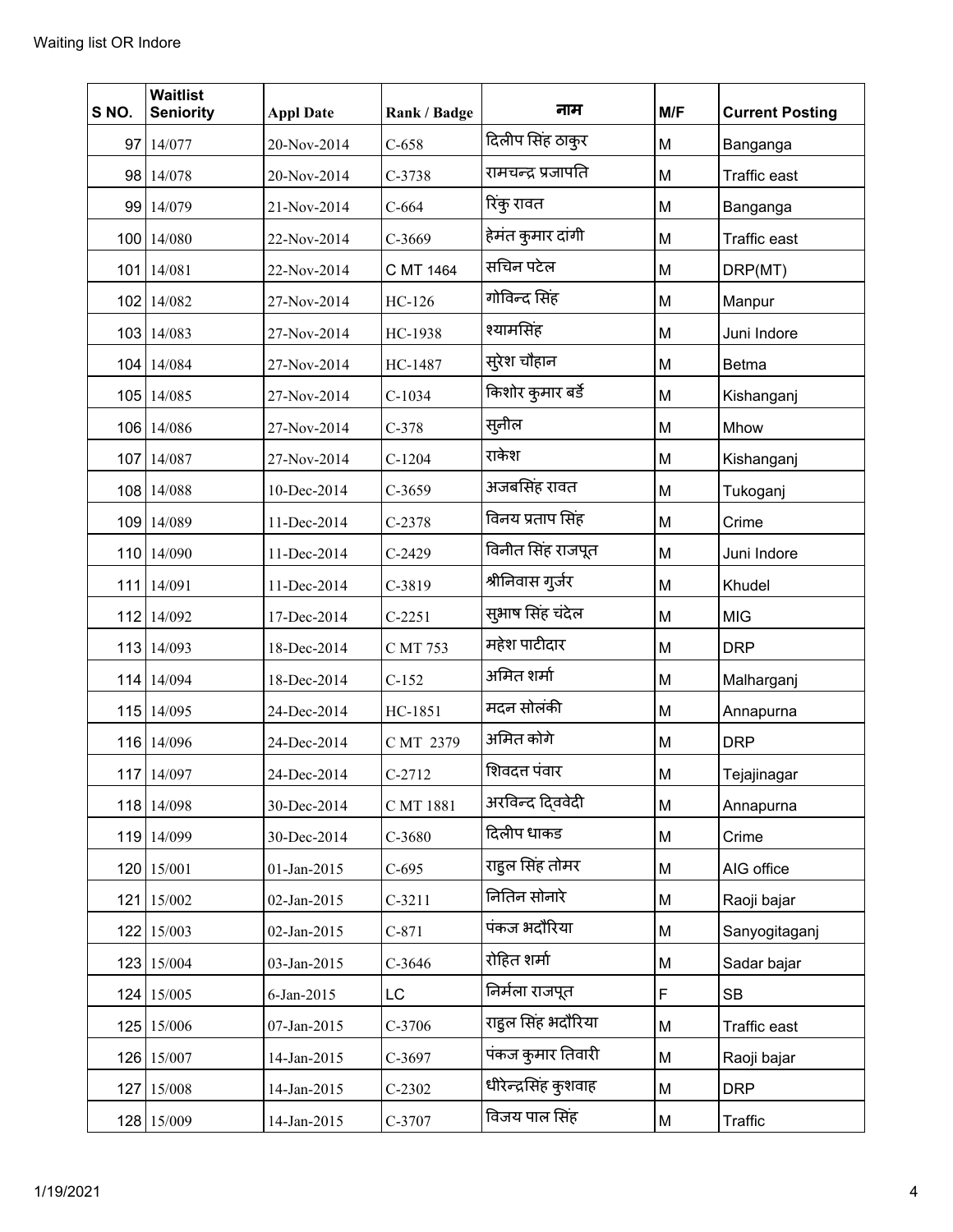Waiting list OR Indore

| S NO. | Waitlist Seniority | Appl Date | Rank / Badge | नाम | M/F | Current Posting |
|---|---|---|---|---|---|---|
| 97 | 14/077 | 20-Nov-2014 | C-658 | दिलीप सिंह ठाकुर | M | Banganga |
| 98 | 14/078 | 20-Nov-2014 | C-3738 | रामचन्द्र प्रजापति | M | Traffic east |
| 99 | 14/079 | 21-Nov-2014 | C-664 | रिंकु रावत | M | Banganga |
| 100 | 14/080 | 22-Nov-2014 | C-3669 | हेमंत कुमार दांगी | M | Traffic east |
| 101 | 14/081 | 22-Nov-2014 | C MT 1464 | सचिन पटेल | M | DRP(MT) |
| 102 | 14/082 | 27-Nov-2014 | HC-126 | गोविन्द सिंह | M | Manpur |
| 103 | 14/083 | 27-Nov-2014 | HC-1938 | श्यामसिंह | M | Juni Indore |
| 104 | 14/084 | 27-Nov-2014 | HC-1487 | सुरेश चौहान | M | Betma |
| 105 | 14/085 | 27-Nov-2014 | C-1034 | किशोर कुमार बर्डे | M | Kishanganj |
| 106 | 14/086 | 27-Nov-2014 | C-378 | सुनील | M | Mhow |
| 107 | 14/087 | 27-Nov-2014 | C-1204 | राकेश | M | Kishanganj |
| 108 | 14/088 | 10-Dec-2014 | C-3659 | अजबसिंह रावत | M | Tukoganj |
| 109 | 14/089 | 11-Dec-2014 | C-2378 | विनय प्रताप सिंह | M | Crime |
| 110 | 14/090 | 11-Dec-2014 | C-2429 | विनीत सिंह राजपूत | M | Juni Indore |
| 111 | 14/091 | 11-Dec-2014 | C-3819 | श्रीनिवास गुर्जर | M | Khudel |
| 112 | 14/092 | 17-Dec-2014 | C-2251 | सुभाष सिंह चंदेल | M | MIG |
| 113 | 14/093 | 18-Dec-2014 | C MT 753 | महेश पाटीदार | M | DRP |
| 114 | 14/094 | 18-Dec-2014 | C-152 | अमित शर्मा | M | Malharganj |
| 115 | 14/095 | 24-Dec-2014 | HC-1851 | मदन सोलंकी | M | Annapurna |
| 116 | 14/096 | 24-Dec-2014 | C MT 2379 | अमित कोगे | M | DRP |
| 117 | 14/097 | 24-Dec-2014 | C-2712 | शिवदत्त पंवार | M | Tejajinagar |
| 118 | 14/098 | 30-Dec-2014 | C MT 1881 | अरविन्द द्विवेदी | M | Annapurna |
| 119 | 14/099 | 30-Dec-2014 | C-3680 | दिलीप धाकड | M | Crime |
| 120 | 15/001 | 01-Jan-2015 | C-695 | राहुल सिंह तोमर | M | AIG office |
| 121 | 15/002 | 02-Jan-2015 | C-3211 | नितिन सोनारे | M | Raoji bajar |
| 122 | 15/003 | 02-Jan-2015 | C-871 | पंकज भदौरिया | M | Sanyogitaganj |
| 123 | 15/004 | 03-Jan-2015 | C-3646 | रोहित शर्मा | M | Sadar bajar |
| 124 | 15/005 | 6-Jan-2015 | LC | निर्मला राजपूत | F | SB |
| 125 | 15/006 | 07-Jan-2015 | C-3706 | राहुल सिंह भदौरिया | M | Traffic east |
| 126 | 15/007 | 14-Jan-2015 | C-3697 | पंकज कुमार तिवारी | M | Raoji bajar |
| 127 | 15/008 | 14-Jan-2015 | C-2302 | धीरेन्द्रसिंह कुशवाह | M | DRP |
| 128 | 15/009 | 14-Jan-2015 | C-3707 | विजय पाल सिंह | M | Traffic |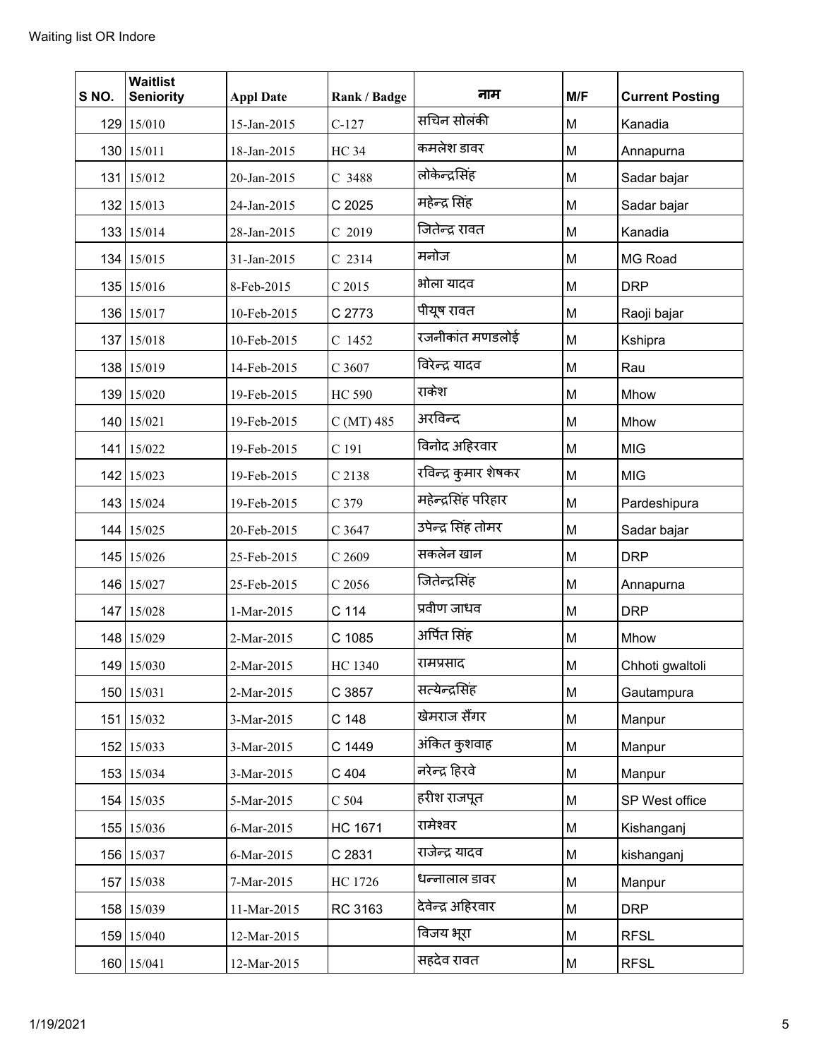Waiting list OR Indore

| S NO. | Waitlist Seniority | Appl Date | Rank / Badge | नाम | M/F | Current Posting |
|---|---|---|---|---|---|---|
| 129 | 15/010 | 15-Jan-2015 | C-127 | सचिन सोलंकी | M | Kanadia |
| 130 | 15/011 | 18-Jan-2015 | HC 34 | कमलेश डावर | M | Annapurna |
| 131 | 15/012 | 20-Jan-2015 | C 3488 | लोकेन्द्रसिंह | M | Sadar bajar |
| 132 | 15/013 | 24-Jan-2015 | C 2025 | महेन्द्र सिंह | M | Sadar bajar |
| 133 | 15/014 | 28-Jan-2015 | C 2019 | जितेन्द्र रावत | M | Kanadia |
| 134 | 15/015 | 31-Jan-2015 | C 2314 | मनोज | M | MG Road |
| 135 | 15/016 | 8-Feb-2015 | C 2015 | भोला यादव | M | DRP |
| 136 | 15/017 | 10-Feb-2015 | C 2773 | पीयूष रावत | M | Raoji bajar |
| 137 | 15/018 | 10-Feb-2015 | C 1452 | रजनीकांत मणडलोई | M | Kshipra |
| 138 | 15/019 | 14-Feb-2015 | C 3607 | विरेन्द्र यादव | M | Rau |
| 139 | 15/020 | 19-Feb-2015 | HC 590 | राकेश | M | Mhow |
| 140 | 15/021 | 19-Feb-2015 | C (MT) 485 | अरविन्द | M | Mhow |
| 141 | 15/022 | 19-Feb-2015 | C 191 | विनोद अहिरवार | M | MIG |
| 142 | 15/023 | 19-Feb-2015 | C 2138 | रविन्द्र कुमार शेषकर | M | MIG |
| 143 | 15/024 | 19-Feb-2015 | C 379 | महेन्द्रसिंह परिहार | M | Pardeshipura |
| 144 | 15/025 | 20-Feb-2015 | C 3647 | उपेन्द्र सिंह तोमर | M | Sadar bajar |
| 145 | 15/026 | 25-Feb-2015 | C 2609 | सकलेन खान | M | DRP |
| 146 | 15/027 | 25-Feb-2015 | C 2056 | जितेन्द्रसिंह | M | Annapurna |
| 147 | 15/028 | 1-Mar-2015 | C 114 | प्रवीण जाधव | M | DRP |
| 148 | 15/029 | 2-Mar-2015 | C 1085 | अर्पित सिंह | M | Mhow |
| 149 | 15/030 | 2-Mar-2015 | HC 1340 | रामप्रसाद | M | Chhoti gwaltoli |
| 150 | 15/031 | 2-Mar-2015 | C 3857 | सत्येन्द्रसिंह | M | Gautampura |
| 151 | 15/032 | 3-Mar-2015 | C 148 | खेमराज सैंगर | M | Manpur |
| 152 | 15/033 | 3-Mar-2015 | C 1449 | अंकित कुशवाह | M | Manpur |
| 153 | 15/034 | 3-Mar-2015 | C 404 | नरेन्द्र हिरवे | M | Manpur |
| 154 | 15/035 | 5-Mar-2015 | C 504 | हरीश राजपूत | M | SP West office |
| 155 | 15/036 | 6-Mar-2015 | HC 1671 | रामेश्वर | M | Kishanganj |
| 156 | 15/037 | 6-Mar-2015 | C 2831 | राजेन्द्र यादव | M | kishanganj |
| 157 | 15/038 | 7-Mar-2015 | HC 1726 | धन्नालाल डावर | M | Manpur |
| 158 | 15/039 | 11-Mar-2015 | RC 3163 | देवेन्द्र अहिरवार | M | DRP |
| 159 | 15/040 | 12-Mar-2015 | | विजय भूरा | M | RFSL |
| 160 | 15/041 | 12-Mar-2015 | | सहदेव रावत | M | RFSL |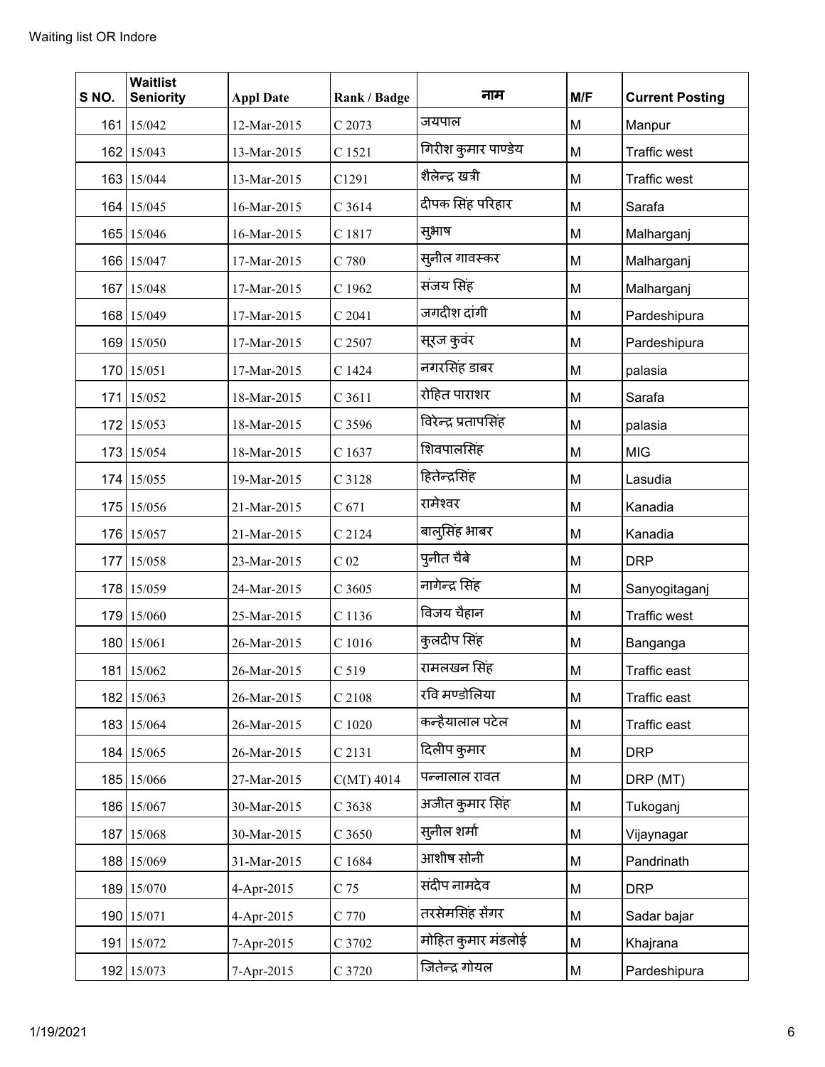Waiting list OR Indore

| S NO. | Waitlist Seniority | Appl Date | Rank / Badge | नाम | M/F | Current Posting |
|---|---|---|---|---|---|---|
| 161 | 15/042 | 12-Mar-2015 | C 2073 | जयपाल | M | Manpur |
| 162 | 15/043 | 13-Mar-2015 | C 1521 | गिरीश कुमार पाण्डेय | M | Traffic west |
| 163 | 15/044 | 13-Mar-2015 | C1291 | शैलेन्द्र खत्री | M | Traffic west |
| 164 | 15/045 | 16-Mar-2015 | C 3614 | दीपक सिंह परिहार | M | Sarafa |
| 165 | 15/046 | 16-Mar-2015 | C 1817 | सुभाष | M | Malharganj |
| 166 | 15/047 | 17-Mar-2015 | C 780 | सुनील गावस्कर | M | Malharganj |
| 167 | 15/048 | 17-Mar-2015 | C 1962 | संजय सिंह | M | Malharganj |
| 168 | 15/049 | 17-Mar-2015 | C 2041 | जगदीश दांगी | M | Pardeshipura |
| 169 | 15/050 | 17-Mar-2015 | C 2507 | सूरज कुवंर | M | Pardeshipura |
| 170 | 15/051 | 17-Mar-2015 | C 1424 | नगरसिंह डाबर | M | palasia |
| 171 | 15/052 | 18-Mar-2015 | C 3611 | रोहित पाराशर | M | Sarafa |
| 172 | 15/053 | 18-Mar-2015 | C 3596 | विरेन्द्र प्रतापसिंह | M | palasia |
| 173 | 15/054 | 18-Mar-2015 | C 1637 | शिवपालसिंह | M | MIG |
| 174 | 15/055 | 19-Mar-2015 | C 3128 | हितेन्द्रसिंह | M | Lasudia |
| 175 | 15/056 | 21-Mar-2015 | C 671 | रामेश्वर | M | Kanadia |
| 176 | 15/057 | 21-Mar-2015 | C 2124 | बालुसिंह भाबर | M | Kanadia |
| 177 | 15/058 | 23-Mar-2015 | C 02 | पुनीत चैबे | M | DRP |
| 178 | 15/059 | 24-Mar-2015 | C 3605 | नागेन्द्र सिंह | M | Sanyogitaganj |
| 179 | 15/060 | 25-Mar-2015 | C 1136 | विजय चैहान | M | Traffic west |
| 180 | 15/061 | 26-Mar-2015 | C 1016 | कुलदीप सिंह | M | Banganga |
| 181 | 15/062 | 26-Mar-2015 | C 519 | रामलखन सिंह | M | Traffic east |
| 182 | 15/063 | 26-Mar-2015 | C 2108 | रवि मण्डोलिया | M | Traffic east |
| 183 | 15/064 | 26-Mar-2015 | C 1020 | कन्हैयालाल पटेल | M | Traffic east |
| 184 | 15/065 | 26-Mar-2015 | C 2131 | दिलीप कुमार | M | DRP |
| 185 | 15/066 | 27-Mar-2015 | C(MT) 4014 | पन्नालाल रावत | M | DRP (MT) |
| 186 | 15/067 | 30-Mar-2015 | C 3638 | अजीत कुमार सिंह | M | Tukoganj |
| 187 | 15/068 | 30-Mar-2015 | C 3650 | सुनील शर्मा | M | Vijaynagar |
| 188 | 15/069 | 31-Mar-2015 | C 1684 | आशीष सोनी | M | Pandrinath |
| 189 | 15/070 | 4-Apr-2015 | C 75 | संदीप नामदेव | M | DRP |
| 190 | 15/071 | 4-Apr-2015 | C 770 | तरसेमसिंह सेंगर | M | Sadar bajar |
| 191 | 15/072 | 7-Apr-2015 | C 3702 | मोहित कुमार मंडलोई | M | Khajrana |
| 192 | 15/073 | 7-Apr-2015 | C 3720 | जितेन्द्र गोयल | M | Pardeshipura |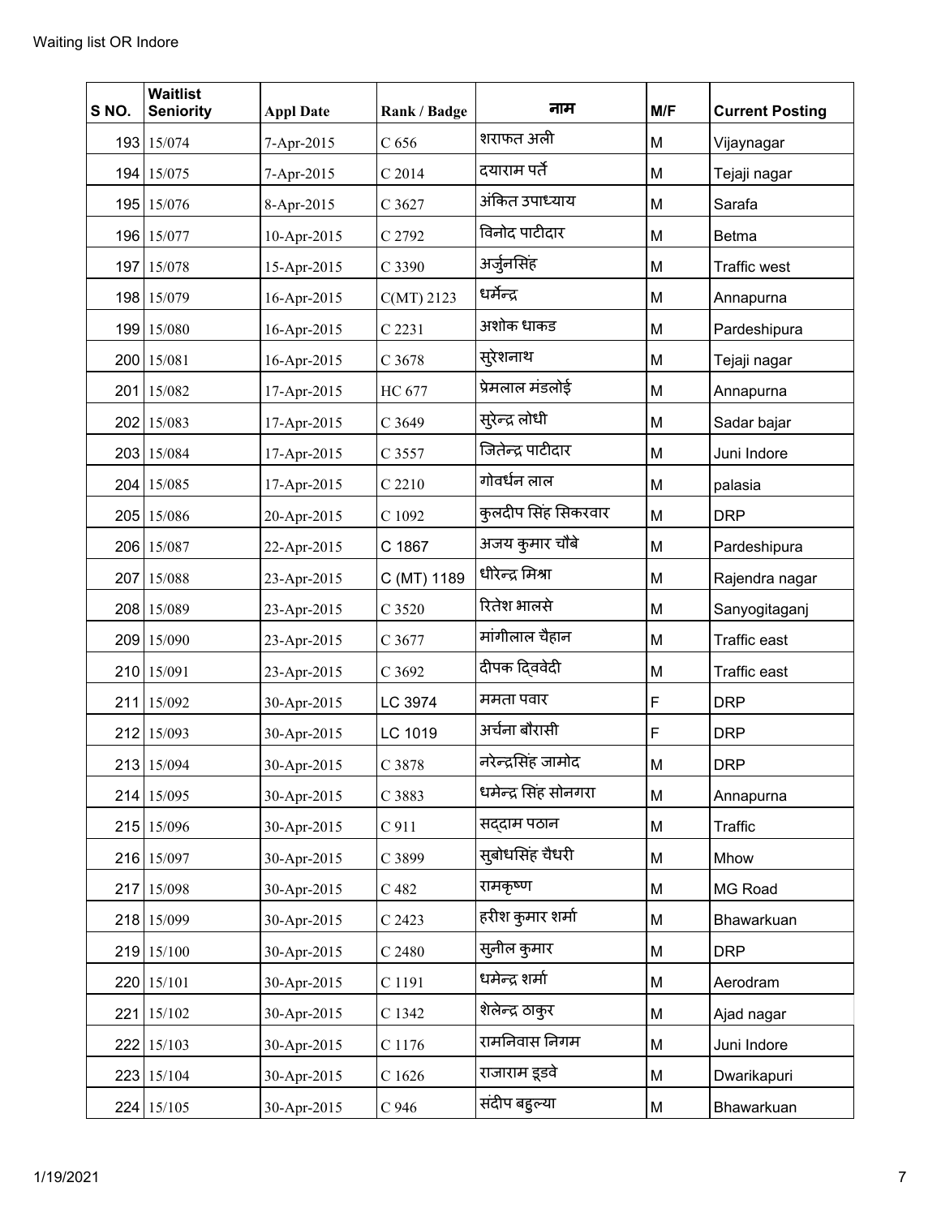Waiting list OR Indore

| S NO. | Waitlist Seniority | Appl Date | Rank / Badge | नाम | M/F | Current Posting |
|---|---|---|---|---|---|---|
| 193 | 15/074 | 7-Apr-2015 | C 656 | शराफत अली | M | Vijaynagar |
| 194 | 15/075 | 7-Apr-2015 | C 2014 | दयाराम पर्ते | M | Tejaji nagar |
| 195 | 15/076 | 8-Apr-2015 | C 3627 | अंकित उपाध्याय | M | Sarafa |
| 196 | 15/077 | 10-Apr-2015 | C 2792 | विनोद पाटीदार | M | Betma |
| 197 | 15/078 | 15-Apr-2015 | C 3390 | अर्जुनसिंह | M | Traffic west |
| 198 | 15/079 | 16-Apr-2015 | C(MT) 2123 | धर्मेन्द्र | M | Annapurna |
| 199 | 15/080 | 16-Apr-2015 | C 2231 | अशोक धाकड | M | Pardeshipura |
| 200 | 15/081 | 16-Apr-2015 | C 3678 | सुरेशनाथ | M | Tejaji nagar |
| 201 | 15/082 | 17-Apr-2015 | HC 677 | प्रेमलाल मंडलोई | M | Annapurna |
| 202 | 15/083 | 17-Apr-2015 | C 3649 | सुरेन्द्र लोधी | M | Sadar bajar |
| 203 | 15/084 | 17-Apr-2015 | C 3557 | जितेन्द्र पाटीदार | M | Juni Indore |
| 204 | 15/085 | 17-Apr-2015 | C 2210 | गोवर्धन लाल | M | palasia |
| 205 | 15/086 | 20-Apr-2015 | C 1092 | कुलदीप सिंह सिकरवार | M | DRP |
| 206 | 15/087 | 22-Apr-2015 | C 1867 | अजय कुमार चौबे | M | Pardeshipura |
| 207 | 15/088 | 23-Apr-2015 | C (MT) 1189 | धीरेन्द्र मिश्रा | M | Rajendra nagar |
| 208 | 15/089 | 23-Apr-2015 | C 3520 | रितेश भालसे | M | Sanyogitaganj |
| 209 | 15/090 | 23-Apr-2015 | C 3677 | मांगीलाल चैहान | M | Traffic east |
| 210 | 15/091 | 23-Apr-2015 | C 3692 | दीपक द्विवेदी | M | Traffic east |
| 211 | 15/092 | 30-Apr-2015 | LC 3974 | ममता पवार | F | DRP |
| 212 | 15/093 | 30-Apr-2015 | LC 1019 | अर्चना बौरासी | F | DRP |
| 213 | 15/094 | 30-Apr-2015 | C 3878 | नरेन्द्रसिंह जामोद | M | DRP |
| 214 | 15/095 | 30-Apr-2015 | C 3883 | धमेन्द्र सिंह सोनगरा | M | Annapurna |
| 215 | 15/096 | 30-Apr-2015 | C 911 | सद्दाम पठान | M | Traffic |
| 216 | 15/097 | 30-Apr-2015 | C 3899 | सुबोधसिंह चैधरी | M | Mhow |
| 217 | 15/098 | 30-Apr-2015 | C 482 | रामकृष्ण | M | MG Road |
| 218 | 15/099 | 30-Apr-2015 | C 2423 | हरीश कुमार शर्मा | M | Bhawarkuan |
| 219 | 15/100 | 30-Apr-2015 | C 2480 | सुनील कुमार | M | DRP |
| 220 | 15/101 | 30-Apr-2015 | C 1191 | धमेन्द्र शर्मा | M | Aerodram |
| 221 | 15/102 | 30-Apr-2015 | C 1342 | शेलेन्द्र ठाकुर | M | Ajad nagar |
| 222 | 15/103 | 30-Apr-2015 | C 1176 | रामनिवास निगम | M | Juni Indore |
| 223 | 15/104 | 30-Apr-2015 | C 1626 | राजाराम इडवे | M | Dwarikapuri |
| 224 | 15/105 | 30-Apr-2015 | C 946 | संदीप बहुल्या | M | Bhawarkuan |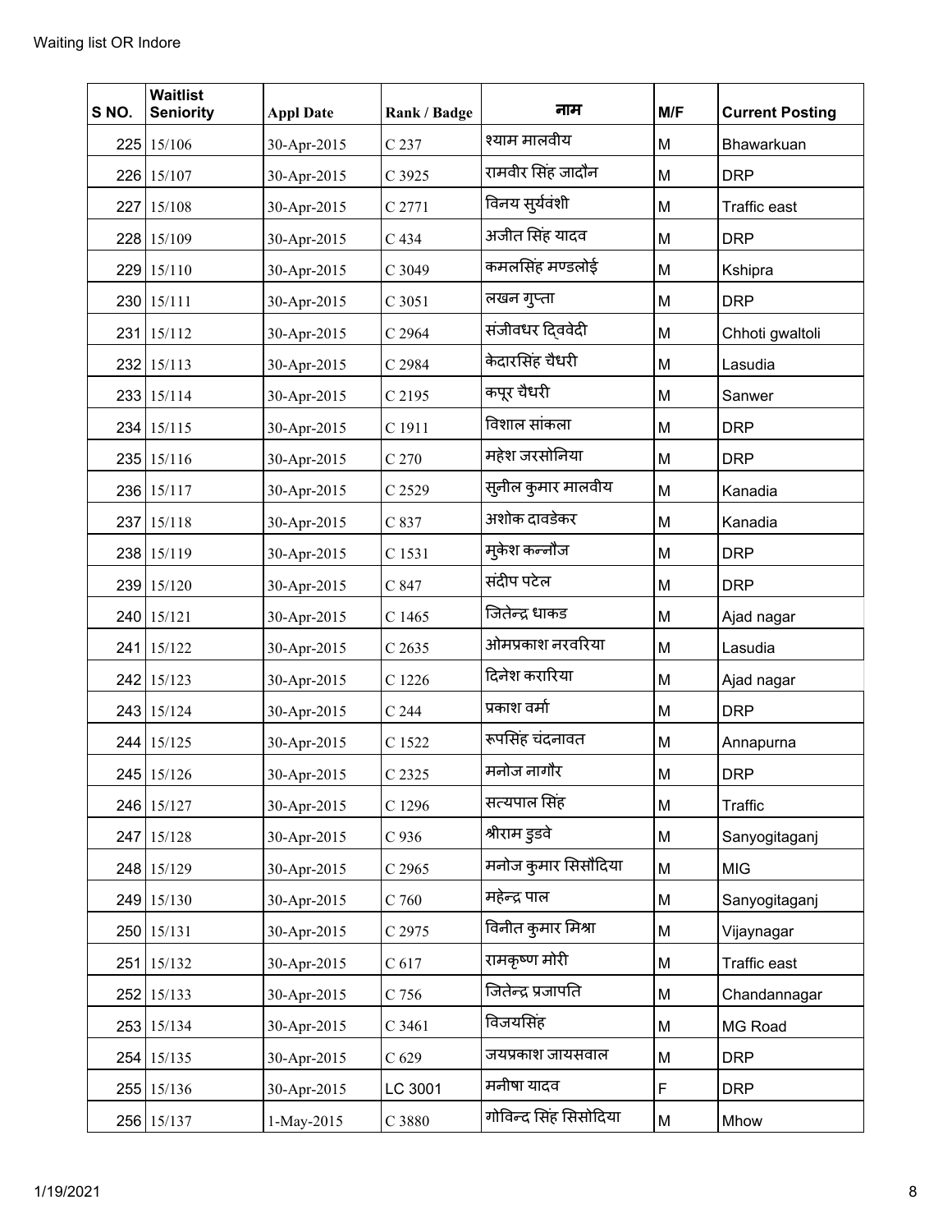| S NO. | Waitlist Seniority | Appl Date | Rank / Badge | नाम | M/F | Current Posting |
|---|---|---|---|---|---|---|
| 225 | 15/106 | 30-Apr-2015 | C 237 | श्याम मालवीय | M | Bhawarkuan |
| 226 | 15/107 | 30-Apr-2015 | C 3925 | रामवीर सिंह जादौन | M | DRP |
| 227 | 15/108 | 30-Apr-2015 | C 2771 | विनय सुर्यवंशी | M | Traffic east |
| 228 | 15/109 | 30-Apr-2015 | C 434 | अजीत सिंह यादव | M | DRP |
| 229 | 15/110 | 30-Apr-2015 | C 3049 | कमलसिंह मण्डलोई | M | Kshipra |
| 230 | 15/111 | 30-Apr-2015 | C 3051 | लखन गुप्ता | M | DRP |
| 231 | 15/112 | 30-Apr-2015 | C 2964 | संजीवधर द्विवेदी | M | Chhoti gwaltoli |
| 232 | 15/113 | 30-Apr-2015 | C 2984 | केदारसिंह चैधरी | M | Lasudia |
| 233 | 15/114 | 30-Apr-2015 | C 2195 | कपूर चैधरी | M | Sanwer |
| 234 | 15/115 | 30-Apr-2015 | C 1911 | विशाल सांकला | M | DRP |
| 235 | 15/116 | 30-Apr-2015 | C 270 | महेश जरसोनिया | M | DRP |
| 236 | 15/117 | 30-Apr-2015 | C 2529 | सुनील कुमार मालवीय | M | Kanadia |
| 237 | 15/118 | 30-Apr-2015 | C 837 | अशोक दावडेकर | M | Kanadia |
| 238 | 15/119 | 30-Apr-2015 | C 1531 | मुकेश कन्नौज | M | DRP |
| 239 | 15/120 | 30-Apr-2015 | C 847 | संदीप पटेल | M | DRP |
| 240 | 15/121 | 30-Apr-2015 | C 1465 | जितेन्द्र धाकड | M | Ajad nagar |
| 241 | 15/122 | 30-Apr-2015 | C 2635 | ओमप्रकाश नरवरिया | M | Lasudia |
| 242 | 15/123 | 30-Apr-2015 | C 1226 | दिनेश करारिया | M | Ajad nagar |
| 243 | 15/124 | 30-Apr-2015 | C 244 | प्रकाश वर्मा | M | DRP |
| 244 | 15/125 | 30-Apr-2015 | C 1522 | रूपसिंह चंदनावत | M | Annapurna |
| 245 | 15/126 | 30-Apr-2015 | C 2325 | मनोज नागौर | M | DRP |
| 246 | 15/127 | 30-Apr-2015 | C 1296 | सत्यपाल सिंह | M | Traffic |
| 247 | 15/128 | 30-Apr-2015 | C 936 | श्रीराम डुडवे | M | Sanyogitaganj |
| 248 | 15/129 | 30-Apr-2015 | C 2965 | मनोज कुमार सिसौदिया | M | MIG |
| 249 | 15/130 | 30-Apr-2015 | C 760 | महेन्द्र पाल | M | Sanyogitaganj |
| 250 | 15/131 | 30-Apr-2015 | C 2975 | विनीत कुमार मिश्रा | M | Vijaynagar |
| 251 | 15/132 | 30-Apr-2015 | C 617 | रामकृष्ण मोरी | M | Traffic east |
| 252 | 15/133 | 30-Apr-2015 | C 756 | जितेन्द्र प्रजापति | M | Chandannagar |
| 253 | 15/134 | 30-Apr-2015 | C 3461 | विजयसिंह | M | MG Road |
| 254 | 15/135 | 30-Apr-2015 | C 629 | जयप्रकाश जायसवाल | M | DRP |
| 255 | 15/136 | 30-Apr-2015 | LC 3001 | मनीषा यादव | F | DRP |
| 256 | 15/137 | 1-May-2015 | C 3880 | गोविन्द सिंह सिसोदिया | M | Mhow |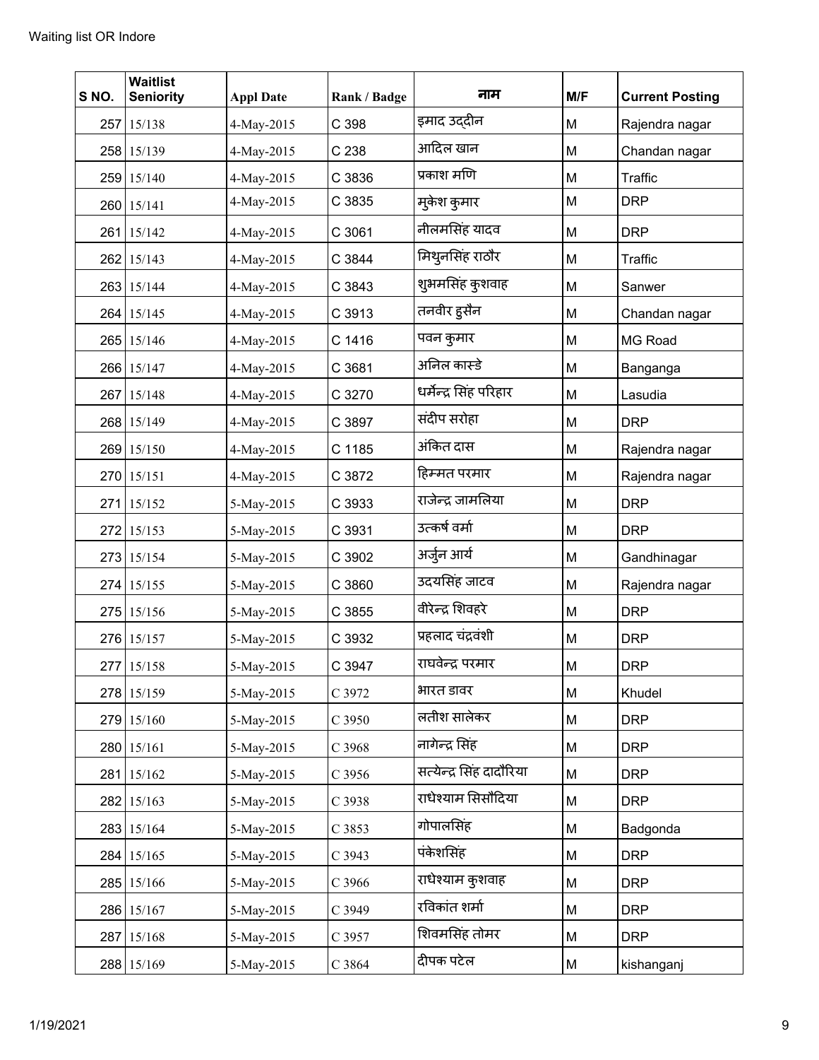Waiting list OR Indore

| S NO. | Waitlist Seniority | Appl Date | Rank / Badge | नाम | M/F | Current Posting |
|---|---|---|---|---|---|---|
| 257 | 15/138 | 4-May-2015 | C 398 | इमाद उद्दीन | M | Rajendra nagar |
| 258 | 15/139 | 4-May-2015 | C 238 | आदिल खान | M | Chandan nagar |
| 259 | 15/140 | 4-May-2015 | C 3836 | प्रकाश मणि | M | Traffic |
| 260 | 15/141 | 4-May-2015 | C 3835 | मुकेश कुमार | M | DRP |
| 261 | 15/142 | 4-May-2015 | C 3061 | नीलमसिंह यादव | M | DRP |
| 262 | 15/143 | 4-May-2015 | C 3844 | मिथुनसिंह राठौर | M | Traffic |
| 263 | 15/144 | 4-May-2015 | C 3843 | शुभमसिंह कुशवाह | M | Sanwer |
| 264 | 15/145 | 4-May-2015 | C 3913 | तनवीर हुसैन | M | Chandan nagar |
| 265 | 15/146 | 4-May-2015 | C 1416 | पवन कुमार | M | MG Road |
| 266 | 15/147 | 4-May-2015 | C 3681 | अनिल कास्डे | M | Banganga |
| 267 | 15/148 | 4-May-2015 | C 3270 | धर्मेन्द्र सिंह परिहार | M | Lasudia |
| 268 | 15/149 | 4-May-2015 | C 3897 | संदीप सरोहा | M | DRP |
| 269 | 15/150 | 4-May-2015 | C 1185 | अंकित दास | M | Rajendra nagar |
| 270 | 15/151 | 4-May-2015 | C 3872 | हिम्मत परमार | M | Rajendra nagar |
| 271 | 15/152 | 5-May-2015 | C 3933 | राजेन्द्र जामलिया | M | DRP |
| 272 | 15/153 | 5-May-2015 | C 3931 | उत्कर्ष वर्मा | M | DRP |
| 273 | 15/154 | 5-May-2015 | C 3902 | अर्जुन आर्य | M | Gandhinagar |
| 274 | 15/155 | 5-May-2015 | C 3860 | उदयसिंह जाटव | M | Rajendra nagar |
| 275 | 15/156 | 5-May-2015 | C 3855 | वीरेन्द्र शिवहरे | M | DRP |
| 276 | 15/157 | 5-May-2015 | C 3932 | प्रहलाद चंद्रवंशी | M | DRP |
| 277 | 15/158 | 5-May-2015 | C 3947 | राघवेन्द्र परमार | M | DRP |
| 278 | 15/159 | 5-May-2015 | C 3972 | भारत डावर | M | Khudel |
| 279 | 15/160 | 5-May-2015 | C 3950 | लतीश सालेकर | M | DRP |
| 280 | 15/161 | 5-May-2015 | C 3968 | नागेन्द्र सिंह | M | DRP |
| 281 | 15/162 | 5-May-2015 | C 3956 | सत्येन्द्र सिंह दादौरिया | M | DRP |
| 282 | 15/163 | 5-May-2015 | C 3938 | राधेश्याम सिसौदिया | M | DRP |
| 283 | 15/164 | 5-May-2015 | C 3853 | गोपालसिंह | M | Badgonda |
| 284 | 15/165 | 5-May-2015 | C 3943 | पंकेशसिंह | M | DRP |
| 285 | 15/166 | 5-May-2015 | C 3966 | राधेश्याम कुशवाह | M | DRP |
| 286 | 15/167 | 5-May-2015 | C 3949 | रविकांत शर्मा | M | DRP |
| 287 | 15/168 | 5-May-2015 | C 3957 | शिवमसिंह तोमर | M | DRP |
| 288 | 15/169 | 5-May-2015 | C 3864 | दीपक पटेल | M | kishanganj |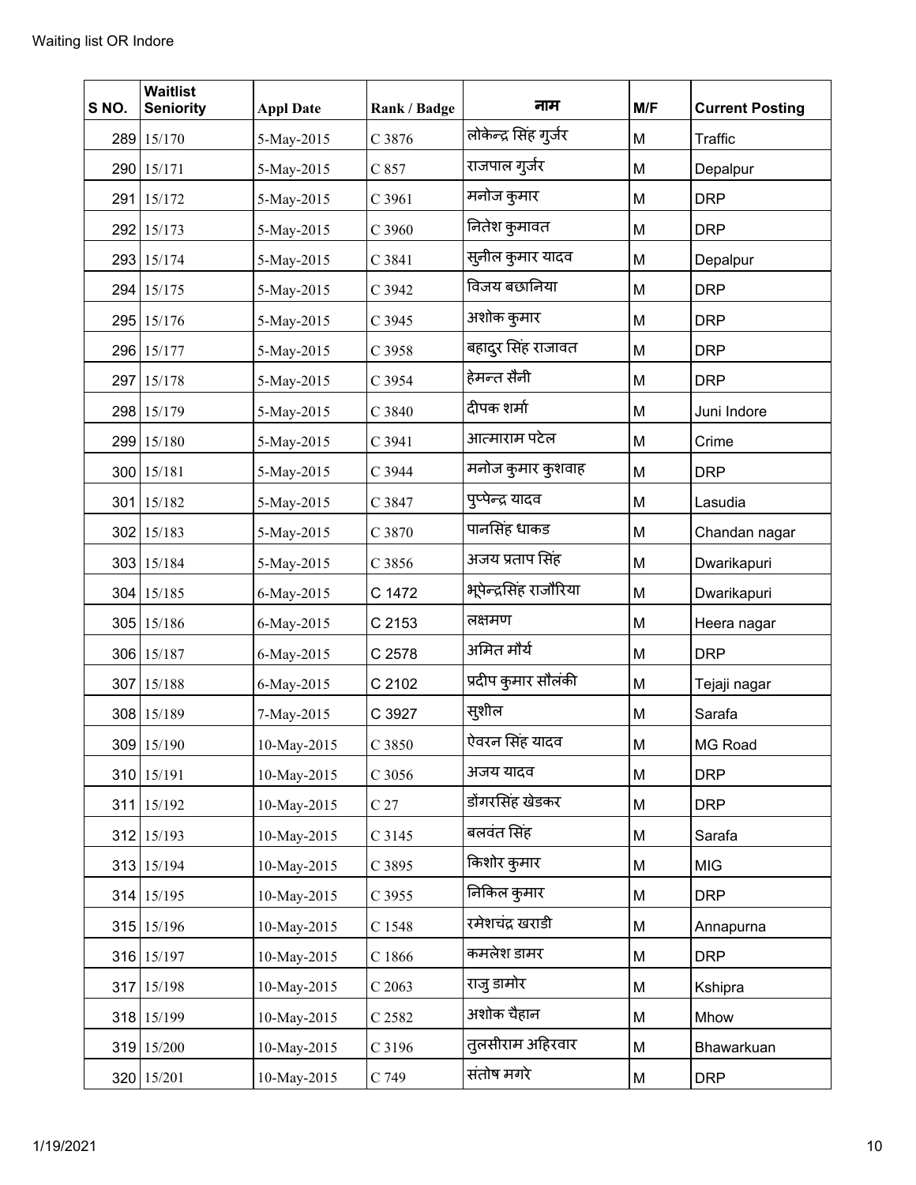Waiting list OR Indore

| S NO. | Waitlist Seniority | Appl Date | Rank / Badge | नाम | M/F | Current Posting |
|---|---|---|---|---|---|---|
| 289 | 15/170 | 5-May-2015 | C 3876 | लोकेन्द्र सिंह गुर्जर | M | Traffic |
| 290 | 15/171 | 5-May-2015 | C 857 | राजपाल गुर्जर | M | Depalpur |
| 291 | 15/172 | 5-May-2015 | C 3961 | मनोज कुमार | M | DRP |
| 292 | 15/173 | 5-May-2015 | C 3960 | नितेश कुमावत | M | DRP |
| 293 | 15/174 | 5-May-2015 | C 3841 | सुनील कुमार यादव | M | Depalpur |
| 294 | 15/175 | 5-May-2015 | C 3942 | विजय बछानिया | M | DRP |
| 295 | 15/176 | 5-May-2015 | C 3945 | अशोक कुमार | M | DRP |
| 296 | 15/177 | 5-May-2015 | C 3958 | बहादुर सिंह राजावत | M | DRP |
| 297 | 15/178 | 5-May-2015 | C 3954 | हेमन्त सैनी | M | DRP |
| 298 | 15/179 | 5-May-2015 | C 3840 | दीपक शर्मा | M | Juni Indore |
| 299 | 15/180 | 5-May-2015 | C 3941 | आत्माराम पटेल | M | Crime |
| 300 | 15/181 | 5-May-2015 | C 3944 | मनोज कुमार कुशवाह | M | DRP |
| 301 | 15/182 | 5-May-2015 | C 3847 | पुप्पेन्द्र यादव | M | Lasudia |
| 302 | 15/183 | 5-May-2015 | C 3870 | पानसिंह धाकड | M | Chandan nagar |
| 303 | 15/184 | 5-May-2015 | C 3856 | अजय प्रताप सिंह | M | Dwarikapuri |
| 304 | 15/185 | 6-May-2015 | C 1472 | भूपेन्द्रसिंह राजौरिया | M | Dwarikapuri |
| 305 | 15/186 | 6-May-2015 | C 2153 | लक्षमण | M | Heera nagar |
| 306 | 15/187 | 6-May-2015 | C 2578 | अमित मौर्य | M | DRP |
| 307 | 15/188 | 6-May-2015 | C 2102 | प्रदीप कुमार सौलंकी | M | Tejaji nagar |
| 308 | 15/189 | 7-May-2015 | C 3927 | सुशील | M | Sarafa |
| 309 | 15/190 | 10-May-2015 | C 3850 | ऐवरन सिंह यादव | M | MG Road |
| 310 | 15/191 | 10-May-2015 | C 3056 | अजय यादव | M | DRP |
| 311 | 15/192 | 10-May-2015 | C 27 | डोंगरसिंह खेडकर | M | DRP |
| 312 | 15/193 | 10-May-2015 | C 3145 | बलवंत सिंह | M | Sarafa |
| 313 | 15/194 | 10-May-2015 | C 3895 | किशोर कुमार | M | MIG |
| 314 | 15/195 | 10-May-2015 | C 3955 | निकिल कुमार | M | DRP |
| 315 | 15/196 | 10-May-2015 | C 1548 | रमेशचंद्र खराडी | M | Annapurna |
| 316 | 15/197 | 10-May-2015 | C 1866 | कमलेश डामर | M | DRP |
| 317 | 15/198 | 10-May-2015 | C 2063 | राजु डामोर | M | Kshipra |
| 318 | 15/199 | 10-May-2015 | C 2582 | अशोक चैहान | M | Mhow |
| 319 | 15/200 | 10-May-2015 | C 3196 | तुलसीराम अहिरवार | M | Bhawarkuan |
| 320 | 15/201 | 10-May-2015 | C 749 | संतोष मगरे | M | DRP |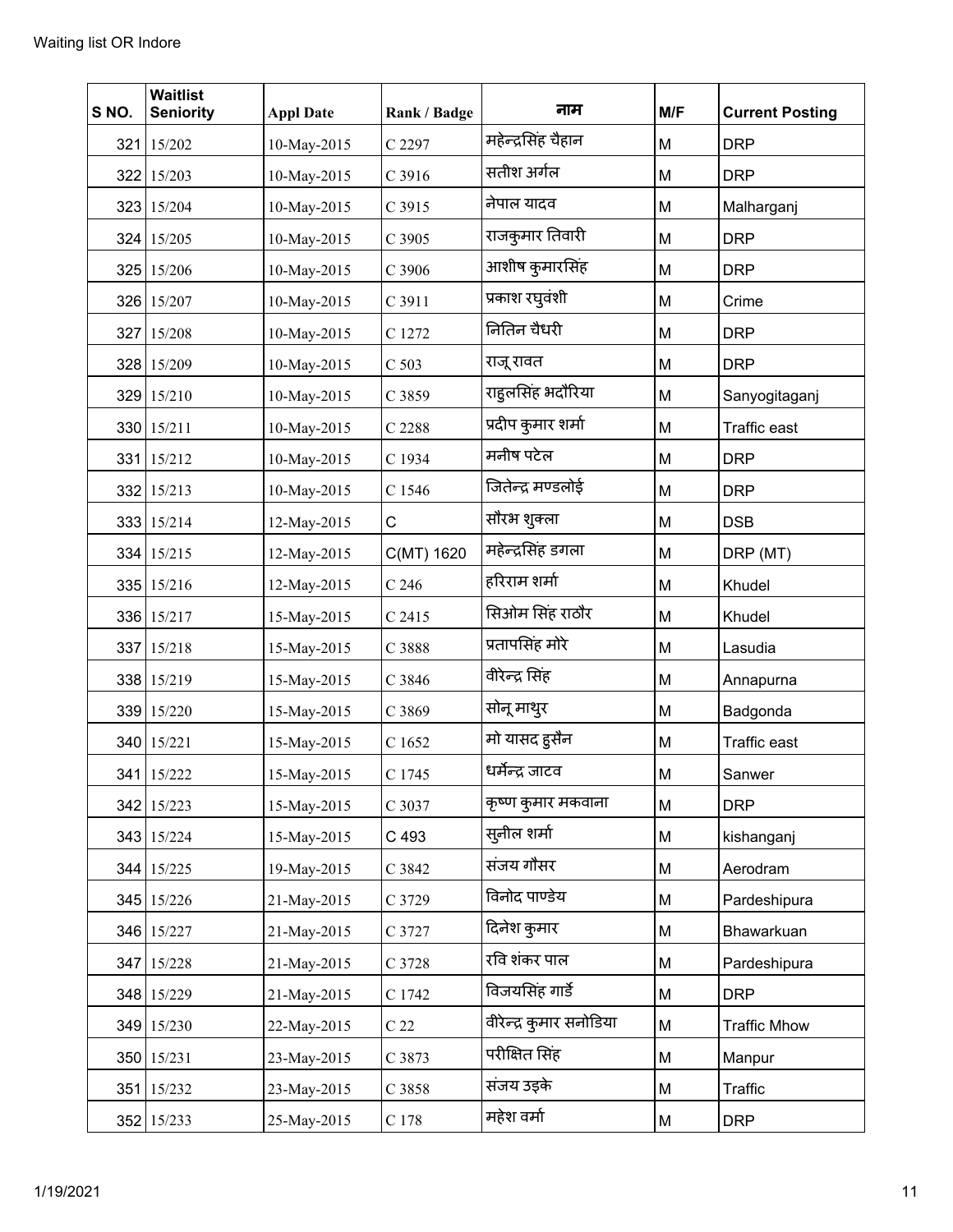| S NO. | Waitlist Seniority | Appl Date | Rank / Badge | नाम | M/F | Current Posting |
|---|---|---|---|---|---|---|
| 321 | 15/202 | 10-May-2015 | C 2297 | महेन्द्रसिंह चैहान | M | DRP |
| 322 | 15/203 | 10-May-2015 | C 3916 | सतीश अर्गल | M | DRP |
| 323 | 15/204 | 10-May-2015 | C 3915 | नेपाल यादव | M | Malharganj |
| 324 | 15/205 | 10-May-2015 | C 3905 | राजकुमार तिवारी | M | DRP |
| 325 | 15/206 | 10-May-2015 | C 3906 | आशीष कुमारसिंह | M | DRP |
| 326 | 15/207 | 10-May-2015 | C 3911 | प्रकाश रघुवंशी | M | Crime |
| 327 | 15/208 | 10-May-2015 | C 1272 | नितिन चैधरी | M | DRP |
| 328 | 15/209 | 10-May-2015 | C 503 | राजू रावत | M | DRP |
| 329 | 15/210 | 10-May-2015 | C 3859 | राहुलसिंह भदौरिया | M | Sanyogitaganj |
| 330 | 15/211 | 10-May-2015 | C 2288 | प्रदीप कुमार शर्मा | M | Traffic east |
| 331 | 15/212 | 10-May-2015 | C 1934 | मनीष पटेल | M | DRP |
| 332 | 15/213 | 10-May-2015 | C 1546 | जितेन्द्र मण्डलोई | M | DRP |
| 333 | 15/214 | 12-May-2015 | C | सौरभ शुक्ला | M | DSB |
| 334 | 15/215 | 12-May-2015 | C(MT) 1620 | महेन्द्रसिंह डगला | M | DRP (MT) |
| 335 | 15/216 | 12-May-2015 | C 246 | हरिराम शर्मा | M | Khudel |
| 336 | 15/217 | 15-May-2015 | C 2415 | सिओम सिंह राठौर | M | Khudel |
| 337 | 15/218 | 15-May-2015 | C 3888 | प्रतापसिंह मोरे | M | Lasudia |
| 338 | 15/219 | 15-May-2015 | C 3846 | वीरेन्द्र सिंह | M | Annapurna |
| 339 | 15/220 | 15-May-2015 | C 3869 | सोनू माथुर | M | Badgonda |
| 340 | 15/221 | 15-May-2015 | C 1652 | मो यासद हुसैन | M | Traffic east |
| 341 | 15/222 | 15-May-2015 | C 1745 | धर्मेन्द्र जाटव | M | Sanwer |
| 342 | 15/223 | 15-May-2015 | C 3037 | कृष्ण कुमार मकवाना | M | DRP |
| 343 | 15/224 | 15-May-2015 | C 493 | सुनील शर्मा | M | kishanganj |
| 344 | 15/225 | 19-May-2015 | C 3842 | संजय गौसर | M | Aerodram |
| 345 | 15/226 | 21-May-2015 | C 3729 | विनोद पाण्डेय | M | Pardeshipura |
| 346 | 15/227 | 21-May-2015 | C 3727 | दिनेश कुमार | M | Bhawarkuan |
| 347 | 15/228 | 21-May-2015 | C 3728 | रवि शंकर पाल | M | Pardeshipura |
| 348 | 15/229 | 21-May-2015 | C 1742 | विजयसिंह गार्डे | M | DRP |
| 349 | 15/230 | 22-May-2015 | C 22 | वीरेन्द्र कुमार सनोडिया | M | Traffic Mhow |
| 350 | 15/231 | 23-May-2015 | C 3873 | परीक्षित सिंह | M | Manpur |
| 351 | 15/232 | 23-May-2015 | C 3858 | संजय उइके | M | Traffic |
| 352 | 15/233 | 25-May-2015 | C 178 | महेश वर्मा | M | DRP |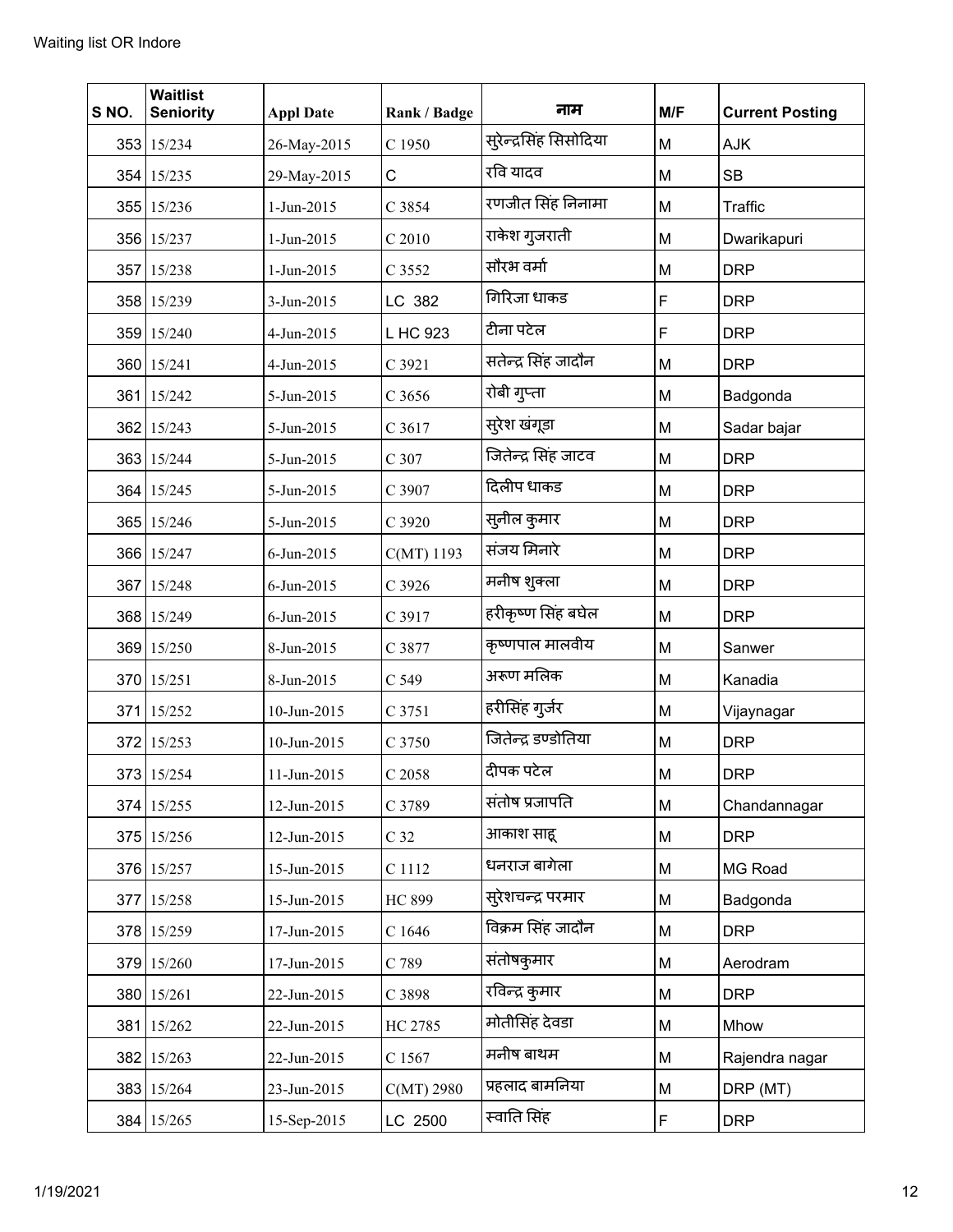Waiting list OR Indore

| S NO. | Waitlist Seniority | Appl Date | Rank / Badge | नाम | M/F | Current Posting |
|---|---|---|---|---|---|---|
| 353 | 15/234 | 26-May-2015 | C 1950 | सुरेन्द्रसिंह सिसोदिया | M | AJK |
| 354 | 15/235 | 29-May-2015 | C | रवि यादव | M | SB |
| 355 | 15/236 | 1-Jun-2015 | C 3854 | रणजीत सिंह निनामा | M | Traffic |
| 356 | 15/237 | 1-Jun-2015 | C 2010 | राकेश गुजराती | M | Dwarikapuri |
| 357 | 15/238 | 1-Jun-2015 | C 3552 | सौरभ वर्मा | M | DRP |
| 358 | 15/239 | 3-Jun-2015 | LC 382 | गिरिजा धाकड | F | DRP |
| 359 | 15/240 | 4-Jun-2015 | L HC 923 | टीना पटेल | F | DRP |
| 360 | 15/241 | 4-Jun-2015 | C 3921 | सतेन्द्र सिंह जादौन | M | DRP |
| 361 | 15/242 | 5-Jun-2015 | C 3656 | रोबी गुप्ता | M | Badgonda |
| 362 | 15/243 | 5-Jun-2015 | C 3617 | सुरेश खंगूड़ा | M | Sadar bajar |
| 363 | 15/244 | 5-Jun-2015 | C 307 | जितेन्द्र सिंह जाटव | M | DRP |
| 364 | 15/245 | 5-Jun-2015 | C 3907 | दिलीप धाकड | M | DRP |
| 365 | 15/246 | 5-Jun-2015 | C 3920 | सुनील कुमार | M | DRP |
| 366 | 15/247 | 6-Jun-2015 | C(MT) 1193 | संजय मिनारे | M | DRP |
| 367 | 15/248 | 6-Jun-2015 | C 3926 | मनीष शुक्ला | M | DRP |
| 368 | 15/249 | 6-Jun-2015 | C 3917 | हरीकृष्ण सिंह बघेल | M | DRP |
| 369 | 15/250 | 8-Jun-2015 | C 3877 | कृष्णपाल मालवीय | M | Sanwer |
| 370 | 15/251 | 8-Jun-2015 | C 549 | अरूण मलिक | M | Kanadia |
| 371 | 15/252 | 10-Jun-2015 | C 3751 | हरीसिंह गुर्जर | M | Vijaynagar |
| 372 | 15/253 | 10-Jun-2015 | C 3750 | जितेन्द्र डण्डोतिया | M | DRP |
| 373 | 15/254 | 11-Jun-2015 | C 2058 | दीपक पटेल | M | DRP |
| 374 | 15/255 | 12-Jun-2015 | C 3789 | संतोष प्रजापति | M | Chandannagar |
| 375 | 15/256 | 12-Jun-2015 | C 32 | आकाश साहू | M | DRP |
| 376 | 15/257 | 15-Jun-2015 | C 1112 | धनराज बागेला | M | MG Road |
| 377 | 15/258 | 15-Jun-2015 | HC 899 | सुरेशचन्द्र परमार | M | Badgonda |
| 378 | 15/259 | 17-Jun-2015 | C 1646 | विक्रम सिंह जादौन | M | DRP |
| 379 | 15/260 | 17-Jun-2015 | C 789 | संतोषकुमार | M | Aerodram |
| 380 | 15/261 | 22-Jun-2015 | C 3898 | रविन्द्र कुमार | M | DRP |
| 381 | 15/262 | 22-Jun-2015 | HC 2785 | मोतीसिंह देवडा | M | Mhow |
| 382 | 15/263 | 22-Jun-2015 | C 1567 | मनीष बाथम | M | Rajendra nagar |
| 383 | 15/264 | 23-Jun-2015 | C(MT) 2980 | प्रहलाद बामनिया | M | DRP (MT) |
| 384 | 15/265 | 15-Sep-2015 | LC 2500 | स्वाति सिंह | F | DRP |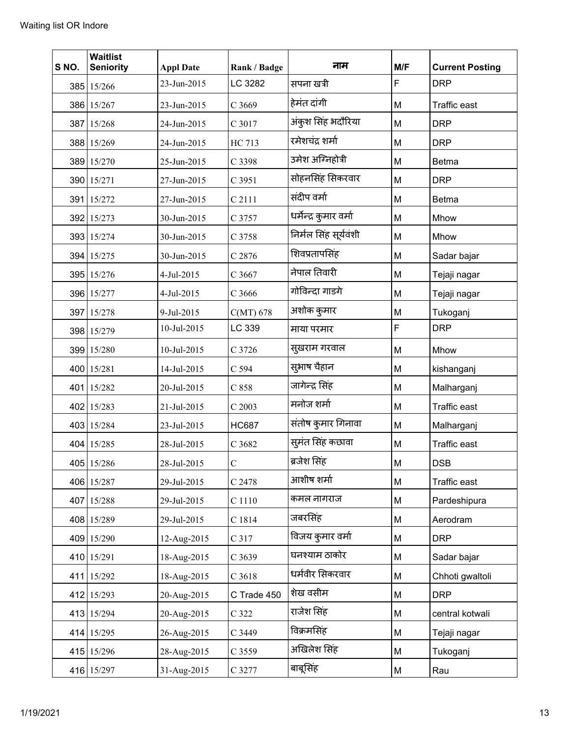| S NO. | Waitlist Seniority | Appl Date | Rank / Badge | नाम | M/F | Current Posting |
|---|---|---|---|---|---|---|
| 385 | 15/266 | 23-Jun-2015 | LC 3282 | सपना खत्री | F | DRP |
| 386 | 15/267 | 23-Jun-2015 | C 3669 | हेमंत दांगी | M | Traffic east |
| 387 | 15/268 | 24-Jun-2015 | C 3017 | अंकुश सिंह भदौरिया | M | DRP |
| 388 | 15/269 | 24-Jun-2015 | HC 713 | रमेशचंद्र शर्मा | M | DRP |
| 389 | 15/270 | 25-Jun-2015 | C 3398 | उमेश अग्निहोत्री | M | Betma |
| 390 | 15/271 | 27-Jun-2015 | C 3951 | सोहनसिंह सिकरवार | M | DRP |
| 391 | 15/272 | 27-Jun-2015 | C 2111 | संदीप वर्मा | M | Betma |
| 392 | 15/273 | 30-Jun-2015 | C 3757 | धर्मेन्द्र कुमार वर्मा | M | Mhow |
| 393 | 15/274 | 30-Jun-2015 | C 3758 | निर्मल सिंह सूर्यवंशी | M | Mhow |
| 394 | 15/275 | 30-Jun-2015 | C 2876 | शिवप्रतापसिंह | M | Sadar bajar |
| 395 | 15/276 | 4-Jul-2015 | C 3667 | नेपाल तिवारी | M | Tejaji nagar |
| 396 | 15/277 | 4-Jul-2015 | C 3666 | गोविन्दा गाडगे | M | Tejaji nagar |
| 397 | 15/278 | 9-Jul-2015 | C(MT) 678 | अशोक कुमार | M | Tukoganj |
| 398 | 15/279 | 10-Jul-2015 | LC 339 | माया परमार | F | DRP |
| 399 | 15/280 | 10-Jul-2015 | C 3726 | सुखराम गरवाल | M | Mhow |
| 400 | 15/281 | 14-Jul-2015 | C 594 | सुभाष चैहान | M | kishanganj |
| 401 | 15/282 | 20-Jul-2015 | C 858 | जागेन्द्र सिंह | M | Malharganj |
| 402 | 15/283 | 21-Jul-2015 | C 2003 | मनोज शर्मा | M | Traffic east |
| 403 | 15/284 | 23-Jul-2015 | HC687 | संतोष कुमार गिनावा | M | Malharganj |
| 404 | 15/285 | 28-Jul-2015 | C 3682 | सुमंत सिंह कछावा | M | Traffic east |
| 405 | 15/286 | 28-Jul-2015 | C | ब्रजेश सिंह | M | DSB |
| 406 | 15/287 | 29-Jul-2015 | C 2478 | आशीष शर्मा | M | Traffic east |
| 407 | 15/288 | 29-Jul-2015 | C 1110 | कमल नागराज | M | Pardeshipura |
| 408 | 15/289 | 29-Jul-2015 | C 1814 | जबरसिंह | M | Aerodram |
| 409 | 15/290 | 12-Aug-2015 | C 317 | विजय कुमार वर्मा | M | DRP |
| 410 | 15/291 | 18-Aug-2015 | C 3639 | घनश्याम ठाकोर | M | Sadar bajar |
| 411 | 15/292 | 18-Aug-2015 | C 3618 | धर्मवीर सिकरवार | M | Chhoti gwaltoli |
| 412 | 15/293 | 20-Aug-2015 | C Trade 450 | शेख वसीम | M | DRP |
| 413 | 15/294 | 20-Aug-2015 | C 322 | राजेश सिंह | M | central kotwali |
| 414 | 15/295 | 26-Aug-2015 | C 3449 | विक्रमसिंह | M | Tejaji nagar |
| 415 | 15/296 | 28-Aug-2015 | C 3559 | अखिलेश सिंह | M | Tukoganj |
| 416 | 15/297 | 31-Aug-2015 | C 3277 | बाबूसिंह | M | Rau |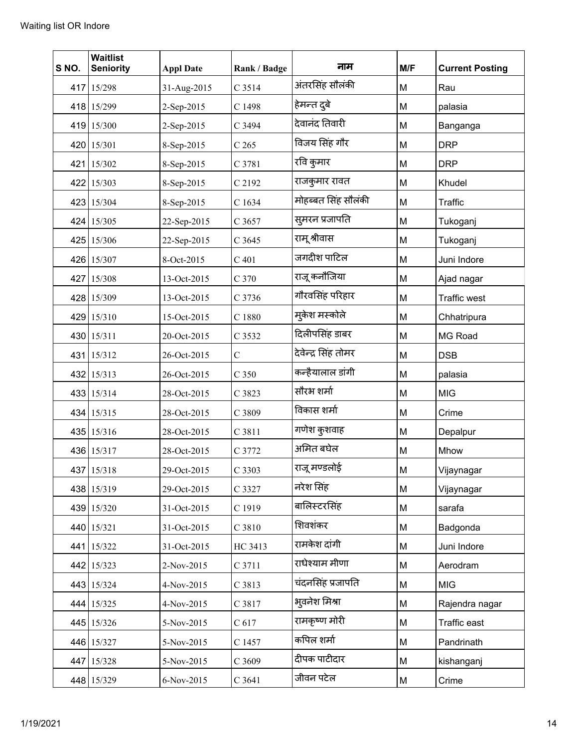Waiting list OR Indore

| S NO. | Waitlist Seniority | Appl Date | Rank / Badge | नाम | M/F | Current Posting |
|---|---|---|---|---|---|---|
| 417 | 15/298 | 31-Aug-2015 | C 3514 | अंतरसिंह सौलंकी | M | Rau |
| 418 | 15/299 | 2-Sep-2015 | C 1498 | हेमन्त दुबे | M | palasia |
| 419 | 15/300 | 2-Sep-2015 | C 3494 | देवानंद तिवारी | M | Banganga |
| 420 | 15/301 | 8-Sep-2015 | C 265 | विजय सिंह गौर | M | DRP |
| 421 | 15/302 | 8-Sep-2015 | C 3781 | रवि कुमार | M | DRP |
| 422 | 15/303 | 8-Sep-2015 | C 2192 | राजकुमार रावत | M | Khudel |
| 423 | 15/304 | 8-Sep-2015 | C 1634 | मोहब्बत सिंह सौलंकी | M | Traffic |
| 424 | 15/305 | 22-Sep-2015 | C 3657 | सुमरन प्रजापति | M | Tukoganj |
| 425 | 15/306 | 22-Sep-2015 | C 3645 | राम् श्रीवास | M | Tukoganj |
| 426 | 15/307 | 8-Oct-2015 | C 401 | जगदीश पाटिल | M | Juni Indore |
| 427 | 15/308 | 13-Oct-2015 | C 370 | राजू कनौजिया | M | Ajad nagar |
| 428 | 15/309 | 13-Oct-2015 | C 3736 | गौरवसिंह परिहार | M | Traffic west |
| 429 | 15/310 | 15-Oct-2015 | C 1880 | मुकेश मस्कोले | M | Chhatripura |
| 430 | 15/311 | 20-Oct-2015 | C 3532 | दिलीपसिंह डाबर | M | MG Road |
| 431 | 15/312 | 26-Oct-2015 | C | देवेन्द्र सिंह तोमर | M | DSB |
| 432 | 15/313 | 26-Oct-2015 | C 350 | कन्हैयालाल डांगी | M | palasia |
| 433 | 15/314 | 28-Oct-2015 | C 3823 | सौरभ शर्मा | M | MIG |
| 434 | 15/315 | 28-Oct-2015 | C 3809 | विकास शर्मा | M | Crime |
| 435 | 15/316 | 28-Oct-2015 | C 3811 | गणेश कुशवाह | M | Depalpur |
| 436 | 15/317 | 28-Oct-2015 | C 3772 | अमित बघेल | M | Mhow |
| 437 | 15/318 | 29-Oct-2015 | C 3303 | राजू मण्डलोई | M | Vijaynagar |
| 438 | 15/319 | 29-Oct-2015 | C 3327 | नरेश सिंह | M | Vijaynagar |
| 439 | 15/320 | 31-Oct-2015 | C 1919 | बालिस्टरसिंह | M | sarafa |
| 440 | 15/321 | 31-Oct-2015 | C 3810 | शिवशंकर | M | Badgonda |
| 441 | 15/322 | 31-Oct-2015 | HC 3413 | रामकेश दांगी | M | Juni Indore |
| 442 | 15/323 | 2-Nov-2015 | C 3711 | राधेश्याम मीणा | M | Aerodram |
| 443 | 15/324 | 4-Nov-2015 | C 3813 | चंदनसिंह प्रजापति | M | MIG |
| 444 | 15/325 | 4-Nov-2015 | C 3817 | भुवनेश मिश्रा | M | Rajendra nagar |
| 445 | 15/326 | 5-Nov-2015 | C 617 | रामकृष्ण मोरी | M | Traffic east |
| 446 | 15/327 | 5-Nov-2015 | C 1457 | कपिल शर्मा | M | Pandrinath |
| 447 | 15/328 | 5-Nov-2015 | C 3609 | दीपक पाटीदार | M | kishanganj |
| 448 | 15/329 | 6-Nov-2015 | C 3641 | जीवन पटेल | M | Crime |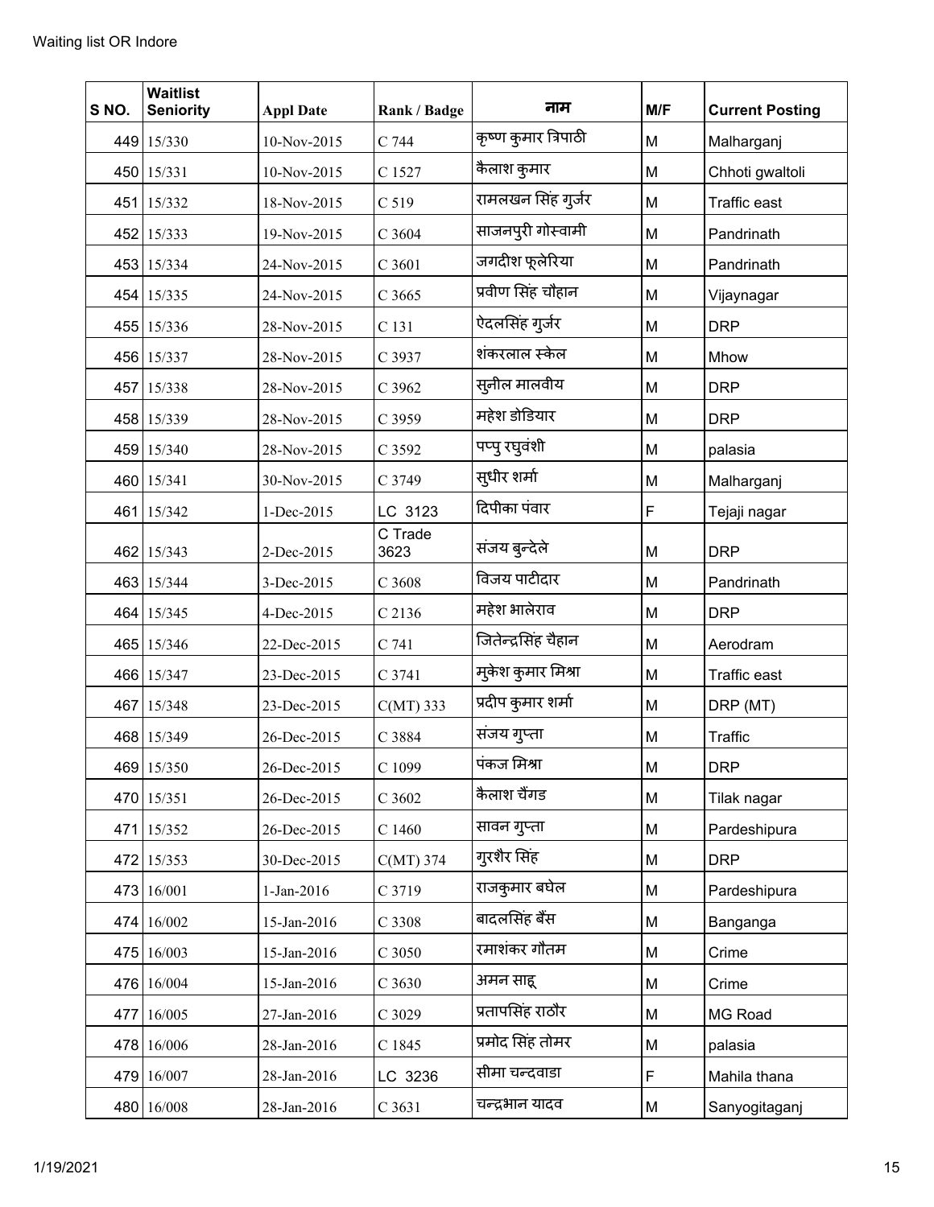Waiting list OR Indore

| S NO. | Waitlist Seniority | Appl Date | Rank / Badge | नाम | M/F | Current Posting |
|---|---|---|---|---|---|---|
| 449 | 15/330 | 10-Nov-2015 | C 744 | कृष्ण कुमार त्रिपाठी | M | Malharganj |
| 450 | 15/331 | 10-Nov-2015 | C 1527 | कैलाश कुमार | M | Chhoti gwaltoli |
| 451 | 15/332 | 18-Nov-2015 | C 519 | रामलखन सिंह गुर्जर | M | Traffic east |
| 452 | 15/333 | 19-Nov-2015 | C 3604 | साजनपुरी गोस्वामी | M | Pandrinath |
| 453 | 15/334 | 24-Nov-2015 | C 3601 | जगदीश फूलेरिया | M | Pandrinath |
| 454 | 15/335 | 24-Nov-2015 | C 3665 | प्रवीण सिंह चौहान | M | Vijaynagar |
| 455 | 15/336 | 28-Nov-2015 | C 131 | ऐदलसिंह गुर्जर | M | DRP |
| 456 | 15/337 | 28-Nov-2015 | C 3937 | शंकरलाल स्केल | M | Mhow |
| 457 | 15/338 | 28-Nov-2015 | C 3962 | सुनील मालवीय | M | DRP |
| 458 | 15/339 | 28-Nov-2015 | C 3959 | महेश डोडियार | M | DRP |
| 459 | 15/340 | 28-Nov-2015 | C 3592 | पप्पु रघुवंशी | M | palasia |
| 460 | 15/341 | 30-Nov-2015 | C 3749 | सुधीर शर्मा | M | Malharganj |
| 461 | 15/342 | 1-Dec-2015 | LC 3123 | दिपीका पंवार | F | Tejaji nagar |
| 462 | 15/343 | 2-Dec-2015 | C Trade 3623 | संजय बुन्देले | M | DRP |
| 463 | 15/344 | 3-Dec-2015 | C 3608 | विजय पाटीदार | M | Pandrinath |
| 464 | 15/345 | 4-Dec-2015 | C 2136 | महेश भालेराव | M | DRP |
| 465 | 15/346 | 22-Dec-2015 | C 741 | जितेन्द्रसिंह चैहान | M | Aerodram |
| 466 | 15/347 | 23-Dec-2015 | C 3741 | मुकेश कुमार मिश्रा | M | Traffic east |
| 467 | 15/348 | 23-Dec-2015 | C(MT) 333 | प्रदीप कुमार शर्मा | M | DRP (MT) |
| 468 | 15/349 | 26-Dec-2015 | C 3884 | संजय गुप्ता | M | Traffic |
| 469 | 15/350 | 26-Dec-2015 | C 1099 | पंकज मिश्रा | M | DRP |
| 470 | 15/351 | 26-Dec-2015 | C 3602 | कैलाश चैंगड | M | Tilak nagar |
| 471 | 15/352 | 26-Dec-2015 | C 1460 | सावन गुप्ता | M | Pardeshipura |
| 472 | 15/353 | 30-Dec-2015 | C(MT) 374 | गुरशैर सिंह | M | DRP |
| 473 | 16/001 | 1-Jan-2016 | C 3719 | राजकुमार बघेल | M | Pardeshipura |
| 474 | 16/002 | 15-Jan-2016 | C 3308 | बादलसिंह बैंस | M | Banganga |
| 475 | 16/003 | 15-Jan-2016 | C 3050 | रमाशंकर गौतम | M | Crime |
| 476 | 16/004 | 15-Jan-2016 | C 3630 | अमन साहू | M | Crime |
| 477 | 16/005 | 27-Jan-2016 | C 3029 | प्रतापसिंह राठौर | M | MG Road |
| 478 | 16/006 | 28-Jan-2016 | C 1845 | प्रमोद सिंह तोमर | M | palasia |
| 479 | 16/007 | 28-Jan-2016 | LC 3236 | सीमा चन्दवाडा | F | Mahila thana |
| 480 | 16/008 | 28-Jan-2016 | C 3631 | चन्द्रभान यादव | M | Sanyogitaganj |

1/19/2021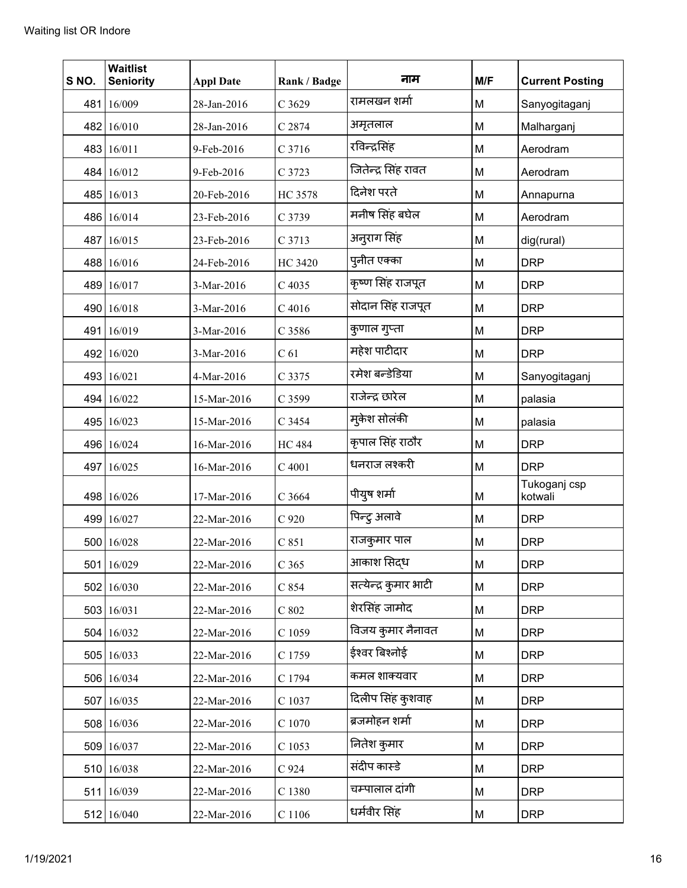| S NO. | Waitlist Seniority | Appl Date | Rank / Badge | नाम | M/F | Current Posting |
|---|---|---|---|---|---|---|
| 481 | 16/009 | 28-Jan-2016 | C 3629 | रामलखन शर्मा | M | Sanyogitaganj |
| 482 | 16/010 | 28-Jan-2016 | C 2874 | अमृतलाल | M | Malharganj |
| 483 | 16/011 | 9-Feb-2016 | C 3716 | रविन्द्रसिंह | M | Aerodram |
| 484 | 16/012 | 9-Feb-2016 | C 3723 | जितेन्द्र सिंह रावत | M | Aerodram |
| 485 | 16/013 | 20-Feb-2016 | HC 3578 | दिनेश परते | M | Annapurna |
| 486 | 16/014 | 23-Feb-2016 | C 3739 | मनीष सिंह बघेल | M | Aerodram |
| 487 | 16/015 | 23-Feb-2016 | C 3713 | अनुराग सिंह | M | dig(rural) |
| 488 | 16/016 | 24-Feb-2016 | HC 3420 | पुनीत एक्का | M | DRP |
| 489 | 16/017 | 3-Mar-2016 | C 4035 | कृष्ण सिंह राजपूत | M | DRP |
| 490 | 16/018 | 3-Mar-2016 | C 4016 | सोदान सिंह राजपूत | M | DRP |
| 491 | 16/019 | 3-Mar-2016 | C 3586 | कुणाल गुप्ता | M | DRP |
| 492 | 16/020 | 3-Mar-2016 | C 61 | महेश पाटीदार | M | DRP |
| 493 | 16/021 | 4-Mar-2016 | C 3375 | रमेश बन्डेडिया | M | Sanyogitaganj |
| 494 | 16/022 | 15-Mar-2016 | C 3599 | राजेन्द्र छारेल | M | palasia |
| 495 | 16/023 | 15-Mar-2016 | C 3454 | मुकेश सोलंकी | M | palasia |
| 496 | 16/024 | 16-Mar-2016 | HC 484 | कृपाल सिंह राठौर | M | DRP |
| 497 | 16/025 | 16-Mar-2016 | C 4001 | धनराज लश्करी | M | DRP |
| 498 | 16/026 | 17-Mar-2016 | C 3664 | पीयुष शर्मा | M | Tukoganj csp kotwali |
| 499 | 16/027 | 22-Mar-2016 | C 920 | पिन्टु अलावे | M | DRP |
| 500 | 16/028 | 22-Mar-2016 | C 851 | राजकुमार पाल | M | DRP |
| 501 | 16/029 | 22-Mar-2016 | C 365 | आकाश सिद्ध | M | DRP |
| 502 | 16/030 | 22-Mar-2016 | C 854 | सत्येन्द्र कुमार भाटी | M | DRP |
| 503 | 16/031 | 22-Mar-2016 | C 802 | शेरसिंह जामोद | M | DRP |
| 504 | 16/032 | 22-Mar-2016 | C 1059 | विजय कुमार नैनावत | M | DRP |
| 505 | 16/033 | 22-Mar-2016 | C 1759 | ईश्वर बिश्नोई | M | DRP |
| 506 | 16/034 | 22-Mar-2016 | C 1794 | कमल शाक्यवार | M | DRP |
| 507 | 16/035 | 22-Mar-2016 | C 1037 | दिलीप सिंह कुशवाह | M | DRP |
| 508 | 16/036 | 22-Mar-2016 | C 1070 | ब्रजमोहन शर्मा | M | DRP |
| 509 | 16/037 | 22-Mar-2016 | C 1053 | नितेश कुमार | M | DRP |
| 510 | 16/038 | 22-Mar-2016 | C 924 | संदीप कास्डे | M | DRP |
| 511 | 16/039 | 22-Mar-2016 | C 1380 | चम्पालाल दांगी | M | DRP |
| 512 | 16/040 | 22-Mar-2016 | C 1106 | धर्मवीर सिंह | M | DRP |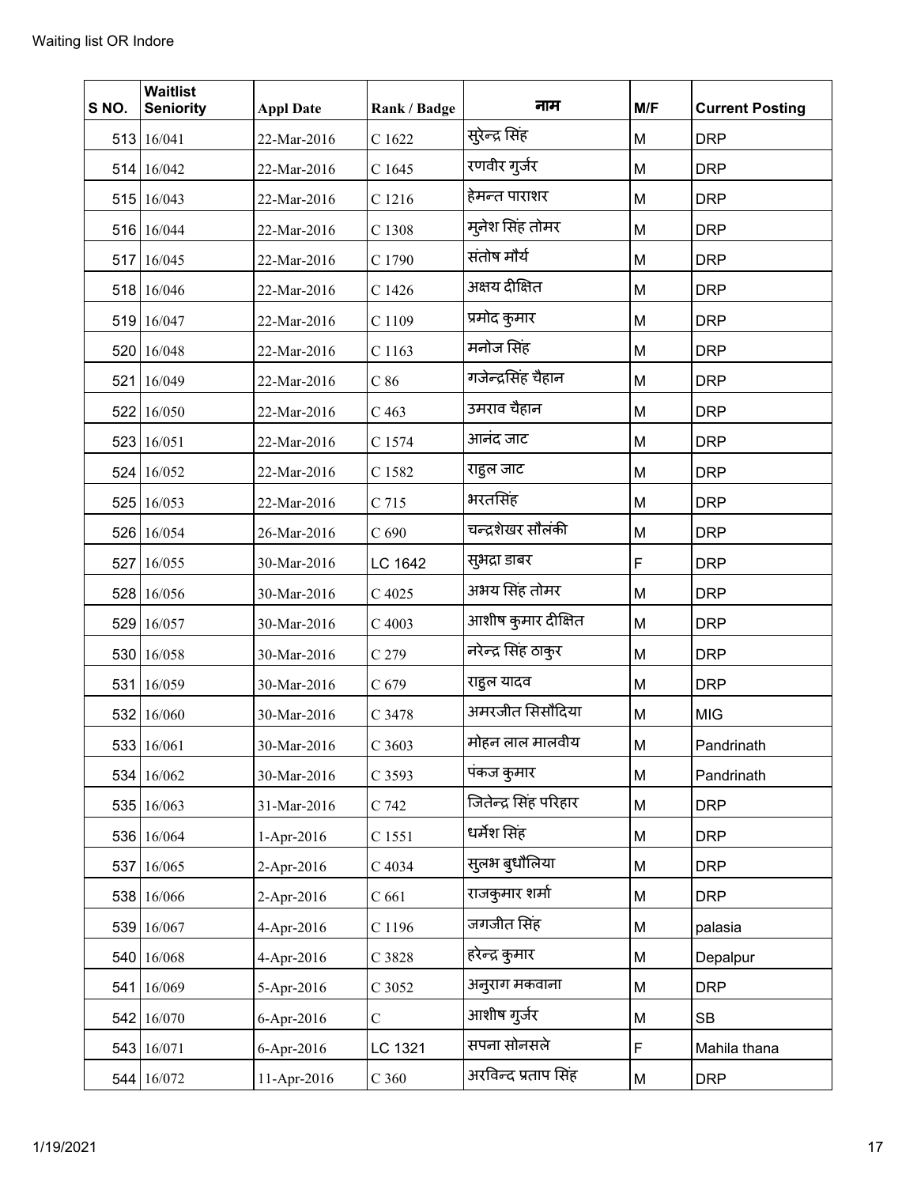| S NO. | Waitlist Seniority | Appl Date | Rank / Badge | नाम | M/F | Current Posting |
|---|---|---|---|---|---|---|
| 513 | 16/041 | 22-Mar-2016 | C 1622 | सुरेन्द्र सिंह | M | DRP |
| 514 | 16/042 | 22-Mar-2016 | C 1645 | रणवीर गुर्जर | M | DRP |
| 515 | 16/043 | 22-Mar-2016 | C 1216 | हेमन्त पाराशर | M | DRP |
| 516 | 16/044 | 22-Mar-2016 | C 1308 | मुनेश सिंह तोमर | M | DRP |
| 517 | 16/045 | 22-Mar-2016 | C 1790 | संतोष मौर्य | M | DRP |
| 518 | 16/046 | 22-Mar-2016 | C 1426 | अक्षय दीक्षित | M | DRP |
| 519 | 16/047 | 22-Mar-2016 | C 1109 | प्रमोद कुमार | M | DRP |
| 520 | 16/048 | 22-Mar-2016 | C 1163 | मनोज सिंह | M | DRP |
| 521 | 16/049 | 22-Mar-2016 | C 86 | गजेन्द्रसिंह चैहान | M | DRP |
| 522 | 16/050 | 22-Mar-2016 | C 463 | उमराव चैहान | M | DRP |
| 523 | 16/051 | 22-Mar-2016 | C 1574 | आनंद जाट | M | DRP |
| 524 | 16/052 | 22-Mar-2016 | C 1582 | राहुल जाट | M | DRP |
| 525 | 16/053 | 22-Mar-2016 | C 715 | भरतसिंह | M | DRP |
| 526 | 16/054 | 26-Mar-2016 | C 690 | चन्द्रशेखर सौलंकी | M | DRP |
| 527 | 16/055 | 30-Mar-2016 | LC 1642 | सुभद्रा डाबर | F | DRP |
| 528 | 16/056 | 30-Mar-2016 | C 4025 | अभय सिंह तोमर | M | DRP |
| 529 | 16/057 | 30-Mar-2016 | C 4003 | आशीष कुमार दीक्षित | M | DRP |
| 530 | 16/058 | 30-Mar-2016 | C 279 | नरेन्द्र सिंह ठाकुर | M | DRP |
| 531 | 16/059 | 30-Mar-2016 | C 679 | राहुल यादव | M | DRP |
| 532 | 16/060 | 30-Mar-2016 | C 3478 | अमरजीत सिसौदिया | M | MIG |
| 533 | 16/061 | 30-Mar-2016 | C 3603 | मोहन लाल मालवीय | M | Pandrinath |
| 534 | 16/062 | 30-Mar-2016 | C 3593 | पंकज कुमार | M | Pandrinath |
| 535 | 16/063 | 31-Mar-2016 | C 742 | जितेन्द्र सिंह परिहार | M | DRP |
| 536 | 16/064 | 1-Apr-2016 | C 1551 | धर्मेश सिंह | M | DRP |
| 537 | 16/065 | 2-Apr-2016 | C 4034 | सुलभ बुधौलिया | M | DRP |
| 538 | 16/066 | 2-Apr-2016 | C 661 | राजकुमार शर्मा | M | DRP |
| 539 | 16/067 | 4-Apr-2016 | C 1196 | जगजीत सिंह | M | palasia |
| 540 | 16/068 | 4-Apr-2016 | C 3828 | हरेन्द्र कुमार | M | Depalpur |
| 541 | 16/069 | 5-Apr-2016 | C 3052 | अनुराग मकवाना | M | DRP |
| 542 | 16/070 | 6-Apr-2016 | C | आशीष गुर्जर | M | SB |
| 543 | 16/071 | 6-Apr-2016 | LC 1321 | सपना सोनसले | F | Mahila thana |
| 544 | 16/072 | 11-Apr-2016 | C 360 | अरविन्द प्रताप सिंह | M | DRP |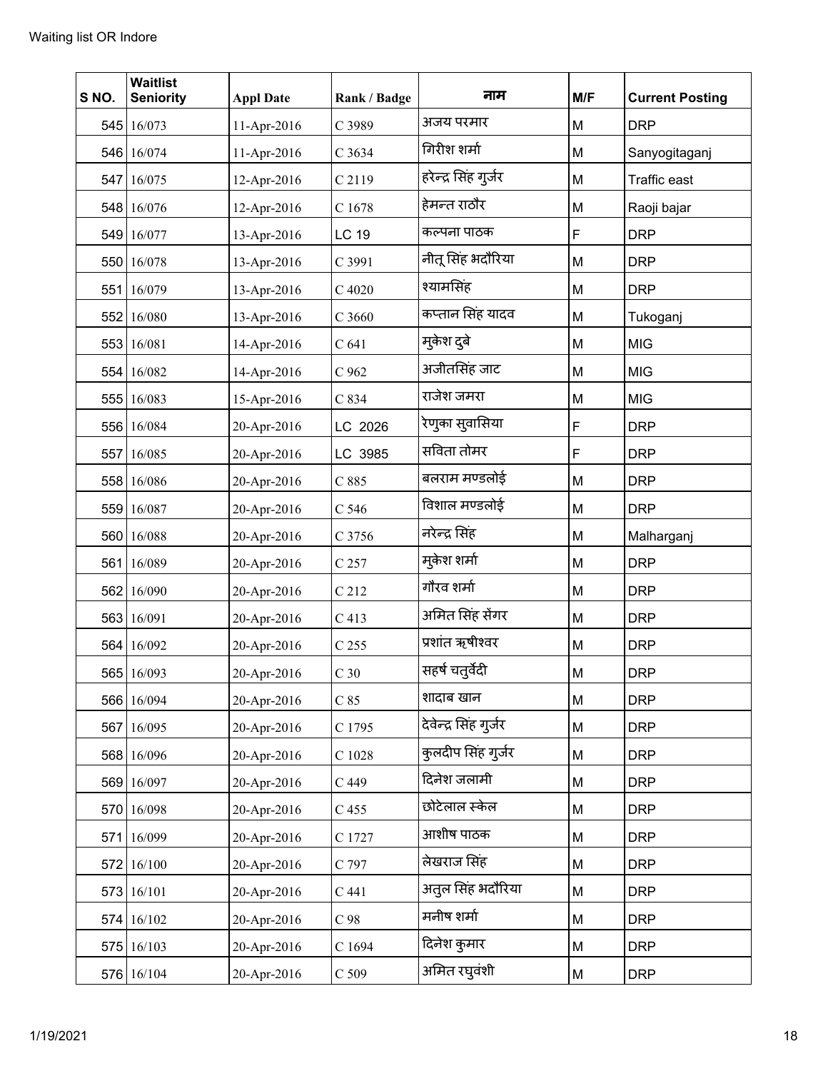Waiting list OR Indore

| S NO. | Waitlist Seniority | Appl Date | Rank / Badge | नाम | M/F | Current Posting |
|---|---|---|---|---|---|---|
| 545 | 16/073 | 11-Apr-2016 | C 3989 | अजय परमार | M | DRP |
| 546 | 16/074 | 11-Apr-2016 | C 3634 | गिरीश शर्मा | M | Sanyogitaganj |
| 547 | 16/075 | 12-Apr-2016 | C 2119 | हरेन्द्र सिंह गुर्जर | M | Traffic east |
| 548 | 16/076 | 12-Apr-2016 | C 1678 | हेमन्त राठौर | M | Raoji bajar |
| 549 | 16/077 | 13-Apr-2016 | LC 19 | कल्पना पाठक | F | DRP |
| 550 | 16/078 | 13-Apr-2016 | C 3991 | नीतू सिंह भदौरिया | M | DRP |
| 551 | 16/079 | 13-Apr-2016 | C 4020 | श्यामसिंह | M | DRP |
| 552 | 16/080 | 13-Apr-2016 | C 3660 | कप्तान सिंह यादव | M | Tukoganj |
| 553 | 16/081 | 14-Apr-2016 | C 641 | मुकेश दुबे | M | MIG |
| 554 | 16/082 | 14-Apr-2016 | C 962 | अजीतसिंह जाट | M | MIG |
| 555 | 16/083 | 15-Apr-2016 | C 834 | राजेश जमरा | M | MIG |
| 556 | 16/084 | 20-Apr-2016 | LC 2026 | रेणुका सुवासिया | F | DRP |
| 557 | 16/085 | 20-Apr-2016 | LC 3985 | सविता तोमर | F | DRP |
| 558 | 16/086 | 20-Apr-2016 | C 885 | बलराम मण्डलोई | M | DRP |
| 559 | 16/087 | 20-Apr-2016 | C 546 | विशाल मण्डलोई | M | DRP |
| 560 | 16/088 | 20-Apr-2016 | C 3756 | नरेन्द्र सिंह | M | Malharganj |
| 561 | 16/089 | 20-Apr-2016 | C 257 | मुकेश शर्मा | M | DRP |
| 562 | 16/090 | 20-Apr-2016 | C 212 | गौरव शर्मा | M | DRP |
| 563 | 16/091 | 20-Apr-2016 | C 413 | अमित सिंह सेंगर | M | DRP |
| 564 | 16/092 | 20-Apr-2016 | C 255 | प्रशांत ऋषीश्वर | M | DRP |
| 565 | 16/093 | 20-Apr-2016 | C 30 | सहर्ष चतुर्वेदी | M | DRP |
| 566 | 16/094 | 20-Apr-2016 | C 85 | शादाब खान | M | DRP |
| 567 | 16/095 | 20-Apr-2016 | C 1795 | देवेन्द्र सिंह गुर्जर | M | DRP |
| 568 | 16/096 | 20-Apr-2016 | C 1028 | कुलदीप सिंह गुर्जर | M | DRP |
| 569 | 16/097 | 20-Apr-2016 | C 449 | दिनेश जलामी | M | DRP |
| 570 | 16/098 | 20-Apr-2016 | C 455 | छोटेलाल स्केल | M | DRP |
| 571 | 16/099 | 20-Apr-2016 | C 1727 | आशीष पाठक | M | DRP |
| 572 | 16/100 | 20-Apr-2016 | C 797 | लेखराज सिंह | M | DRP |
| 573 | 16/101 | 20-Apr-2016 | C 441 | अतुल सिंह भदौरिया | M | DRP |
| 574 | 16/102 | 20-Apr-2016 | C 98 | मनीष शर्मा | M | DRP |
| 575 | 16/103 | 20-Apr-2016 | C 1694 | दिनेश कुमार | M | DRP |
| 576 | 16/104 | 20-Apr-2016 | C 509 | अमित रघुवंशी | M | DRP |

1/19/2021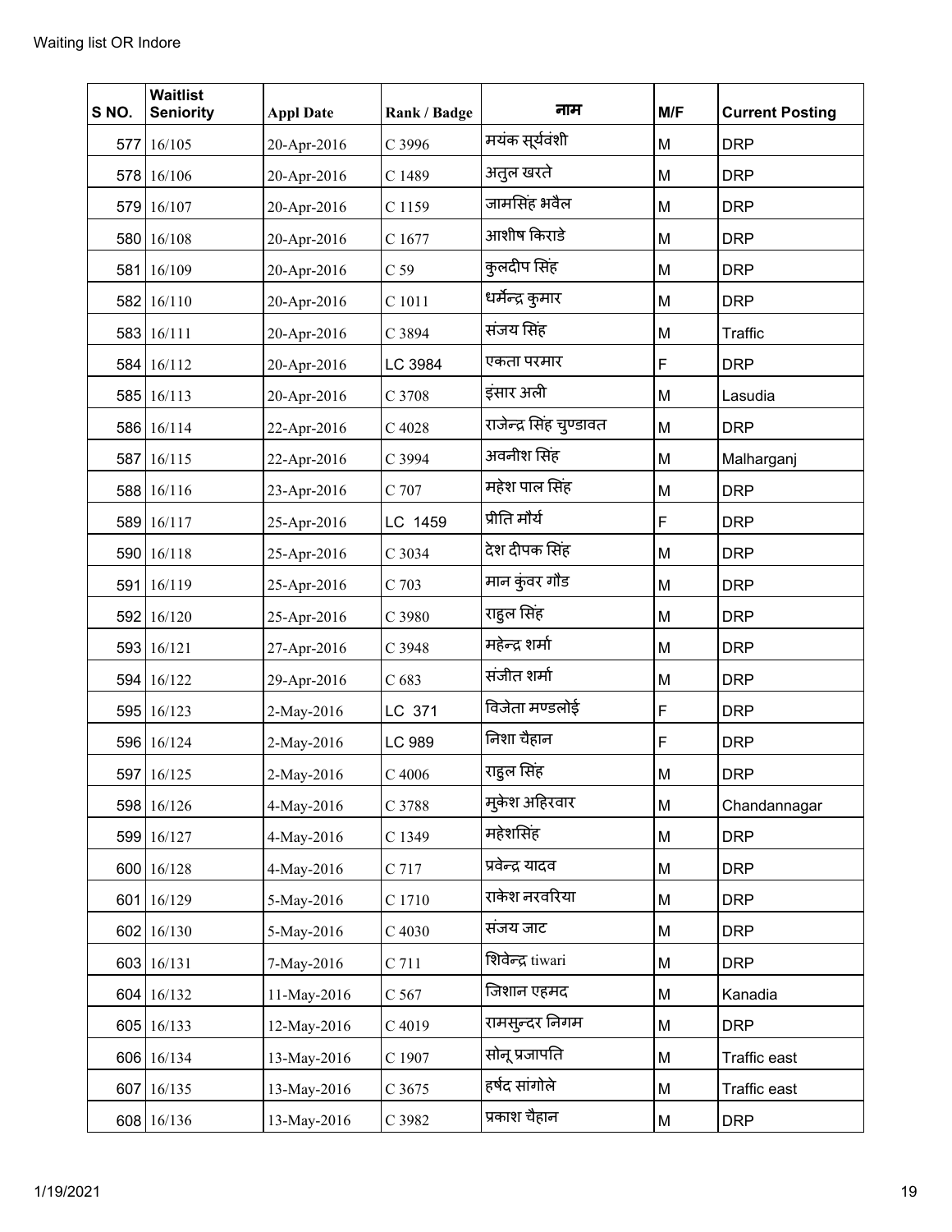Waiting list OR Indore

| S NO. | Waitlist Seniority | Appl Date | Rank / Badge | नाम | M/F | Current Posting |
|---|---|---|---|---|---|---|
| 577 | 16/105 | 20-Apr-2016 | C 3996 | मयंक सूर्यवंशी | M | DRP |
| 578 | 16/106 | 20-Apr-2016 | C 1489 | अतुल खरते | M | DRP |
| 579 | 16/107 | 20-Apr-2016 | C 1159 | जामसिंह भवैल | M | DRP |
| 580 | 16/108 | 20-Apr-2016 | C 1677 | आशीष किराडे | M | DRP |
| 581 | 16/109 | 20-Apr-2016 | C 59 | कुलदीप सिंह | M | DRP |
| 582 | 16/110 | 20-Apr-2016 | C 1011 | धर्मेन्द्र कुमार | M | DRP |
| 583 | 16/111 | 20-Apr-2016 | C 3894 | संजय सिंह | M | Traffic |
| 584 | 16/112 | 20-Apr-2016 | LC 3984 | एकता परमार | F | DRP |
| 585 | 16/113 | 20-Apr-2016 | C 3708 | इंसार अली | M | Lasudia |
| 586 | 16/114 | 22-Apr-2016 | C 4028 | राजेन्द्र सिंह चुण्डावत | M | DRP |
| 587 | 16/115 | 22-Apr-2016 | C 3994 | अवनीश सिंह | M | Malharganj |
| 588 | 16/116 | 23-Apr-2016 | C 707 | महेश पाल सिंह | M | DRP |
| 589 | 16/117 | 25-Apr-2016 | LC 1459 | प्रीति मौर्य | F | DRP |
| 590 | 16/118 | 25-Apr-2016 | C 3034 | देश दीपक सिंह | M | DRP |
| 591 | 16/119 | 25-Apr-2016 | C 703 | मान कुंवर गौड | M | DRP |
| 592 | 16/120 | 25-Apr-2016 | C 3980 | राहुल सिंह | M | DRP |
| 593 | 16/121 | 27-Apr-2016 | C 3948 | महेन्द्र शर्मा | M | DRP |
| 594 | 16/122 | 29-Apr-2016 | C 683 | संजीत शर्मा | M | DRP |
| 595 | 16/123 | 2-May-2016 | LC 371 | विजेता मण्डलोई | F | DRP |
| 596 | 16/124 | 2-May-2016 | LC 989 | निशा चैहान | F | DRP |
| 597 | 16/125 | 2-May-2016 | C 4006 | राहुल सिंह | M | DRP |
| 598 | 16/126 | 4-May-2016 | C 3788 | मुकेश अहिरवार | M | Chandannagar |
| 599 | 16/127 | 4-May-2016 | C 1349 | महेशसिंह | M | DRP |
| 600 | 16/128 | 4-May-2016 | C 717 | प्रवेन्द्र यादव | M | DRP |
| 601 | 16/129 | 5-May-2016 | C 1710 | राकेश नरवरिया | M | DRP |
| 602 | 16/130 | 5-May-2016 | C 4030 | संजय जाट | M | DRP |
| 603 | 16/131 | 7-May-2016 | C 711 | शिवेन्द्र tiwari | M | DRP |
| 604 | 16/132 | 11-May-2016 | C 567 | जिशान एहमद | M | Kanadia |
| 605 | 16/133 | 12-May-2016 | C 4019 | रामसुन्दर निगम | M | DRP |
| 606 | 16/134 | 13-May-2016 | C 1907 | सोनू प्रजापति | M | Traffic east |
| 607 | 16/135 | 13-May-2016 | C 3675 | हर्षद सांगोले | M | Traffic east |
| 608 | 16/136 | 13-May-2016 | C 3982 | प्रकाश चैहान | M | DRP |

1/19/2021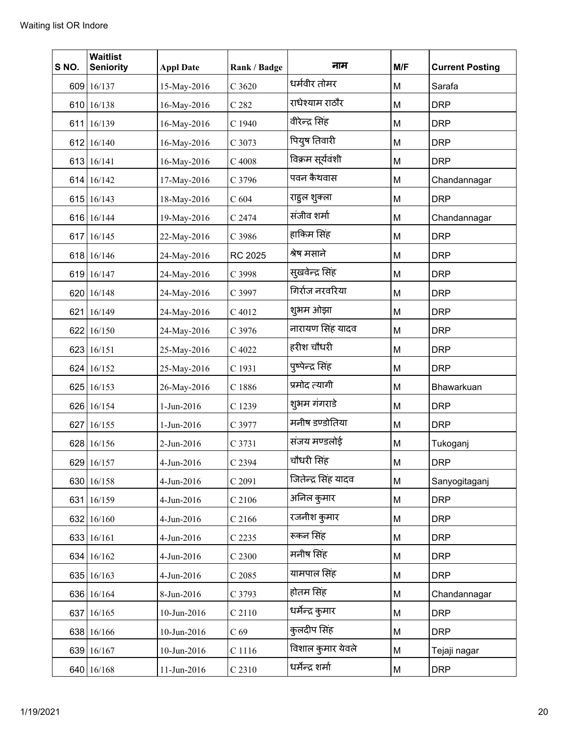Waiting list OR Indore

| S NO. | Waitlist Seniority | Appl Date | Rank / Badge | नाम | M/F | Current Posting |
|---|---|---|---|---|---|---|
| 609 | 16/137 | 15-May-2016 | C 3620 | धर्मवीर तोमर | M | Sarafa |
| 610 | 16/138 | 16-May-2016 | C 282 | राधेश्याम राठौर | M | DRP |
| 611 | 16/139 | 16-May-2016 | C 1940 | वीरेन्द्र सिंह | M | DRP |
| 612 | 16/140 | 16-May-2016 | C 3073 | पियुष तिवारी | M | DRP |
| 613 | 16/141 | 16-May-2016 | C 4008 | विक्रम सूर्यवंशी | M | DRP |
| 614 | 16/142 | 17-May-2016 | C 3796 | पवन कैथवास | M | Chandannagar |
| 615 | 16/143 | 18-May-2016 | C 604 | राहुल शुक्ला | M | DRP |
| 616 | 16/144 | 19-May-2016 | C 2474 | संजीव शर्मा | M | Chandannagar |
| 617 | 16/145 | 22-May-2016 | C 3986 | हाकिम सिंह | M | DRP |
| 618 | 16/146 | 24-May-2016 | RC 2025 | श्रेष मसाने | M | DRP |
| 619 | 16/147 | 24-May-2016 | C 3998 | सुखवेन्द्र सिंह | M | DRP |
| 620 | 16/148 | 24-May-2016 | C 3997 | गिर्राज नरवरिया | M | DRP |
| 621 | 16/149 | 24-May-2016 | C 4012 | शुभम ओझा | M | DRP |
| 622 | 16/150 | 24-May-2016 | C 3976 | नारायण सिंह यादव | M | DRP |
| 623 | 16/151 | 25-May-2016 | C 4022 | हरीश चौधरी | M | DRP |
| 624 | 16/152 | 25-May-2016 | C 1931 | पुष्पेन्द्र सिंह | M | DRP |
| 625 | 16/153 | 26-May-2016 | C 1886 | प्रमोद त्यागी | M | Bhawarkuan |
| 626 | 16/154 | 1-Jun-2016 | C 1239 | शुभम गंगराडे | M | DRP |
| 627 | 16/155 | 1-Jun-2016 | C 3977 | मनीष डण्डोतिया | M | DRP |
| 628 | 16/156 | 2-Jun-2016 | C 3731 | संजय मण्डलोई | M | Tukoganj |
| 629 | 16/157 | 4-Jun-2016 | C 2394 | चौधरी सिंह | M | DRP |
| 630 | 16/158 | 4-Jun-2016 | C 2091 | जितेन्द्र सिंह यादव | M | Sanyogitaganj |
| 631 | 16/159 | 4-Jun-2016 | C 2106 | अनिल कुमार | M | DRP |
| 632 | 16/160 | 4-Jun-2016 | C 2166 | रजनीश कुमार | M | DRP |
| 633 | 16/161 | 4-Jun-2016 | C 2235 | रूकन सिंह | M | DRP |
| 634 | 16/162 | 4-Jun-2016 | C 2300 | मनीष सिंह | M | DRP |
| 635 | 16/163 | 4-Jun-2016 | C 2085 | यामपाल सिंह | M | DRP |
| 636 | 16/164 | 8-Jun-2016 | C 3793 | होतम सिंह | M | Chandannagar |
| 637 | 16/165 | 10-Jun-2016 | C 2110 | धर्मेन्द्र कुमार | M | DRP |
| 638 | 16/166 | 10-Jun-2016 | C 69 | कुलदीप सिंह | M | DRP |
| 639 | 16/167 | 10-Jun-2016 | C 1116 | विशाल कुमार येवले | M | Tejaji nagar |
| 640 | 16/168 | 11-Jun-2016 | C 2310 | धर्मेन्द्र शर्मा | M | DRP |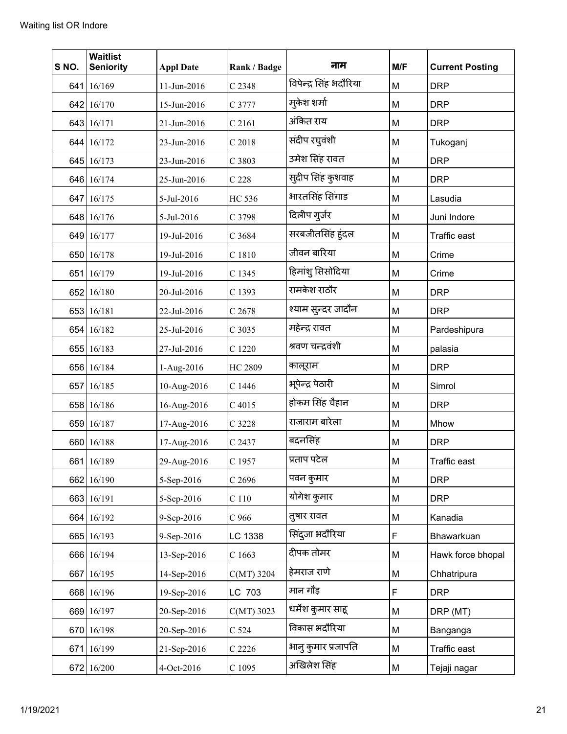Waiting list OR Indore

| S NO. | Waitlist Seniority | Appl Date | Rank / Badge | नाम | M/F | Current Posting |
|---|---|---|---|---|---|---|
| 641 | 16/169 | 11-Jun-2016 | C 2348 | विपेन्द्र सिंह भदौरिया | M | DRP |
| 642 | 16/170 | 15-Jun-2016 | C 3777 | मुकेश शर्मा | M | DRP |
| 643 | 16/171 | 21-Jun-2016 | C 2161 | अंकित राय | M | DRP |
| 644 | 16/172 | 23-Jun-2016 | C 2018 | संदीप रघुवंशी | M | Tukoganj |
| 645 | 16/173 | 23-Jun-2016 | C 3803 | उमेश सिंह रावत | M | DRP |
| 646 | 16/174 | 25-Jun-2016 | C 228 | सुदीप सिंह कुशवाह | M | DRP |
| 647 | 16/175 | 5-Jul-2016 | HC 536 | भारतसिंह सिंगाड | M | Lasudia |
| 648 | 16/176 | 5-Jul-2016 | C 3798 | दिलीप गुर्जर | M | Juni Indore |
| 649 | 16/177 | 19-Jul-2016 | C 3684 | सरबजीतसिंह हुंदल | M | Traffic east |
| 650 | 16/178 | 19-Jul-2016 | C 1810 | जीवन बारिया | M | Crime |
| 651 | 16/179 | 19-Jul-2016 | C 1345 | हिमांशु सिसोदिया | M | Crime |
| 652 | 16/180 | 20-Jul-2016 | C 1393 | रामकेश राठौर | M | DRP |
| 653 | 16/181 | 22-Jul-2016 | C 2678 | श्याम सुन्दर जादौन | M | DRP |
| 654 | 16/182 | 25-Jul-2016 | C 3035 | महेन्द्र रावत | M | Pardeshipura |
| 655 | 16/183 | 27-Jul-2016 | C 1220 | श्रवण चन्द्रवंशी | M | palasia |
| 656 | 16/184 | 1-Aug-2016 | HC 2809 | कालूराम | M | DRP |
| 657 | 16/185 | 10-Aug-2016 | C 1446 | भूपेन्द्र पेठारी | M | Simrol |
| 658 | 16/186 | 16-Aug-2016 | C 4015 | होकम सिंह चैहान | M | DRP |
| 659 | 16/187 | 17-Aug-2016 | C 3228 | राजाराम बारेला | M | Mhow |
| 660 | 16/188 | 17-Aug-2016 | C 2437 | बदनसिंह | M | DRP |
| 661 | 16/189 | 29-Aug-2016 | C 1957 | प्रताप पटेल | M | Traffic east |
| 662 | 16/190 | 5-Sep-2016 | C 2696 | पवन कुमार | M | DRP |
| 663 | 16/191 | 5-Sep-2016 | C 110 | योगेश कुमार | M | DRP |
| 664 | 16/192 | 9-Sep-2016 | C 966 | तुषार रावत | M | Kanadia |
| 665 | 16/193 | 9-Sep-2016 | LC 1338 | सिंदुजा भदौरिया | F | Bhawarkuan |
| 666 | 16/194 | 13-Sep-2016 | C 1663 | दीपक तोमर | M | Hawk force bhopal |
| 667 | 16/195 | 14-Sep-2016 | C(MT) 3204 | हेमराज राणे | M | Chhatripura |
| 668 | 16/196 | 19-Sep-2016 | LC 703 | मान गौड़ | F | DRP |
| 669 | 16/197 | 20-Sep-2016 | C(MT) 3023 | धर्मेश कुमार साहू | M | DRP (MT) |
| 670 | 16/198 | 20-Sep-2016 | C 524 | विकास भदौरिया | M | Banganga |
| 671 | 16/199 | 21-Sep-2016 | C 2226 | भानु कुमार प्रजापति | M | Traffic east |
| 672 | 16/200 | 4-Oct-2016 | C 1095 | अखिलेश सिंह | M | Tejaji nagar |

1/19/2021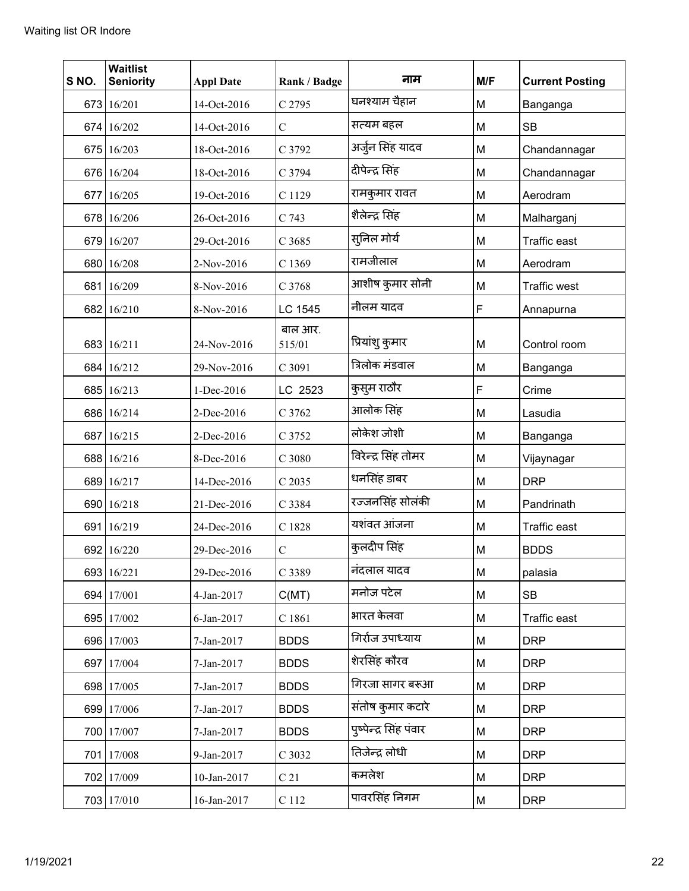Waiting list OR Indore

| S NO. | Waitlist Seniority | Appl Date | Rank / Badge | नाम | M/F | Current Posting |
|---|---|---|---|---|---|---|
| 673 | 16/201 | 14-Oct-2016 | C 2795 | घनश्याम चैहान | M | Banganga |
| 674 | 16/202 | 14-Oct-2016 | C | सत्यम बहल | M | SB |
| 675 | 16/203 | 18-Oct-2016 | C 3792 | अर्जुन सिंह यादव | M | Chandannagar |
| 676 | 16/204 | 18-Oct-2016 | C 3794 | दीपेन्द्र सिंह | M | Chandannagar |
| 677 | 16/205 | 19-Oct-2016 | C 1129 | रामकुमार रावत | M | Aerodram |
| 678 | 16/206 | 26-Oct-2016 | C 743 | शैलेन्द्र सिंह | M | Malharganj |
| 679 | 16/207 | 29-Oct-2016 | C 3685 | सुनिल मोर्य | M | Traffic east |
| 680 | 16/208 | 2-Nov-2016 | C 1369 | रामजीलाल | M | Aerodram |
| 681 | 16/209 | 8-Nov-2016 | C 3768 | आशीष कुमार सोनी | M | Traffic west |
| 682 | 16/210 | 8-Nov-2016 | LC 1545 | नीलम यादव | F | Annapurna |
| 683 | 16/211 | 24-Nov-2016 | बाल आर. 515/01 | प्रियांशु कुमार | M | Control room |
| 684 | 16/212 | 29-Nov-2016 | C 3091 | त्रिलोक मंडवाल | M | Banganga |
| 685 | 16/213 | 1-Dec-2016 | LC 2523 | कुसुम राठौर | F | Crime |
| 686 | 16/214 | 2-Dec-2016 | C 3762 | आलोक सिंह | M | Lasudia |
| 687 | 16/215 | 2-Dec-2016 | C 3752 | लोकेश जोशी | M | Banganga |
| 688 | 16/216 | 8-Dec-2016 | C 3080 | विरेन्द्र सिंह तोमर | M | Vijaynagar |
| 689 | 16/217 | 14-Dec-2016 | C 2035 | धनसिंह डाबर | M | DRP |
| 690 | 16/218 | 21-Dec-2016 | C 3384 | रज्जनसिंह सोलंकी | M | Pandrinath |
| 691 | 16/219 | 24-Dec-2016 | C 1828 | यशंवत आंजना | M | Traffic east |
| 692 | 16/220 | 29-Dec-2016 | C | कुलदीप सिंह | M | BDDS |
| 693 | 16/221 | 29-Dec-2016 | C 3389 | नंदलाल यादव | M | palasia |
| 694 | 17/001 | 4-Jan-2017 | C(MT) | मनोज पटेल | M | SB |
| 695 | 17/002 | 6-Jan-2017 | C 1861 | भारत केलवा | M | Traffic east |
| 696 | 17/003 | 7-Jan-2017 | BDDS | गिर्राज उपाध्याय | M | DRP |
| 697 | 17/004 | 7-Jan-2017 | BDDS | शेरसिंह कौरव | M | DRP |
| 698 | 17/005 | 7-Jan-2017 | BDDS | गिरजा सागर बरूआ | M | DRP |
| 699 | 17/006 | 7-Jan-2017 | BDDS | संतोष कुमार कटारे | M | DRP |
| 700 | 17/007 | 7-Jan-2017 | BDDS | पुष्पेन्द्र सिंह पंवार | M | DRP |
| 701 | 17/008 | 9-Jan-2017 | C 3032 | तिजेन्द्र लोधी | M | DRP |
| 702 | 17/009 | 10-Jan-2017 | C 21 | कमलेश | M | DRP |
| 703 | 17/010 | 16-Jan-2017 | C 112 | पावरसिंह निगम | M | DRP |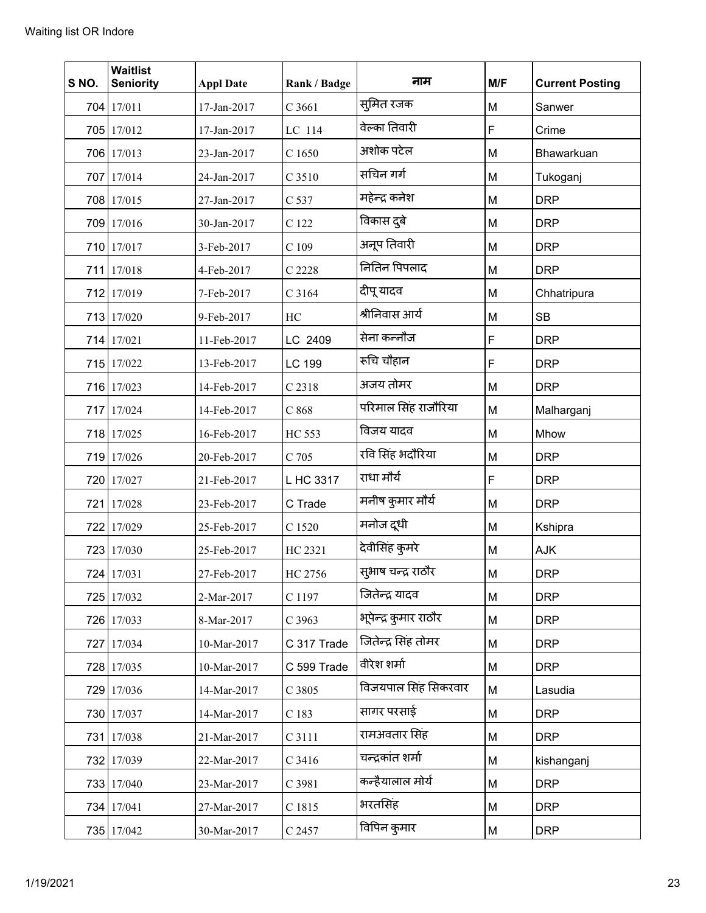Waiting list OR Indore

| S NO. | Waitlist Seniority | Appl Date | Rank / Badge | नाम | M/F | Current Posting |
|---|---|---|---|---|---|---|
| 704 | 17/011 | 17-Jan-2017 | C 3661 | सुमित रजक | M | Sanwer |
| 705 | 17/012 | 17-Jan-2017 | LC 114 | वेल्का तिवारी | F | Crime |
| 706 | 17/013 | 23-Jan-2017 | C 1650 | अशोक पटेल | M | Bhawarkuan |
| 707 | 17/014 | 24-Jan-2017 | C 3510 | सचिन गर्ग | M | Tukoganj |
| 708 | 17/015 | 27-Jan-2017 | C 537 | महेन्द्र कनेश | M | DRP |
| 709 | 17/016 | 30-Jan-2017 | C 122 | विकास दुबे | M | DRP |
| 710 | 17/017 | 3-Feb-2017 | C 109 | अनूप तिवारी | M | DRP |
| 711 | 17/018 | 4-Feb-2017 | C 2228 | नितिन पिपलाद | M | DRP |
| 712 | 17/019 | 7-Feb-2017 | C 3164 | दीपू यादव | M | Chhatripura |
| 713 | 17/020 | 9-Feb-2017 | HC | श्रीनिवास आर्य | M | SB |
| 714 | 17/021 | 11-Feb-2017 | LC 2409 | सेना कन्नौज | F | DRP |
| 715 | 17/022 | 13-Feb-2017 | LC 199 | रूचि चौहान | F | DRP |
| 716 | 17/023 | 14-Feb-2017 | C 2318 | अजय तोमर | M | DRP |
| 717 | 17/024 | 14-Feb-2017 | C 868 | परिमाल सिंह राजौरिया | M | Malharganj |
| 718 | 17/025 | 16-Feb-2017 | HC 553 | विजय यादव | M | Mhow |
| 719 | 17/026 | 20-Feb-2017 | C 705 | रवि सिंह भदौरिया | M | DRP |
| 720 | 17/027 | 21-Feb-2017 | L HC 3317 | राधा मौर्य | F | DRP |
| 721 | 17/028 | 23-Feb-2017 | C Trade | मनीष कुमार मौर्य | M | DRP |
| 722 | 17/029 | 25-Feb-2017 | C 1520 | मनोज दूधी | M | Kshipra |
| 723 | 17/030 | 25-Feb-2017 | HC 2321 | देवीसिंह कुमरे | M | AJK |
| 724 | 17/031 | 27-Feb-2017 | HC 2756 | सुभाष चन्द्र राठौर | M | DRP |
| 725 | 17/032 | 2-Mar-2017 | C 1197 | जितेन्द्र यादव | M | DRP |
| 726 | 17/033 | 8-Mar-2017 | C 3963 | भूपेन्द्र कुमार राठौर | M | DRP |
| 727 | 17/034 | 10-Mar-2017 | C 317 Trade | जितेन्द्र सिंह तोमर | M | DRP |
| 728 | 17/035 | 10-Mar-2017 | C 599 Trade | वीरेश शर्मा | M | DRP |
| 729 | 17/036 | 14-Mar-2017 | C 3805 | विजयपाल सिंह सिकरवार | M | Lasudia |
| 730 | 17/037 | 14-Mar-2017 | C 183 | सागर परसाई | M | DRP |
| 731 | 17/038 | 21-Mar-2017 | C 3111 | रामअवतार सिंह | M | DRP |
| 732 | 17/039 | 22-Mar-2017 | C 3416 | चन्द्रकांत शर्मा | M | kishanganj |
| 733 | 17/040 | 23-Mar-2017 | C 3981 | कन्हैयालाल मोर्य | M | DRP |
| 734 | 17/041 | 27-Mar-2017 | C 1815 | भरतसिंह | M | DRP |
| 735 | 17/042 | 30-Mar-2017 | C 2457 | विपिन कुमार | M | DRP |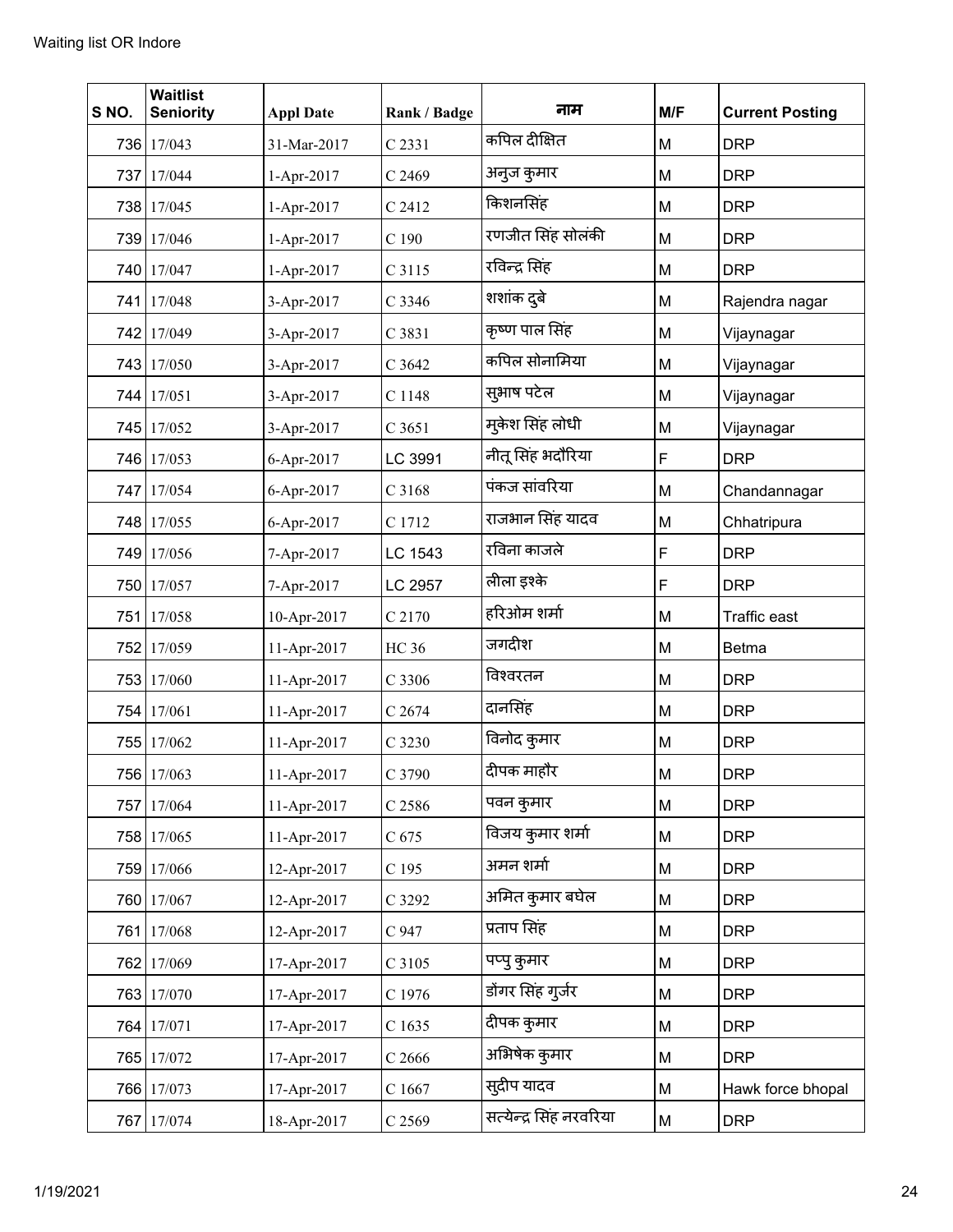Waiting list OR Indore

| S NO. | Waitlist Seniority | Appl Date | Rank / Badge | नाम | M/F | Current Posting |
|---|---|---|---|---|---|---|
| 736 | 17/043 | 31-Mar-2017 | C 2331 | कपिल दीक्षित | M | DRP |
| 737 | 17/044 | 1-Apr-2017 | C 2469 | अनुज कुमार | M | DRP |
| 738 | 17/045 | 1-Apr-2017 | C 2412 | किशनसिंह | M | DRP |
| 739 | 17/046 | 1-Apr-2017 | C 190 | रणजीत सिंह सोलंकी | M | DRP |
| 740 | 17/047 | 1-Apr-2017 | C 3115 | रविन्द्र सिंह | M | DRP |
| 741 | 17/048 | 3-Apr-2017 | C 3346 | शशांक दुबे | M | Rajendra nagar |
| 742 | 17/049 | 3-Apr-2017 | C 3831 | कृष्ण पाल सिंह | M | Vijaynagar |
| 743 | 17/050 | 3-Apr-2017 | C 3642 | कपिल सोनामिया | M | Vijaynagar |
| 744 | 17/051 | 3-Apr-2017 | C 1148 | सुभाष पटेल | M | Vijaynagar |
| 745 | 17/052 | 3-Apr-2017 | C 3651 | मुकेश सिंह लोधी | M | Vijaynagar |
| 746 | 17/053 | 6-Apr-2017 | LC 3991 | नीतू सिंह भदौरिया | F | DRP |
| 747 | 17/054 | 6-Apr-2017 | C 3168 | पंकज सांवरिया | M | Chandannagar |
| 748 | 17/055 | 6-Apr-2017 | C 1712 | राजभान सिंह यादव | M | Chhatripura |
| 749 | 17/056 | 7-Apr-2017 | LC 1543 | रविना काजले | F | DRP |
| 750 | 17/057 | 7-Apr-2017 | LC 2957 | लीला इश्के | F | DRP |
| 751 | 17/058 | 10-Apr-2017 | C 2170 | हरिओम शर्मा | M | Traffic east |
| 752 | 17/059 | 11-Apr-2017 | HC 36 | जगदीश | M | Betma |
| 753 | 17/060 | 11-Apr-2017 | C 3306 | विश्वरतन | M | DRP |
| 754 | 17/061 | 11-Apr-2017 | C 2674 | दानसिंह | M | DRP |
| 755 | 17/062 | 11-Apr-2017 | C 3230 | विनोद कुमार | M | DRP |
| 756 | 17/063 | 11-Apr-2017 | C 3790 | दीपक माहौर | M | DRP |
| 757 | 17/064 | 11-Apr-2017 | C 2586 | पवन कुमार | M | DRP |
| 758 | 17/065 | 11-Apr-2017 | C 675 | विजय कुमार शर्मा | M | DRP |
| 759 | 17/066 | 12-Apr-2017 | C 195 | अमन शर्मा | M | DRP |
| 760 | 17/067 | 12-Apr-2017 | C 3292 | अमित कुमार बघेल | M | DRP |
| 761 | 17/068 | 12-Apr-2017 | C 947 | प्रताप सिंह | M | DRP |
| 762 | 17/069 | 17-Apr-2017 | C 3105 | पप्पु कुमार | M | DRP |
| 763 | 17/070 | 17-Apr-2017 | C 1976 | डोंगर सिंह गुर्जर | M | DRP |
| 764 | 17/071 | 17-Apr-2017 | C 1635 | दीपक कुमार | M | DRP |
| 765 | 17/072 | 17-Apr-2017 | C 2666 | अभिषेक कुमार | M | DRP |
| 766 | 17/073 | 17-Apr-2017 | C 1667 | सुदीप यादव | M | Hawk force bhopal |
| 767 | 17/074 | 18-Apr-2017 | C 2569 | सत्येन्द्र सिंह नरवरिया | M | DRP |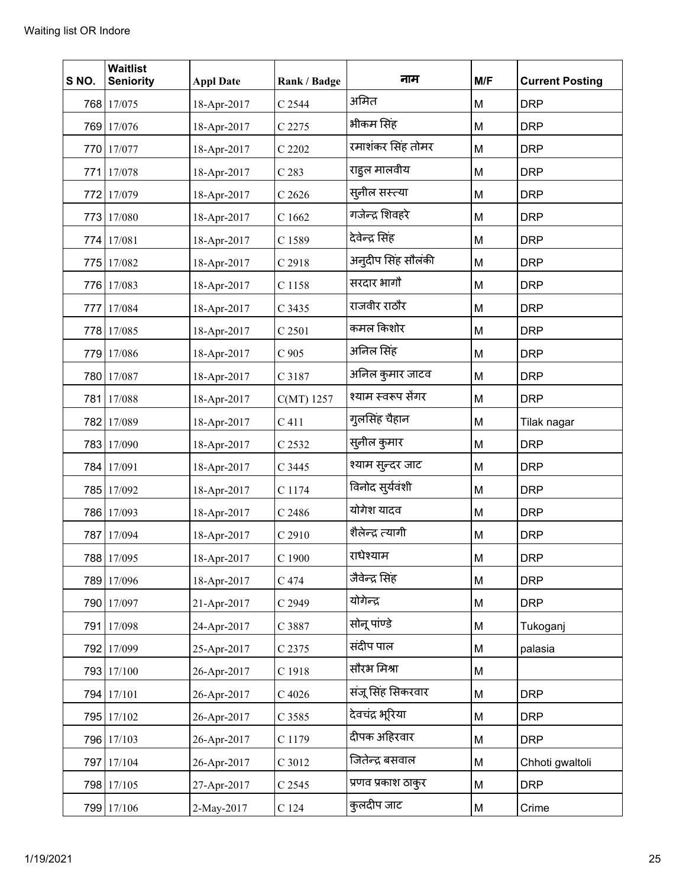| S NO. | Waitlist Seniority | Appl Date | Rank / Badge | नाम | M/F | Current Posting |
|---|---|---|---|---|---|---|
| 768 | 17/075 | 18-Apr-2017 | C 2544 | अमित | M | DRP |
| 769 | 17/076 | 18-Apr-2017 | C 2275 | भीकम सिंह | M | DRP |
| 770 | 17/077 | 18-Apr-2017 | C 2202 | रमाशंकर सिंह तोमर | M | DRP |
| 771 | 17/078 | 18-Apr-2017 | C 283 | राहुल मालवीय | M | DRP |
| 772 | 17/079 | 18-Apr-2017 | C 2626 | सुनील सस्त्या | M | DRP |
| 773 | 17/080 | 18-Apr-2017 | C 1662 | गजेन्द्र शिवहरे | M | DRP |
| 774 | 17/081 | 18-Apr-2017 | C 1589 | देवेन्द्र सिंह | M | DRP |
| 775 | 17/082 | 18-Apr-2017 | C 2918 | अनुदीप सिंह सौलंकी | M | DRP |
| 776 | 17/083 | 18-Apr-2017 | C 1158 | सरदार भागौ | M | DRP |
| 777 | 17/084 | 18-Apr-2017 | C 3435 | राजवीर राठौर | M | DRP |
| 778 | 17/085 | 18-Apr-2017 | C 2501 | कमल किशोर | M | DRP |
| 779 | 17/086 | 18-Apr-2017 | C 905 | अनिल सिंह | M | DRP |
| 780 | 17/087 | 18-Apr-2017 | C 3187 | अनिल कुमार जाटव | M | DRP |
| 781 | 17/088 | 18-Apr-2017 | C(MT) 1257 | श्याम स्वरूप सेंगर | M | DRP |
| 782 | 17/089 | 18-Apr-2017 | C 411 | गुलसिंह चैहान | M | Tilak nagar |
| 783 | 17/090 | 18-Apr-2017 | C 2532 | सुनील कुमार | M | DRP |
| 784 | 17/091 | 18-Apr-2017 | C 3445 | श्याम सुन्दर जाट | M | DRP |
| 785 | 17/092 | 18-Apr-2017 | C 1174 | विनोद सुर्यवंशी | M | DRP |
| 786 | 17/093 | 18-Apr-2017 | C 2486 | योगेश यादव | M | DRP |
| 787 | 17/094 | 18-Apr-2017 | C 2910 | शैलेन्द्र त्यागी | M | DRP |
| 788 | 17/095 | 18-Apr-2017 | C 1900 | राधेश्याम | M | DRP |
| 789 | 17/096 | 18-Apr-2017 | C 474 | जैवेन्द्र सिंह | M | DRP |
| 790 | 17/097 | 21-Apr-2017 | C 2949 | योगेन्द्र | M | DRP |
| 791 | 17/098 | 24-Apr-2017 | C 3887 | सोनू पांण्डे | M | Tukoganj |
| 792 | 17/099 | 25-Apr-2017 | C 2375 | संदीप पाल | M | palasia |
| 793 | 17/100 | 26-Apr-2017 | C 1918 | सौरभ मिश्रा | M | |
| 794 | 17/101 | 26-Apr-2017 | C 4026 | संजू सिंह सिकरवार | M | DRP |
| 795 | 17/102 | 26-Apr-2017 | C 3585 | देवचंद्र भूरिया | M | DRP |
| 796 | 17/103 | 26-Apr-2017 | C 1179 | दीपक अहिरवार | M | DRP |
| 797 | 17/104 | 26-Apr-2017 | C 3012 | जितेन्द्र बसवाल | M | Chhoti gwaltoli |
| 798 | 17/105 | 27-Apr-2017 | C 2545 | प्रणव प्रकाश ठाकुर | M | DRP |
| 799 | 17/106 | 2-May-2017 | C 124 | कुलदीप जाट | M | Crime |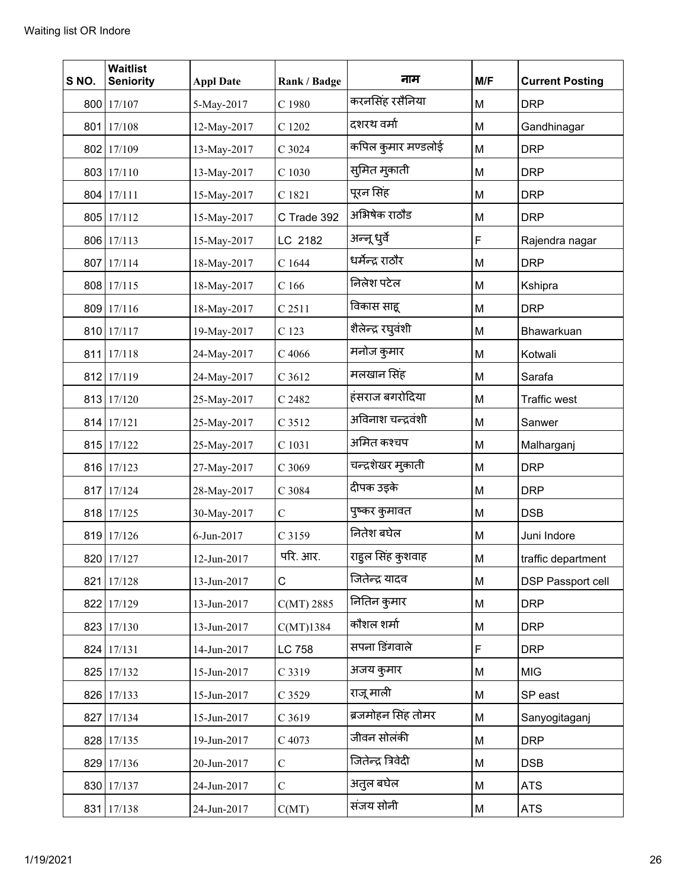Waiting list OR Indore

| S NO. | Waitlist Seniority | Appl Date | Rank / Badge | नाम | M/F | Current Posting |
|---|---|---|---|---|---|---|
| 800 | 17/107 | 5-May-2017 | C 1980 | करनसिंह रसैनिया | M | DRP |
| 801 | 17/108 | 12-May-2017 | C 1202 | दशरथ वर्मा | M | Gandhinagar |
| 802 | 17/109 | 13-May-2017 | C 3024 | कपिल कुमार मण्डलोई | M | DRP |
| 803 | 17/110 | 13-May-2017 | C 1030 | सुमित मुकाती | M | DRP |
| 804 | 17/111 | 15-May-2017 | C 1821 | पूरन सिंह | M | DRP |
| 805 | 17/112 | 15-May-2017 | C Trade 392 | अभिषेक राठौड | M | DRP |
| 806 | 17/113 | 15-May-2017 | LC 2182 | अन्नू धुर्वे | F | Rajendra nagar |
| 807 | 17/114 | 18-May-2017 | C 1644 | धर्मेन्द्र राठौर | M | DRP |
| 808 | 17/115 | 18-May-2017 | C 166 | निलेश पटेल | M | Kshipra |
| 809 | 17/116 | 18-May-2017 | C 2511 | विकास साहू | M | DRP |
| 810 | 17/117 | 19-May-2017 | C 123 | शैलेन्द्र रघुवंशी | M | Bhawarkuan |
| 811 | 17/118 | 24-May-2017 | C 4066 | मनोज कुमार | M | Kotwali |
| 812 | 17/119 | 24-May-2017 | C 3612 | मलखान सिंह | M | Sarafa |
| 813 | 17/120 | 25-May-2017 | C 2482 | हंसराज बगरोदिया | M | Traffic west |
| 814 | 17/121 | 25-May-2017 | C 3512 | अविनाश चन्द्रवंशी | M | Sanwer |
| 815 | 17/122 | 25-May-2017 | C 1031 | अमित कश्चप | M | Malharganj |
| 816 | 17/123 | 27-May-2017 | C 3069 | चन्द्रशेखर मुकाती | M | DRP |
| 817 | 17/124 | 28-May-2017 | C 3084 | दीपक उइके | M | DRP |
| 818 | 17/125 | 30-May-2017 | C | पुष्कर कुमावत | M | DSB |
| 819 | 17/126 | 6-Jun-2017 | C 3159 | नितेश बघेल | M | Juni Indore |
| 820 | 17/127 | 12-Jun-2017 | परि. आर. | राहुल सिंह कुशवाह | M | traffic department |
| 821 | 17/128 | 13-Jun-2017 | C | जितेन्द्र यादव | M | DSP Passport cell |
| 822 | 17/129 | 13-Jun-2017 | C(MT) 2885 | नितिन कुमार | M | DRP |
| 823 | 17/130 | 13-Jun-2017 | C(MT)1384 | कौशल शर्मा | M | DRP |
| 824 | 17/131 | 14-Jun-2017 | LC 758 | सपना डिंगवाले | F | DRP |
| 825 | 17/132 | 15-Jun-2017 | C 3319 | अजय कुमार | M | MIG |
| 826 | 17/133 | 15-Jun-2017 | C 3529 | राजू माली | M | SP east |
| 827 | 17/134 | 15-Jun-2017 | C 3619 | ब्रजमोहन सिंह तोमर | M | Sanyogitaganj |
| 828 | 17/135 | 19-Jun-2017 | C 4073 | जीवन सोलंकी | M | DRP |
| 829 | 17/136 | 20-Jun-2017 | C | जितेन्द्र त्रिवेदी | M | DSB |
| 830 | 17/137 | 24-Jun-2017 | C | अतुल बघेल | M | ATS |
| 831 | 17/138 | 24-Jun-2017 | C(MT) | संजय सोनी | M | ATS |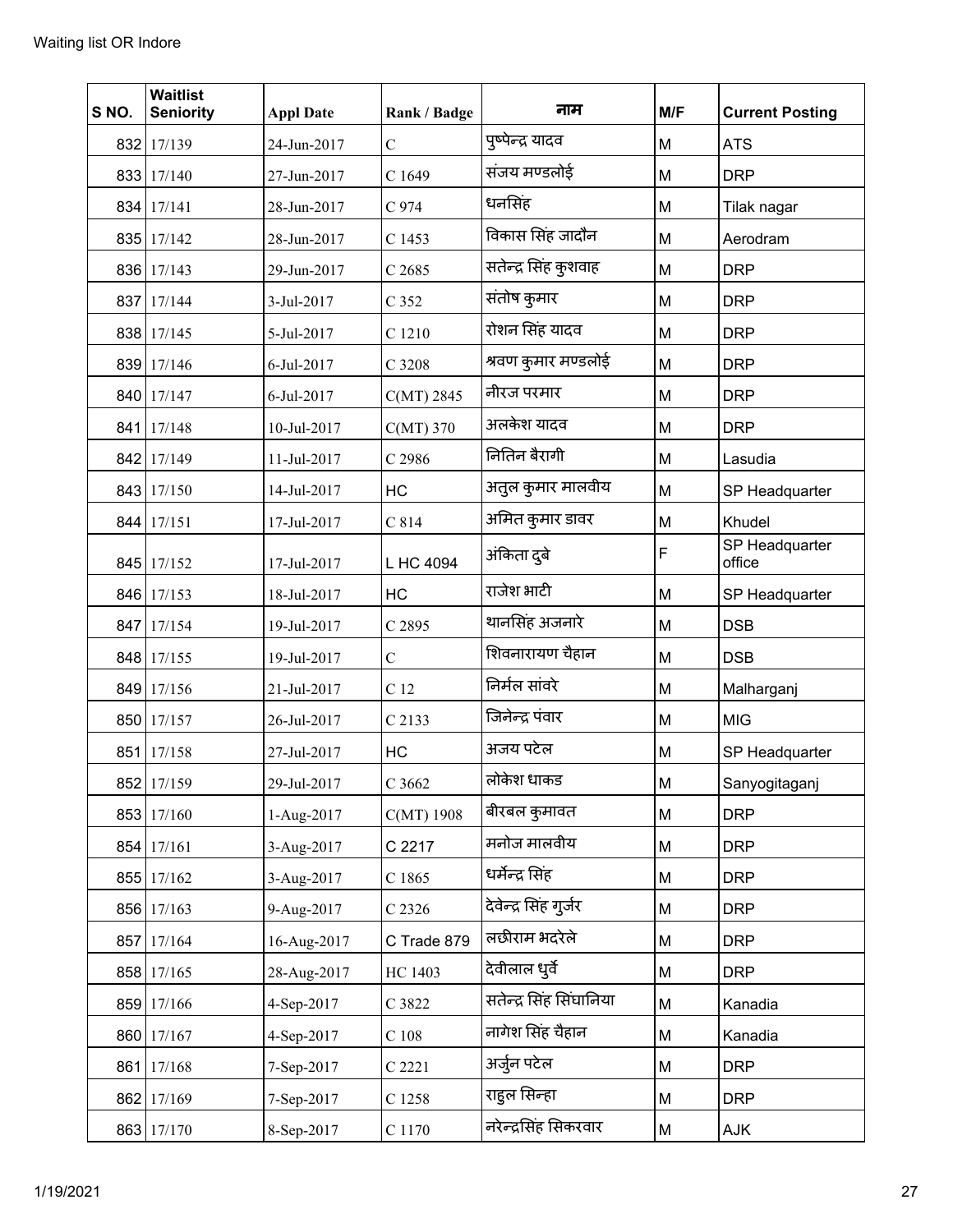Waiting list OR Indore

| S NO. | Waitlist Seniority | Appl Date | Rank / Badge | नाम | M/F | Current Posting |
|---|---|---|---|---|---|---|
| 832 | 17/139 | 24-Jun-2017 | C | पुष्पेन्द्र यादव | M | ATS |
| 833 | 17/140 | 27-Jun-2017 | C 1649 | संजय मण्डलोई | M | DRP |
| 834 | 17/141 | 28-Jun-2017 | C 974 | धनसिंह | M | Tilak nagar |
| 835 | 17/142 | 28-Jun-2017 | C 1453 | विकास सिंह जादौन | M | Aerodram |
| 836 | 17/143 | 29-Jun-2017 | C 2685 | सतेन्द्र सिंह कुशवाह | M | DRP |
| 837 | 17/144 | 3-Jul-2017 | C 352 | संतोष कुमार | M | DRP |
| 838 | 17/145 | 5-Jul-2017 | C 1210 | रोशन सिंह यादव | M | DRP |
| 839 | 17/146 | 6-Jul-2017 | C 3208 | श्रवण कुमार मण्डलोई | M | DRP |
| 840 | 17/147 | 6-Jul-2017 | C(MT) 2845 | नीरज परमार | M | DRP |
| 841 | 17/148 | 10-Jul-2017 | C(MT) 370 | अलकेश यादव | M | DRP |
| 842 | 17/149 | 11-Jul-2017 | C 2986 | नितिन बैरागी | M | Lasudia |
| 843 | 17/150 | 14-Jul-2017 | HC | अतुल कुमार मालवीय | M | SP Headquarter |
| 844 | 17/151 | 17-Jul-2017 | C 814 | अमित कुमार डावर | M | Khudel |
| 845 | 17/152 | 17-Jul-2017 | L HC 4094 | अंकिता दुबे | F | SP Headquarter office |
| 846 | 17/153 | 18-Jul-2017 | HC | राजेश भाटी | M | SP Headquarter |
| 847 | 17/154 | 19-Jul-2017 | C 2895 | थानसिंह अजनारे | M | DSB |
| 848 | 17/155 | 19-Jul-2017 | C | शिवनारायण चैहान | M | DSB |
| 849 | 17/156 | 21-Jul-2017 | C 12 | निर्मल सांवरे | M | Malharganj |
| 850 | 17/157 | 26-Jul-2017 | C 2133 | जिनेन्द्र पंवार | M | MIG |
| 851 | 17/158 | 27-Jul-2017 | HC | अजय पटेल | M | SP Headquarter |
| 852 | 17/159 | 29-Jul-2017 | C 3662 | लोकेश धाकड | M | Sanyogitaganj |
| 853 | 17/160 | 1-Aug-2017 | C(MT) 1908 | बीरबल कुमावत | M | DRP |
| 854 | 17/161 | 3-Aug-2017 | C 2217 | मनोज मालवीय | M | DRP |
| 855 | 17/162 | 3-Aug-2017 | C 1865 | धर्मेन्द्र सिंह | M | DRP |
| 856 | 17/163 | 9-Aug-2017 | C 2326 | देवेन्द्र सिंह गुर्जर | M | DRP |
| 857 | 17/164 | 16-Aug-2017 | C Trade 879 | लछीराम भदरेले | M | DRP |
| 858 | 17/165 | 28-Aug-2017 | HC 1403 | देवीलाल धुर्वे | M | DRP |
| 859 | 17/166 | 4-Sep-2017 | C 3822 | सतेन्द्र सिंह सिंघानिया | M | Kanadia |
| 860 | 17/167 | 4-Sep-2017 | C 108 | नागेश सिंह चैहान | M | Kanadia |
| 861 | 17/168 | 7-Sep-2017 | C 2221 | अर्जुन पटेल | M | DRP |
| 862 | 17/169 | 7-Sep-2017 | C 1258 | राहुल सिन्हा | M | DRP |
| 863 | 17/170 | 8-Sep-2017 | C 1170 | नरेन्द्रसिंह सिकरवार | M | AJK |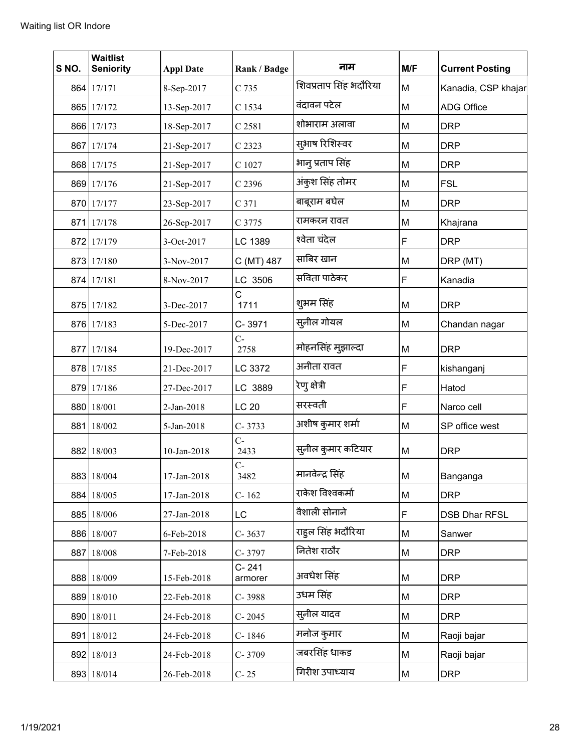Waiting list OR Indore

| S NO. | Waitlist Seniority | Appl Date | Rank / Badge | नाम | M/F | Current Posting |
|---|---|---|---|---|---|---|
| 864 | 17/171 | 8-Sep-2017 | C 735 | शिवप्रताप सिंह भदौरिया | M | Kanadia, CSP khajar |
| 865 | 17/172 | 13-Sep-2017 | C 1534 | वंदावन पटेल | M | ADG Office |
| 866 | 17/173 | 18-Sep-2017 | C 2581 | शोभाराम अलावा | M | DRP |
| 867 | 17/174 | 21-Sep-2017 | C 2323 | सुभाष रिशिस्वर | M | DRP |
| 868 | 17/175 | 21-Sep-2017 | C 1027 | भानु प्रताप सिंह | M | DRP |
| 869 | 17/176 | 21-Sep-2017 | C 2396 | अंकुश सिंह तोमर | M | FSL |
| 870 | 17/177 | 23-Sep-2017 | C 371 | बाबूराम बघेल | M | DRP |
| 871 | 17/178 | 26-Sep-2017 | C 3775 | रामकरन रावत | M | Khajrana |
| 872 | 17/179 | 3-Oct-2017 | LC 1389 | श्वेता चंदेल | F | DRP |
| 873 | 17/180 | 3-Nov-2017 | C (MT) 487 | साबिर खान | M | DRP (MT) |
| 874 | 17/181 | 8-Nov-2017 | LC 3506 | सविता पाठेकर | F | Kanadia |
| 875 | 17/182 | 3-Dec-2017 | C 1711 | शुभम सिंह | M | DRP |
| 876 | 17/183 | 5-Dec-2017 | C- 3971 | सुनील गोयल | M | Chandan nagar |
| 877 | 17/184 | 19-Dec-2017 | C- 2758 | मोहनसिंह मुझाल्दा | M | DRP |
| 878 | 17/185 | 21-Dec-2017 | LC 3372 | अनीता रावत | F | kishanganj |
| 879 | 17/186 | 27-Dec-2017 | LC 3889 | रेणु क्षेत्री | F | Hatod |
| 880 | 18/001 | 2-Jan-2018 | LC 20 | सरस्वती | F | Narco cell |
| 881 | 18/002 | 5-Jan-2018 | C- 3733 | अशीष कुमार शर्मा | M | SP office west |
| 882 | 18/003 | 10-Jan-2018 | C- 2433 | सुनील कुमार कटियार | M | DRP |
| 883 | 18/004 | 17-Jan-2018 | C- 3482 | मानवेन्द्र सिंह | M | Banganga |
| 884 | 18/005 | 17-Jan-2018 | C- 162 | राकेश विश्वकर्मा | M | DRP |
| 885 | 18/006 | 27-Jan-2018 | LC | वैशाली सोनाने | F | DSB Dhar RFSL |
| 886 | 18/007 | 6-Feb-2018 | C- 3637 | राहुल सिंह भदौरिया | M | Sanwer |
| 887 | 18/008 | 7-Feb-2018 | C- 3797 | नितेश राठौर | M | DRP |
| 888 | 18/009 | 15-Feb-2018 | C- 241 armorer | अवधेश सिंह | M | DRP |
| 889 | 18/010 | 22-Feb-2018 | C- 3988 | उधम सिंह | M | DRP |
| 890 | 18/011 | 24-Feb-2018 | C- 2045 | सुनील यादव | M | DRP |
| 891 | 18/012 | 24-Feb-2018 | C- 1846 | मनोज कुमार | M | Raoji bajar |
| 892 | 18/013 | 24-Feb-2018 | C- 3709 | जबरसिंह धाकड | M | Raoji bajar |
| 893 | 18/014 | 26-Feb-2018 | C- 25 | गिरीश उपाध्याय | M | DRP |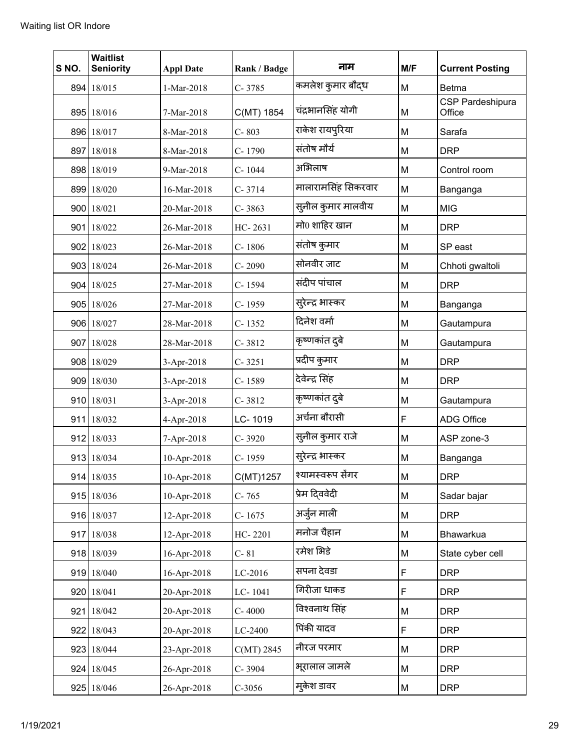Waiting list OR Indore

| S NO. | Waitlist Seniority | Appl Date | Rank / Badge | नाम | M/F | Current Posting |
|---|---|---|---|---|---|---|
| 894 | 18/015 | 1-Mar-2018 | C- 3785 | कमलेश कुमार बौद्ध | M | Betma |
| 895 | 18/016 | 7-Mar-2018 | C(MT) 1854 | चंद्रभानसिंह योगी | M | CSP Pardeshipura Office |
| 896 | 18/017 | 8-Mar-2018 | C- 803 | राकेश रायपुरिया | M | Sarafa |
| 897 | 18/018 | 8-Mar-2018 | C- 1790 | संतोष मौर्य | M | DRP |
| 898 | 18/019 | 9-Mar-2018 | C- 1044 | अभिलाष | M | Control room |
| 899 | 18/020 | 16-Mar-2018 | C- 3714 | मालारामसिंह सिकरवार | M | Banganga |
| 900 | 18/021 | 20-Mar-2018 | C- 3863 | सुनील कुमार मालवीय | M | MIG |
| 901 | 18/022 | 26-Mar-2018 | HC- 2631 | मो0 शाहिर खान | M | DRP |
| 902 | 18/023 | 26-Mar-2018 | C- 1806 | संतोष कुमार | M | SP east |
| 903 | 18/024 | 26-Mar-2018 | C- 2090 | सोनवीर जाट | M | Chhoti gwaltoli |
| 904 | 18/025 | 27-Mar-2018 | C- 1594 | संदीप पांचाल | M | DRP |
| 905 | 18/026 | 27-Mar-2018 | C- 1959 | सुरेन्द्र भास्कर | M | Banganga |
| 906 | 18/027 | 28-Mar-2018 | C- 1352 | दिनेश वर्मा | M | Gautampura |
| 907 | 18/028 | 28-Mar-2018 | C- 3812 | कृष्णकांत दुबे | M | Gautampura |
| 908 | 18/029 | 3-Apr-2018 | C- 3251 | प्रदीप कुमार | M | DRP |
| 909 | 18/030 | 3-Apr-2018 | C- 1589 | देवेन्द्र सिंह | M | DRP |
| 910 | 18/031 | 3-Apr-2018 | C- 3812 | कृष्णकांत दुबे | M | Gautampura |
| 911 | 18/032 | 4-Apr-2018 | LC- 1019 | अर्चना बौरासी | F | ADG Office |
| 912 | 18/033 | 7-Apr-2018 | C- 3920 | सुनील कुमार राजे | M | ASP zone-3 |
| 913 | 18/034 | 10-Apr-2018 | C- 1959 | सुरेन्द्र भास्कर | M | Banganga |
| 914 | 18/035 | 10-Apr-2018 | C(MT)1257 | श्यामस्वरूप सेंगर | M | DRP |
| 915 | 18/036 | 10-Apr-2018 | C- 765 | प्रेम द्विवेदी | M | Sadar bajar |
| 916 | 18/037 | 12-Apr-2018 | C- 1675 | अर्जुन माली | M | DRP |
| 917 | 18/038 | 12-Apr-2018 | HC- 2201 | मनोज चैहान | M | Bhawarkua |
| 918 | 18/039 | 16-Apr-2018 | C- 81 | रमेश भिडे | M | State cyber cell |
| 919 | 18/040 | 16-Apr-2018 | LC-2016 | सपना देवडा | F | DRP |
| 920 | 18/041 | 20-Apr-2018 | LC- 1041 | गिरीजा धाकड | F | DRP |
| 921 | 18/042 | 20-Apr-2018 | C- 4000 | विश्वनाथ सिंह | M | DRP |
| 922 | 18/043 | 20-Apr-2018 | LC-2400 | पिंकी यादव | F | DRP |
| 923 | 18/044 | 23-Apr-2018 | C(MT) 2845 | नीरज परमार | M | DRP |
| 924 | 18/045 | 26-Apr-2018 | C- 3904 | भूरालाल जामले | M | DRP |
| 925 | 18/046 | 26-Apr-2018 | C-3056 | मुकेश डावर | M | DRP |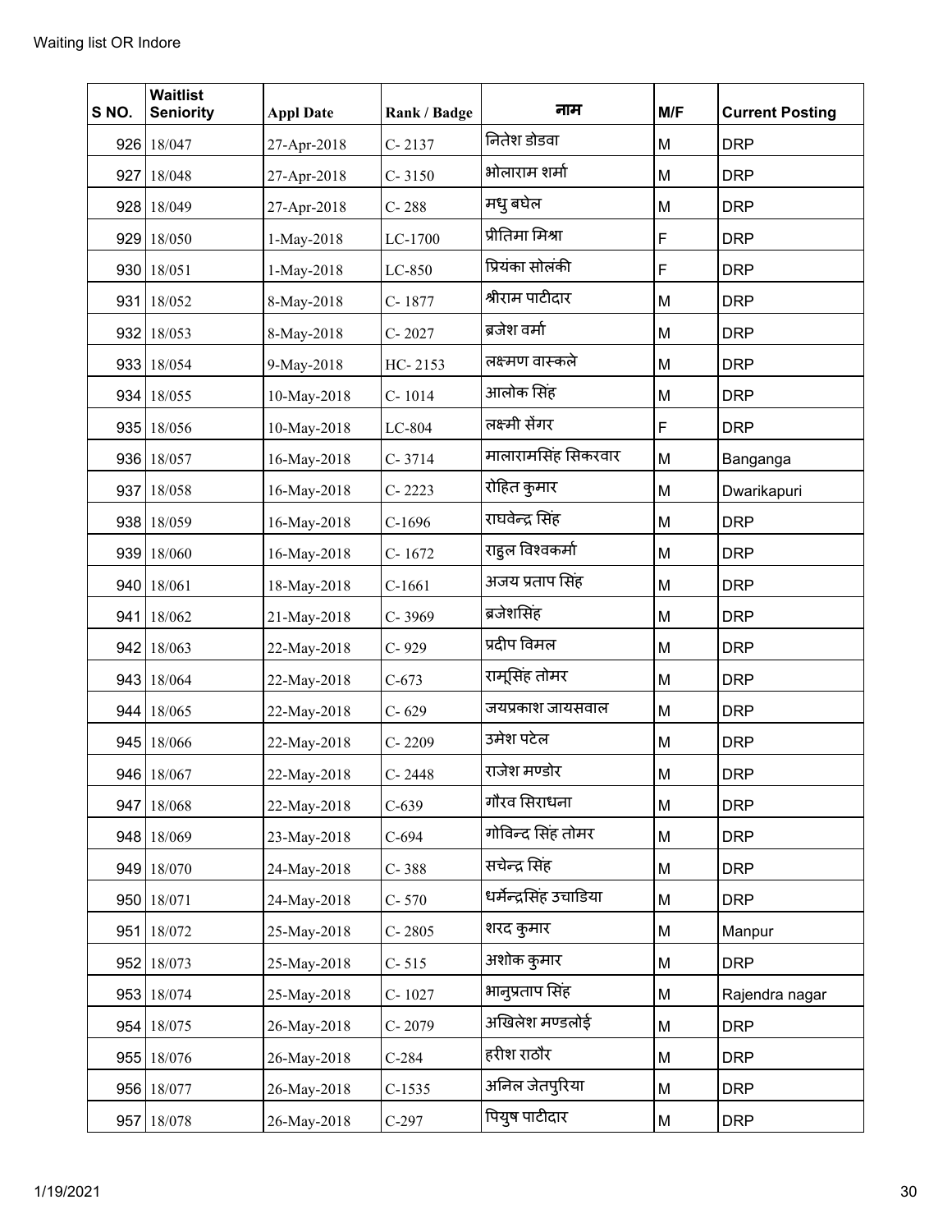Waiting list OR Indore

| S NO. | Waitlist Seniority | Appl Date | Rank / Badge | नाम | M/F | Current Posting |
|---|---|---|---|---|---|---|
| 926 | 18/047 | 27-Apr-2018 | C- 2137 | नितेश डोडवा | M | DRP |
| 927 | 18/048 | 27-Apr-2018 | C- 3150 | भोलाराम शर्मा | M | DRP |
| 928 | 18/049 | 27-Apr-2018 | C- 288 | मधु बघेल | M | DRP |
| 929 | 18/050 | 1-May-2018 | LC-1700 | प्रीतिमा मिश्रा | F | DRP |
| 930 | 18/051 | 1-May-2018 | LC-850 | प्रियंका सोलंकी | F | DRP |
| 931 | 18/052 | 8-May-2018 | C- 1877 | श्रीराम पाटीदार | M | DRP |
| 932 | 18/053 | 8-May-2018 | C- 2027 | ब्रजेश वर्मा | M | DRP |
| 933 | 18/054 | 9-May-2018 | HC- 2153 | लक्ष्मण वास्कले | M | DRP |
| 934 | 18/055 | 10-May-2018 | C- 1014 | आलोक सिंह | M | DRP |
| 935 | 18/056 | 10-May-2018 | LC-804 | लक्ष्मी सेंगर | F | DRP |
| 936 | 18/057 | 16-May-2018 | C- 3714 | मालारामसिंह सिकरवार | M | Banganga |
| 937 | 18/058 | 16-May-2018 | C- 2223 | रोहित कुमार | M | Dwarikapuri |
| 938 | 18/059 | 16-May-2018 | C-1696 | राघवेन्द्र सिंह | M | DRP |
| 939 | 18/060 | 16-May-2018 | C- 1672 | राहुल विश्वकर्मा | M | DRP |
| 940 | 18/061 | 18-May-2018 | C-1661 | अजय प्रताप सिंह | M | DRP |
| 941 | 18/062 | 21-May-2018 | C- 3969 | ब्रजेशसिंह | M | DRP |
| 942 | 18/063 | 22-May-2018 | C- 929 | प्रदीप विमल | M | DRP |
| 943 | 18/064 | 22-May-2018 | C-673 | रामूसिंह तोमर | M | DRP |
| 944 | 18/065 | 22-May-2018 | C- 629 | जयप्रकाश जायसवाल | M | DRP |
| 945 | 18/066 | 22-May-2018 | C- 2209 | उमेश पटेल | M | DRP |
| 946 | 18/067 | 22-May-2018 | C- 2448 | राजेश मण्डोर | M | DRP |
| 947 | 18/068 | 22-May-2018 | C-639 | गौरव सिराधना | M | DRP |
| 948 | 18/069 | 23-May-2018 | C-694 | गोविन्द सिंह तोमर | M | DRP |
| 949 | 18/070 | 24-May-2018 | C- 388 | सचेन्द्र सिंह | M | DRP |
| 950 | 18/071 | 24-May-2018 | C- 570 | धर्मेन्द्रसिंह उचाडिया | M | DRP |
| 951 | 18/072 | 25-May-2018 | C- 2805 | शरद कुमार | M | Manpur |
| 952 | 18/073 | 25-May-2018 | C- 515 | अशोक कुमार | M | DRP |
| 953 | 18/074 | 25-May-2018 | C- 1027 | भानुप्रताप सिंह | M | Rajendra nagar |
| 954 | 18/075 | 26-May-2018 | C- 2079 | अखिलेश मण्डलोई | M | DRP |
| 955 | 18/076 | 26-May-2018 | C-284 | हरीश राठौर | M | DRP |
| 956 | 18/077 | 26-May-2018 | C-1535 | अनिल जेतपुरिया | M | DRP |
| 957 | 18/078 | 26-May-2018 | C-297 | पियुष पाटीदार | M | DRP |

1/19/2021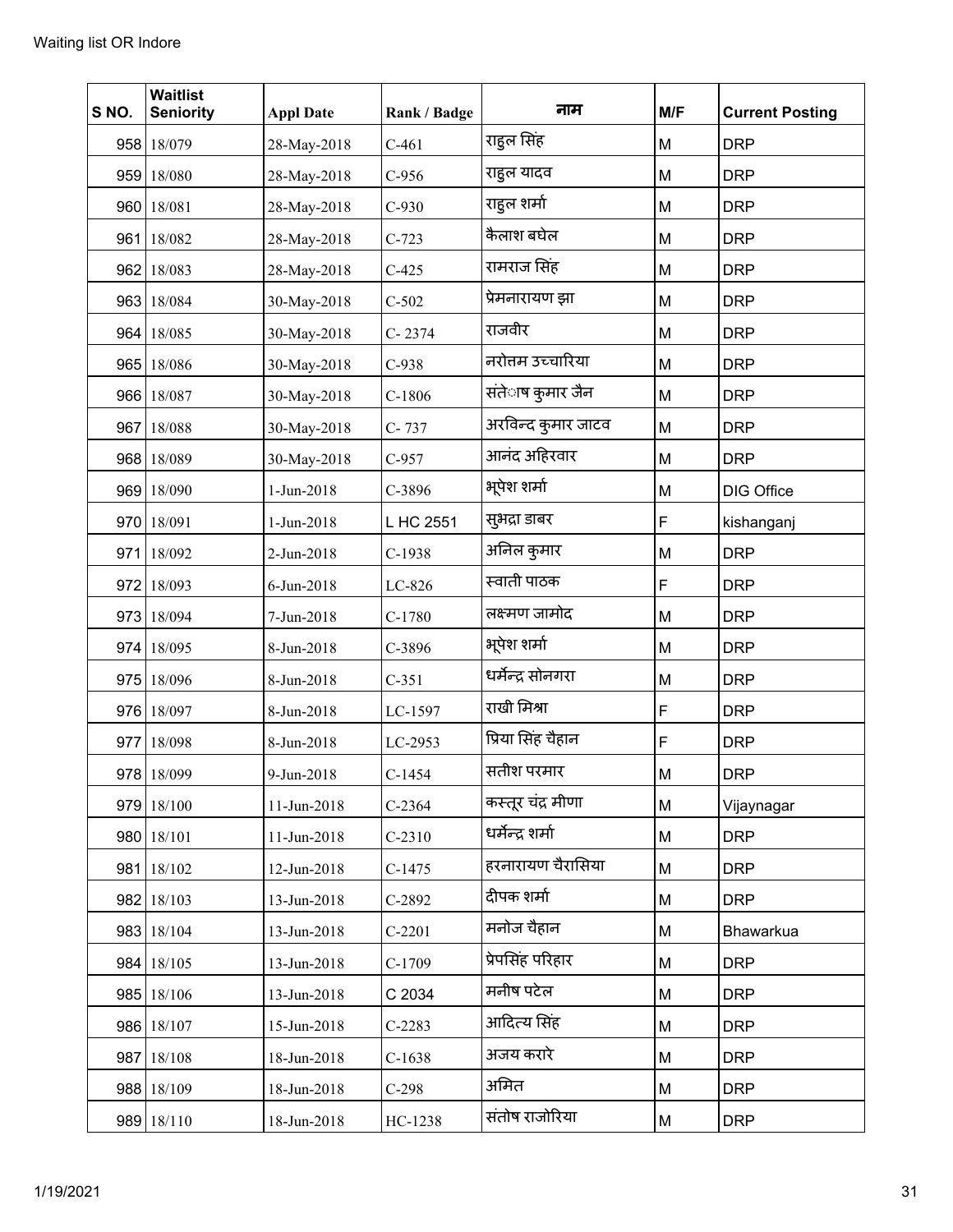| S NO. | Waitlist Seniority | Appl Date | Rank / Badge | नाम | M/F | Current Posting |
|---|---|---|---|---|---|---|
| 958 | 18/079 | 28-May-2018 | C-461 | राहुल सिंह | M | DRP |
| 959 | 18/080 | 28-May-2018 | C-956 | राहुल यादव | M | DRP |
| 960 | 18/081 | 28-May-2018 | C-930 | राहुल शर्मा | M | DRP |
| 961 | 18/082 | 28-May-2018 | C-723 | कैलाश बघेल | M | DRP |
| 962 | 18/083 | 28-May-2018 | C-425 | राम्रराज सिंह | M | DRP |
| 963 | 18/084 | 30-May-2018 | C-502 | प्रेमनारायण झा | M | DRP |
| 964 | 18/085 | 30-May-2018 | C- 2374 | राजवीर | M | DRP |
| 965 | 18/086 | 30-May-2018 | C-938 | नरोत्तम उच्चारिया | M | DRP |
| 966 | 18/087 | 30-May-2018 | C-1806 | संतेाष कुमार जैन | M | DRP |
| 967 | 18/088 | 30-May-2018 | C- 737 | अरविन्द कुमार जाटव | M | DRP |
| 968 | 18/089 | 30-May-2018 | C-957 | आनंद अहिरवार | M | DRP |
| 969 | 18/090 | 1-Jun-2018 | C-3896 | भूपेश शर्मा | M | DIG Office |
| 970 | 18/091 | 1-Jun-2018 | L HC 2551 | सुभद्रा डाबर | F | kishanganj |
| 971 | 18/092 | 2-Jun-2018 | C-1938 | अनिल कुमार | M | DRP |
| 972 | 18/093 | 6-Jun-2018 | LC-826 | स्वाती पाठक | F | DRP |
| 973 | 18/094 | 7-Jun-2018 | C-1780 | लक्ष्मण जामोद | M | DRP |
| 974 | 18/095 | 8-Jun-2018 | C-3896 | भूपेश शर्मा | M | DRP |
| 975 | 18/096 | 8-Jun-2018 | C-351 | धर्मेन्द्र सोनगरा | M | DRP |
| 976 | 18/097 | 8-Jun-2018 | LC-1597 | राखी मिश्रा | F | DRP |
| 977 | 18/098 | 8-Jun-2018 | LC-2953 | प्रिया सिंह चैहान | F | DRP |
| 978 | 18/099 | 9-Jun-2018 | C-1454 | सतीश परमार | M | DRP |
| 979 | 18/100 | 11-Jun-2018 | C-2364 | कस्तूर चंद्र मीणा | M | Vijaynagar |
| 980 | 18/101 | 11-Jun-2018 | C-2310 | धर्मेन्द्र शर्मा | M | DRP |
| 981 | 18/102 | 12-Jun-2018 | C-1475 | हरनारायण चैरासिया | M | DRP |
| 982 | 18/103 | 13-Jun-2018 | C-2892 | दीपक शर्मा | M | DRP |
| 983 | 18/104 | 13-Jun-2018 | C-2201 | मनोज चैहान | M | Bhawarkua |
| 984 | 18/105 | 13-Jun-2018 | C-1709 | प्रेपसिंह परिहार | M | DRP |
| 985 | 18/106 | 13-Jun-2018 | C 2034 | मनीष पटेल | M | DRP |
| 986 | 18/107 | 15-Jun-2018 | C-2283 | आदित्य सिंह | M | DRP |
| 987 | 18/108 | 18-Jun-2018 | C-1638 | अजय करारे | M | DRP |
| 988 | 18/109 | 18-Jun-2018 | C-298 | अमित | M | DRP |
| 989 | 18/110 | 18-Jun-2018 | HC-1238 | संतोष राजोरिया | M | DRP |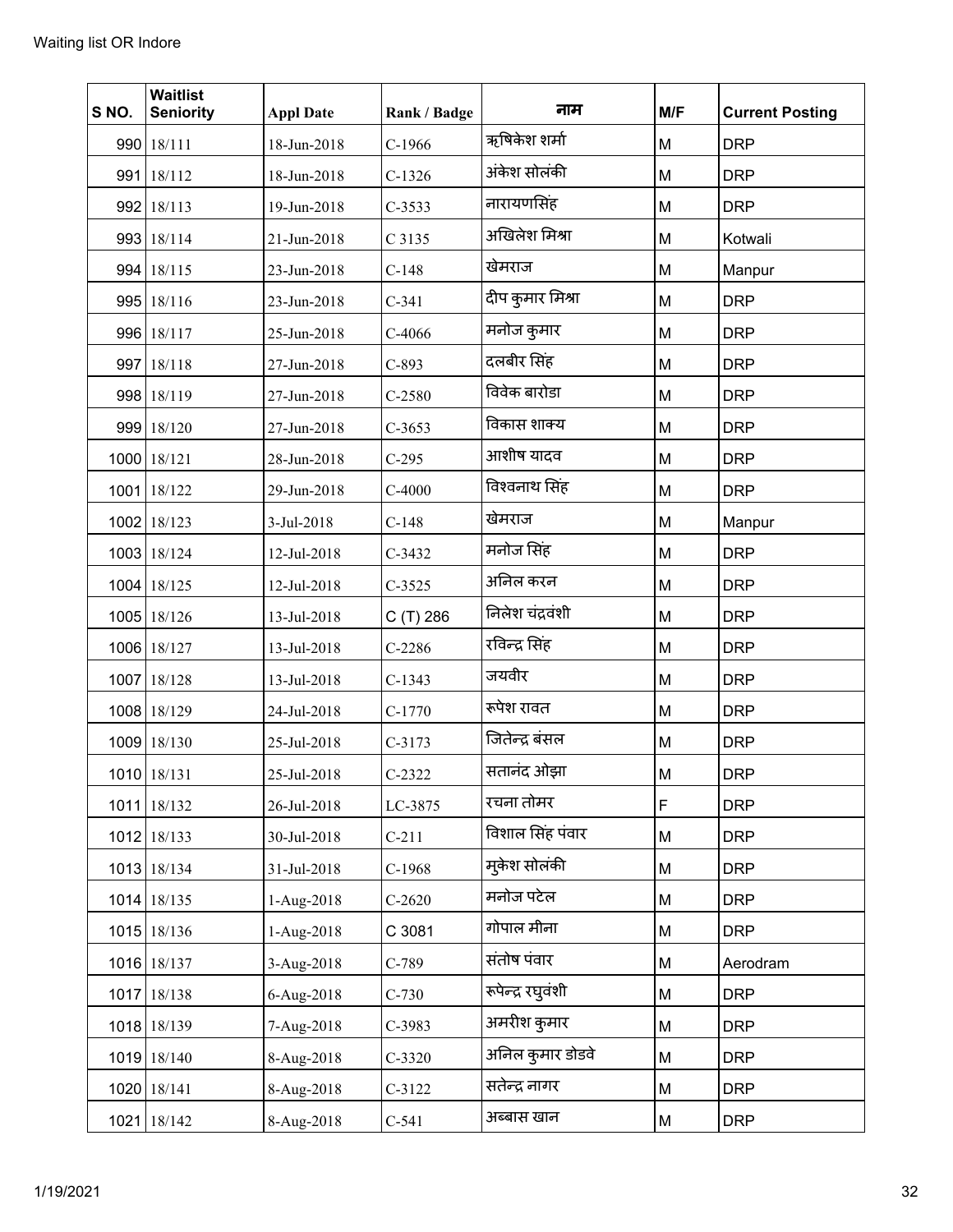| S NO. | Waitlist Seniority | Appl Date | Rank / Badge | नाम | M/F | Current Posting |
|---|---|---|---|---|---|---|
| 990 | 18/111 | 18-Jun-2018 | C-1966 | ऋषिकेश शर्मा | M | DRP |
| 991 | 18/112 | 18-Jun-2018 | C-1326 | अंकेश सोलंकी | M | DRP |
| 992 | 18/113 | 19-Jun-2018 | C-3533 | नारायणसिंह | M | DRP |
| 993 | 18/114 | 21-Jun-2018 | C 3135 | अखिलेश मिश्रा | M | Kotwali |
| 994 | 18/115 | 23-Jun-2018 | C-148 | खेमराज | M | Manpur |
| 995 | 18/116 | 23-Jun-2018 | C-341 | दीप कुमार मिश्रा | M | DRP |
| 996 | 18/117 | 25-Jun-2018 | C-4066 | मनोज कुमार | M | DRP |
| 997 | 18/118 | 27-Jun-2018 | C-893 | दलबीर सिंह | M | DRP |
| 998 | 18/119 | 27-Jun-2018 | C-2580 | विवेक बारोडा | M | DRP |
| 999 | 18/120 | 27-Jun-2018 | C-3653 | विकास शाक्य | M | DRP |
| 1000 | 18/121 | 28-Jun-2018 | C-295 | आशीष यादव | M | DRP |
| 1001 | 18/122 | 29-Jun-2018 | C-4000 | विश्वनाथ सिंह | M | DRP |
| 1002 | 18/123 | 3-Jul-2018 | C-148 | खेमराज | M | Manpur |
| 1003 | 18/124 | 12-Jul-2018 | C-3432 | मनोज सिंह | M | DRP |
| 1004 | 18/125 | 12-Jul-2018 | C-3525 | अनिल करन | M | DRP |
| 1005 | 18/126 | 13-Jul-2018 | C (T) 286 | निलेश चंद्रवंशी | M | DRP |
| 1006 | 18/127 | 13-Jul-2018 | C-2286 | रविन्द्र सिंह | M | DRP |
| 1007 | 18/128 | 13-Jul-2018 | C-1343 | जयवीर | M | DRP |
| 1008 | 18/129 | 24-Jul-2018 | C-1770 | रूपेश रावत | M | DRP |
| 1009 | 18/130 | 25-Jul-2018 | C-3173 | जितेन्द्र बंसल | M | DRP |
| 1010 | 18/131 | 25-Jul-2018 | C-2322 | सतानंद ओझा | M | DRP |
| 1011 | 18/132 | 26-Jul-2018 | LC-3875 | रचना तोमर | F | DRP |
| 1012 | 18/133 | 30-Jul-2018 | C-211 | विशाल सिंह पंवार | M | DRP |
| 1013 | 18/134 | 31-Jul-2018 | C-1968 | मुकेश सोलंकी | M | DRP |
| 1014 | 18/135 | 1-Aug-2018 | C-2620 | मनोज पटेल | M | DRP |
| 1015 | 18/136 | 1-Aug-2018 | C 3081 | गोपाल मीना | M | DRP |
| 1016 | 18/137 | 3-Aug-2018 | C-789 | संतोष पंवार | M | Aerodram |
| 1017 | 18/138 | 6-Aug-2018 | C-730 | रूपेन्द्र रघुवंशी | M | DRP |
| 1018 | 18/139 | 7-Aug-2018 | C-3983 | अमरीश कुमार | M | DRP |
| 1019 | 18/140 | 8-Aug-2018 | C-3320 | अनिल कुमार डोडवे | M | DRP |
| 1020 | 18/141 | 8-Aug-2018 | C-3122 | सतेन्द्र नागर | M | DRP |
| 1021 | 18/142 | 8-Aug-2018 | C-541 | अब्बास खान | M | DRP |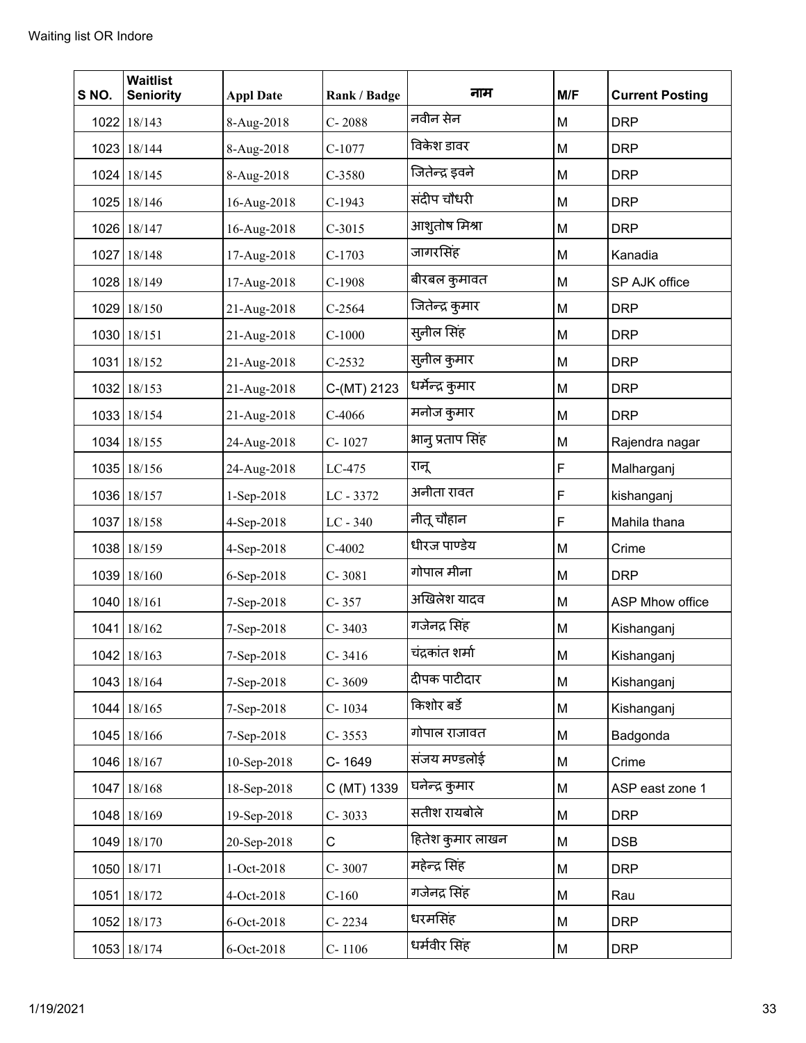Waiting list OR Indore

| S NO. | Waitlist Seniority | Appl Date | Rank / Badge | नाम | M/F | Current Posting |
|---|---|---|---|---|---|---|
| 1022 | 18/143 | 8-Aug-2018 | C- 2088 | नवीन सेन | M | DRP |
| 1023 | 18/144 | 8-Aug-2018 | C-1077 | विकेश डावर | M | DRP |
| 1024 | 18/145 | 8-Aug-2018 | C-3580 | जितेन्द्र इवने | M | DRP |
| 1025 | 18/146 | 16-Aug-2018 | C-1943 | संदीप चौधरी | M | DRP |
| 1026 | 18/147 | 16-Aug-2018 | C-3015 | आशुतोष मिश्रा | M | DRP |
| 1027 | 18/148 | 17-Aug-2018 | C-1703 | जागरसिंह | M | Kanadia |
| 1028 | 18/149 | 17-Aug-2018 | C-1908 | बीरबल कुमावत | M | SP AJK office |
| 1029 | 18/150 | 21-Aug-2018 | C-2564 | जितेन्द्र कुमार | M | DRP |
| 1030 | 18/151 | 21-Aug-2018 | C-1000 | सुनील सिंह | M | DRP |
| 1031 | 18/152 | 21-Aug-2018 | C-2532 | सुनील कुमार | M | DRP |
| 1032 | 18/153 | 21-Aug-2018 | C-(MT) 2123 | धर्मेन्द्र कुमार | M | DRP |
| 1033 | 18/154 | 21-Aug-2018 | C-4066 | मनोज कुमार | M | DRP |
| 1034 | 18/155 | 24-Aug-2018 | C- 1027 | भानु प्रताप सिंह | M | Rajendra nagar |
| 1035 | 18/156 | 24-Aug-2018 | LC-475 | रानू | F | Malharganj |
| 1036 | 18/157 | 1-Sep-2018 | LC - 3372 | अनीता रावत | F | kishanganj |
| 1037 | 18/158 | 4-Sep-2018 | LC - 340 | नीतू चौहान | F | Mahila thana |
| 1038 | 18/159 | 4-Sep-2018 | C-4002 | धीरज पाण्डेय | M | Crime |
| 1039 | 18/160 | 6-Sep-2018 | C- 3081 | गोपाल मीना | M | DRP |
| 1040 | 18/161 | 7-Sep-2018 | C- 357 | अखिलेश यादव | M | ASP Mhow office |
| 1041 | 18/162 | 7-Sep-2018 | C- 3403 | गजेनद्र सिंह | M | Kishanganj |
| 1042 | 18/163 | 7-Sep-2018 | C- 3416 | चंद्रकांत शर्मा | M | Kishanganj |
| 1043 | 18/164 | 7-Sep-2018 | C- 3609 | दीपक पाटीदार | M | Kishanganj |
| 1044 | 18/165 | 7-Sep-2018 | C- 1034 | किशोर बर्डे | M | Kishanganj |
| 1045 | 18/166 | 7-Sep-2018 | C- 3553 | गोपाल राजावत | M | Badgonda |
| 1046 | 18/167 | 10-Sep-2018 | C- 1649 | संजय मण्डलोई | M | Crime |
| 1047 | 18/168 | 18-Sep-2018 | C (MT) 1339 | घनेन्द्र कुमार | M | ASP east zone 1 |
| 1048 | 18/169 | 19-Sep-2018 | C- 3033 | सतीश रायबोले | M | DRP |
| 1049 | 18/170 | 20-Sep-2018 | C | हितेश कुमार लाखन | M | DSB |
| 1050 | 18/171 | 1-Oct-2018 | C- 3007 | महेन्द्र सिंह | M | DRP |
| 1051 | 18/172 | 4-Oct-2018 | C-160 | गजेनद्र सिंह | M | Rau |
| 1052 | 18/173 | 6-Oct-2018 | C- 2234 | धरमसिंह | M | DRP |
| 1053 | 18/174 | 6-Oct-2018 | C- 1106 | धर्मवीर सिंह | M | DRP |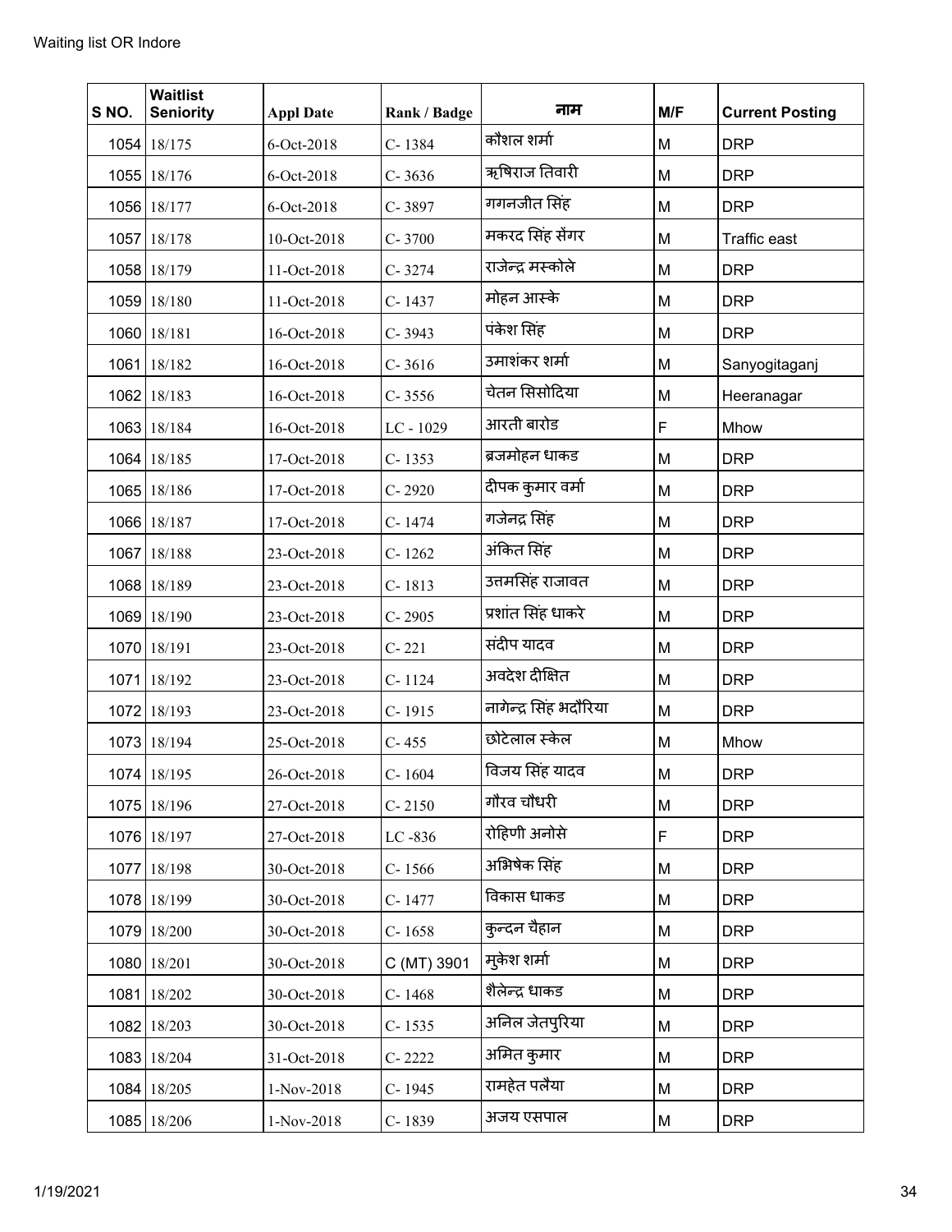Waiting list OR Indore

| S NO. | Waitlist Seniority | Appl Date | Rank / Badge | नाम | M/F | Current Posting |
|---|---|---|---|---|---|---|
| 1054 | 18/175 | 6-Oct-2018 | C- 1384 | कौशल शर्मा | M | DRP |
| 1055 | 18/176 | 6-Oct-2018 | C- 3636 | ऋषिराज तिवारी | M | DRP |
| 1056 | 18/177 | 6-Oct-2018 | C- 3897 | गगनजीत सिंह | M | DRP |
| 1057 | 18/178 | 10-Oct-2018 | C- 3700 | मकरद सिंह सेंगर | M | Traffic east |
| 1058 | 18/179 | 11-Oct-2018 | C- 3274 | राजेन्द्र मस्कोले | M | DRP |
| 1059 | 18/180 | 11-Oct-2018 | C- 1437 | मोहन आस्के | M | DRP |
| 1060 | 18/181 | 16-Oct-2018 | C- 3943 | पंकेश सिंह | M | DRP |
| 1061 | 18/182 | 16-Oct-2018 | C- 3616 | उमाशंकर शर्मा | M | Sanyogitaganj |
| 1062 | 18/183 | 16-Oct-2018 | C- 3556 | चेतन सिसोदिया | M | Heeranagar |
| 1063 | 18/184 | 16-Oct-2018 | LC - 1029 | आरती बारोड | F | Mhow |
| 1064 | 18/185 | 17-Oct-2018 | C- 1353 | ब्रजमोहन धाकड | M | DRP |
| 1065 | 18/186 | 17-Oct-2018 | C- 2920 | दीपक कुमार वर्मा | M | DRP |
| 1066 | 18/187 | 17-Oct-2018 | C- 1474 | गजेनद्र सिंह | M | DRP |
| 1067 | 18/188 | 23-Oct-2018 | C- 1262 | अंकित सिंह | M | DRP |
| 1068 | 18/189 | 23-Oct-2018 | C- 1813 | उत्तमसिंह राजावत | M | DRP |
| 1069 | 18/190 | 23-Oct-2018 | C- 2905 | प्रशांत सिंह धाकरे | M | DRP |
| 1070 | 18/191 | 23-Oct-2018 | C- 221 | संदीप यादव | M | DRP |
| 1071 | 18/192 | 23-Oct-2018 | C- 1124 | अवदेश दीक्षित | M | DRP |
| 1072 | 18/193 | 23-Oct-2018 | C- 1915 | नागेन्द्र सिंह भदौरिया | M | DRP |
| 1073 | 18/194 | 25-Oct-2018 | C- 455 | छोटेलाल स्केल | M | Mhow |
| 1074 | 18/195 | 26-Oct-2018 | C- 1604 | विजय सिंह यादव | M | DRP |
| 1075 | 18/196 | 27-Oct-2018 | C- 2150 | गौरव चौधरी | M | DRP |
| 1076 | 18/197 | 27-Oct-2018 | LC -836 | रोहिणी अनोसे | F | DRP |
| 1077 | 18/198 | 30-Oct-2018 | C- 1566 | अभिषेक सिंह | M | DRP |
| 1078 | 18/199 | 30-Oct-2018 | C- 1477 | विकास धाकड | M | DRP |
| 1079 | 18/200 | 30-Oct-2018 | C- 1658 | कुन्दन चैहान | M | DRP |
| 1080 | 18/201 | 30-Oct-2018 | C (MT) 3901 | मुकेश शर्मा | M | DRP |
| 1081 | 18/202 | 30-Oct-2018 | C- 1468 | शैलेन्द्र धाकड | M | DRP |
| 1082 | 18/203 | 30-Oct-2018 | C- 1535 | अनिल जेतपुरिया | M | DRP |
| 1083 | 18/204 | 31-Oct-2018 | C- 2222 | अमित कुमार | M | DRP |
| 1084 | 18/205 | 1-Nov-2018 | C- 1945 | रामहेत पलैया | M | DRP |
| 1085 | 18/206 | 1-Nov-2018 | C- 1839 | अजय एसपाल | M | DRP |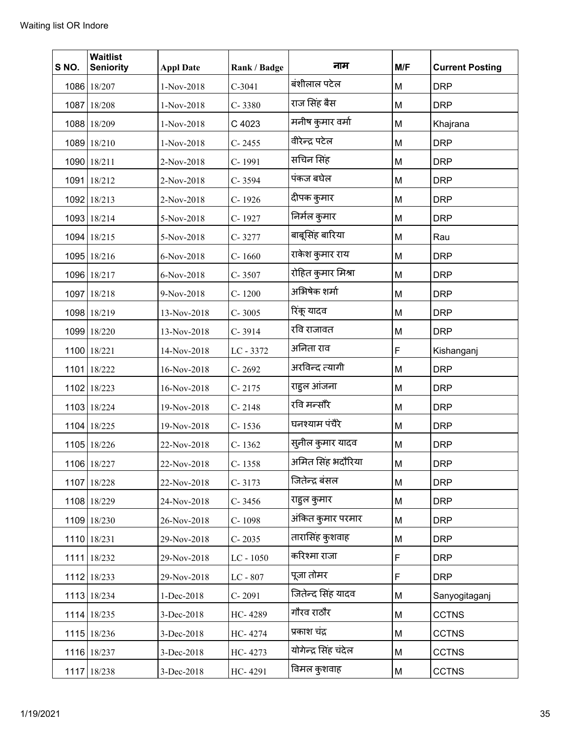| S NO. | Waitlist Seniority | Appl Date | Rank / Badge | नाम | M/F | Current Posting |
|---|---|---|---|---|---|---|
| 1086 | 18/207 | 1-Nov-2018 | C-3041 | बंशीलाल पटेल | M | DRP |
| 1087 | 18/208 | 1-Nov-2018 | C- 3380 | राज सिंह बैस | M | DRP |
| 1088 | 18/209 | 1-Nov-2018 | C 4023 | मनीष कुमार वर्मा | M | Khajrana |
| 1089 | 18/210 | 1-Nov-2018 | C- 2455 | वीरेन्द्र पटेल | M | DRP |
| 1090 | 18/211 | 2-Nov-2018 | C- 1991 | सचिन सिंह | M | DRP |
| 1091 | 18/212 | 2-Nov-2018 | C- 3594 | पंकज बघेल | M | DRP |
| 1092 | 18/213 | 2-Nov-2018 | C- 1926 | दीपक कुमार | M | DRP |
| 1093 | 18/214 | 5-Nov-2018 | C- 1927 | निर्मल कुमार | M | DRP |
| 1094 | 18/215 | 5-Nov-2018 | C- 3277 | बाबूसिंह बारिया | M | Rau |
| 1095 | 18/216 | 6-Nov-2018 | C- 1660 | राकेश कुमार राय | M | DRP |
| 1096 | 18/217 | 6-Nov-2018 | C- 3507 | रोहित कुमार मिश्रा | M | DRP |
| 1097 | 18/218 | 9-Nov-2018 | C- 1200 | अभिषेक शर्मा | M | DRP |
| 1098 | 18/219 | 13-Nov-2018 | C- 3005 | रिंकू यादव | M | DRP |
| 1099 | 18/220 | 13-Nov-2018 | C- 3914 | रवि राजावत | M | DRP |
| 1100 | 18/221 | 14-Nov-2018 | LC - 3372 | अनिता राव | F | Kishanganj |
| 1101 | 18/222 | 16-Nov-2018 | C- 2692 | अरविन्द त्यागी | M | DRP |
| 1102 | 18/223 | 16-Nov-2018 | C- 2175 | राहुल आंजना | M | DRP |
| 1103 | 18/224 | 19-Nov-2018 | C- 2148 | रवि मन्सौरे | M | DRP |
| 1104 | 18/225 | 19-Nov-2018 | C- 1536 | घनश्याम पंचैरे | M | DRP |
| 1105 | 18/226 | 22-Nov-2018 | C- 1362 | सुनील कुमार यादव | M | DRP |
| 1106 | 18/227 | 22-Nov-2018 | C- 1358 | अमित सिंह भदौरिया | M | DRP |
| 1107 | 18/228 | 22-Nov-2018 | C- 3173 | जितेन्द्र बंसल | M | DRP |
| 1108 | 18/229 | 24-Nov-2018 | C- 3456 | राहुल कुमार | M | DRP |
| 1109 | 18/230 | 26-Nov-2018 | C- 1098 | अंकित कुमार परमार | M | DRP |
| 1110 | 18/231 | 29-Nov-2018 | C- 2035 | तारासिंह कुशवाह | M | DRP |
| 1111 | 18/232 | 29-Nov-2018 | LC - 1050 | करिश्मा राजा | F | DRP |
| 1112 | 18/233 | 29-Nov-2018 | LC - 807 | पूजा तोमर | F | DRP |
| 1113 | 18/234 | 1-Dec-2018 | C- 2091 | जितेन्द सिंह यादव | M | Sanyogitaganj |
| 1114 | 18/235 | 3-Dec-2018 | HC- 4289 | गौरव राठौर | M | CCTNS |
| 1115 | 18/236 | 3-Dec-2018 | HC- 4274 | प्रकाश चंद्र | M | CCTNS |
| 1116 | 18/237 | 3-Dec-2018 | HC- 4273 | योगेन्द्र सिंह चंदेल | M | CCTNS |
| 1117 | 18/238 | 3-Dec-2018 | HC- 4291 | विमल कुशवाह | M | CCTNS |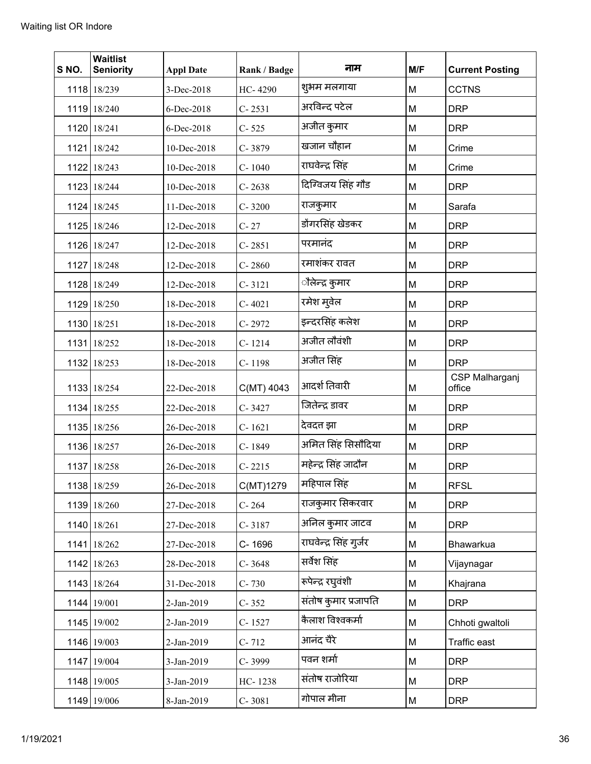Waiting list OR Indore

| S NO. | Waitlist Seniority | Appl Date | Rank / Badge | नाम | M/F | Current Posting |
|---|---|---|---|---|---|---|
| 1118 | 18/239 | 3-Dec-2018 | HC- 4290 | शुभम मलगाया | M | CCTNS |
| 1119 | 18/240 | 6-Dec-2018 | C- 2531 | अरविन्द पटेल | M | DRP |
| 1120 | 18/241 | 6-Dec-2018 | C- 525 | अजीत कुमार | M | DRP |
| 1121 | 18/242 | 10-Dec-2018 | C- 3879 | खजान चौहान | M | Crime |
| 1122 | 18/243 | 10-Dec-2018 | C- 1040 | राघवेन्द्र सिंह | M | Crime |
| 1123 | 18/244 | 10-Dec-2018 | C- 2638 | दिग्विजय सिंह गौड | M | DRP |
| 1124 | 18/245 | 11-Dec-2018 | C- 3200 | राजकुमार | M | Sarafa |
| 1125 | 18/246 | 12-Dec-2018 | C- 27 | डोंगरसिंह खेडकर | M | DRP |
| 1126 | 18/247 | 12-Dec-2018 | C- 2851 | परमानंद | M | DRP |
| 1127 | 18/248 | 12-Dec-2018 | C- 2860 | रमाशंकर रावत | M | DRP |
| 1128 | 18/249 | 12-Dec-2018 | C- 3121 | ेैलेन्द्र कुमार | M | DRP |
| 1129 | 18/250 | 18-Dec-2018 | C- 4021 | रमेश मुवेल | M | DRP |
| 1130 | 18/251 | 18-Dec-2018 | C- 2972 | इन्दरसिंह कलेश | M | DRP |
| 1131 | 18/252 | 18-Dec-2018 | C- 1214 | अजीत लौवंशी | M | DRP |
| 1132 | 18/253 | 18-Dec-2018 | C- 1198 | अजीत सिंह | M | DRP |
| 1133 | 18/254 | 22-Dec-2018 | C(MT) 4043 | आदर्श तिवारी | M | CSP Malharganj office |
| 1134 | 18/255 | 22-Dec-2018 | C- 3427 | जितेन्द्र डावर | M | DRP |
| 1135 | 18/256 | 26-Dec-2018 | C- 1621 | देवदत्त झा | M | DRP |
| 1136 | 18/257 | 26-Dec-2018 | C- 1849 | अमित सिंह सिसौदिया | M | DRP |
| 1137 | 18/258 | 26-Dec-2018 | C- 2215 | महेन्द्र सिंह जादौन | M | DRP |
| 1138 | 18/259 | 26-Dec-2018 | C(MT)1279 | महिपाल सिंह | M | RFSL |
| 1139 | 18/260 | 27-Dec-2018 | C- 264 | राजकुमार सिकरवार | M | DRP |
| 1140 | 18/261 | 27-Dec-2018 | C- 3187 | अनिल कुमार जाटव | M | DRP |
| 1141 | 18/262 | 27-Dec-2018 | C- 1696 | राघवेन्द्र सिंह गुर्जर | M | Bhawarkua |
| 1142 | 18/263 | 28-Dec-2018 | C- 3648 | सर्वेश सिंह | M | Vijaynagar |
| 1143 | 18/264 | 31-Dec-2018 | C- 730 | रूपेन्द्र रघुवंशी | M | Khajrana |
| 1144 | 19/001 | 2-Jan-2019 | C- 352 | संतोष कुमार प्रजापति | M | DRP |
| 1145 | 19/002 | 2-Jan-2019 | C- 1527 | कैलाश विश्वकर्मा | M | Chhoti gwaltoli |
| 1146 | 19/003 | 2-Jan-2019 | C- 712 | आनंद चैरे | M | Traffic east |
| 1147 | 19/004 | 3-Jan-2019 | C- 3999 | पवन शर्मा | M | DRP |
| 1148 | 19/005 | 3-Jan-2019 | HC- 1238 | संतोष राजोरिया | M | DRP |
| 1149 | 19/006 | 8-Jan-2019 | C- 3081 | गोपाल मीना | M | DRP |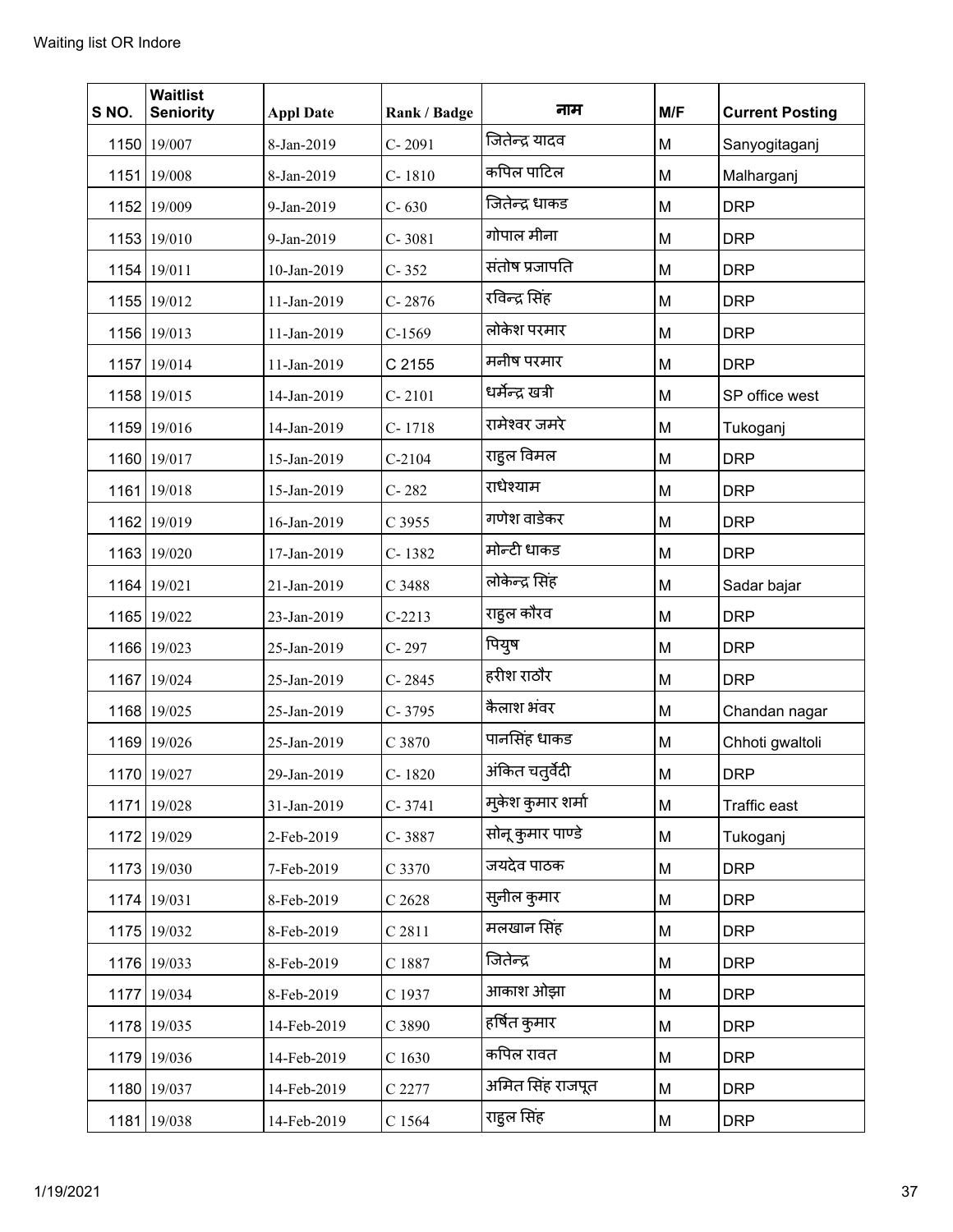Waiting list OR Indore

| S NO. | Waitlist Seniority | Appl Date | Rank / Badge | नाम | M/F | Current Posting |
|---|---|---|---|---|---|---|
| 1150 | 19/007 | 8-Jan-2019 | C- 2091 | जितेन्द्र यादव | M | Sanyogitaganj |
| 1151 | 19/008 | 8-Jan-2019 | C- 1810 | कपिल पाटिल | M | Malharganj |
| 1152 | 19/009 | 9-Jan-2019 | C- 630 | जितेन्द्र धाकड | M | DRP |
| 1153 | 19/010 | 9-Jan-2019 | C- 3081 | गोपाल मीना | M | DRP |
| 1154 | 19/011 | 10-Jan-2019 | C- 352 | संतोष प्रजापति | M | DRP |
| 1155 | 19/012 | 11-Jan-2019 | C- 2876 | रविन्द्र सिंह | M | DRP |
| 1156 | 19/013 | 11-Jan-2019 | C-1569 | लोकेश परमार | M | DRP |
| 1157 | 19/014 | 11-Jan-2019 | C 2155 | मनीष परमार | M | DRP |
| 1158 | 19/015 | 14-Jan-2019 | C- 2101 | धर्मेन्द्र खत्री | M | SP office west |
| 1159 | 19/016 | 14-Jan-2019 | C- 1718 | रामेश्वर जमरे | M | Tukoganj |
| 1160 | 19/017 | 15-Jan-2019 | C-2104 | राहुल विमल | M | DRP |
| 1161 | 19/018 | 15-Jan-2019 | C- 282 | राधेश्याम | M | DRP |
| 1162 | 19/019 | 16-Jan-2019 | C 3955 | गणेश वाडेकर | M | DRP |
| 1163 | 19/020 | 17-Jan-2019 | C- 1382 | मोन्टी धाकड | M | DRP |
| 1164 | 19/021 | 21-Jan-2019 | C 3488 | लोकेन्द्र सिंह | M | Sadar bajar |
| 1165 | 19/022 | 23-Jan-2019 | C-2213 | राहुल कौरव | M | DRP |
| 1166 | 19/023 | 25-Jan-2019 | C- 297 | पियुष | M | DRP |
| 1167 | 19/024 | 25-Jan-2019 | C- 2845 | हरीश राठौर | M | DRP |
| 1168 | 19/025 | 25-Jan-2019 | C- 3795 | कैलाश भंवर | M | Chandan nagar |
| 1169 | 19/026 | 25-Jan-2019 | C 3870 | पानसिंह धाकड | M | Chhoti gwaltoli |
| 1170 | 19/027 | 29-Jan-2019 | C- 1820 | अंकित चतुर्वेदी | M | DRP |
| 1171 | 19/028 | 31-Jan-2019 | C- 3741 | मुकेश कुमार शर्मा | M | Traffic east |
| 1172 | 19/029 | 2-Feb-2019 | C- 3887 | सोनू कुमार पाण्डे | M | Tukoganj |
| 1173 | 19/030 | 7-Feb-2019 | C 3370 | जयदेव पाठक | M | DRP |
| 1174 | 19/031 | 8-Feb-2019 | C 2628 | सुनील कुमार | M | DRP |
| 1175 | 19/032 | 8-Feb-2019 | C 2811 | मलखान सिंह | M | DRP |
| 1176 | 19/033 | 8-Feb-2019 | C 1887 | जितेन्द्र | M | DRP |
| 1177 | 19/034 | 8-Feb-2019 | C 1937 | आकाश ओझा | M | DRP |
| 1178 | 19/035 | 14-Feb-2019 | C 3890 | हर्षित कुमार | M | DRP |
| 1179 | 19/036 | 14-Feb-2019 | C 1630 | कपिल रावत | M | DRP |
| 1180 | 19/037 | 14-Feb-2019 | C 2277 | अमित सिंह राजपूत | M | DRP |
| 1181 | 19/038 | 14-Feb-2019 | C 1564 | राहुल सिंह | M | DRP |

1/19/2021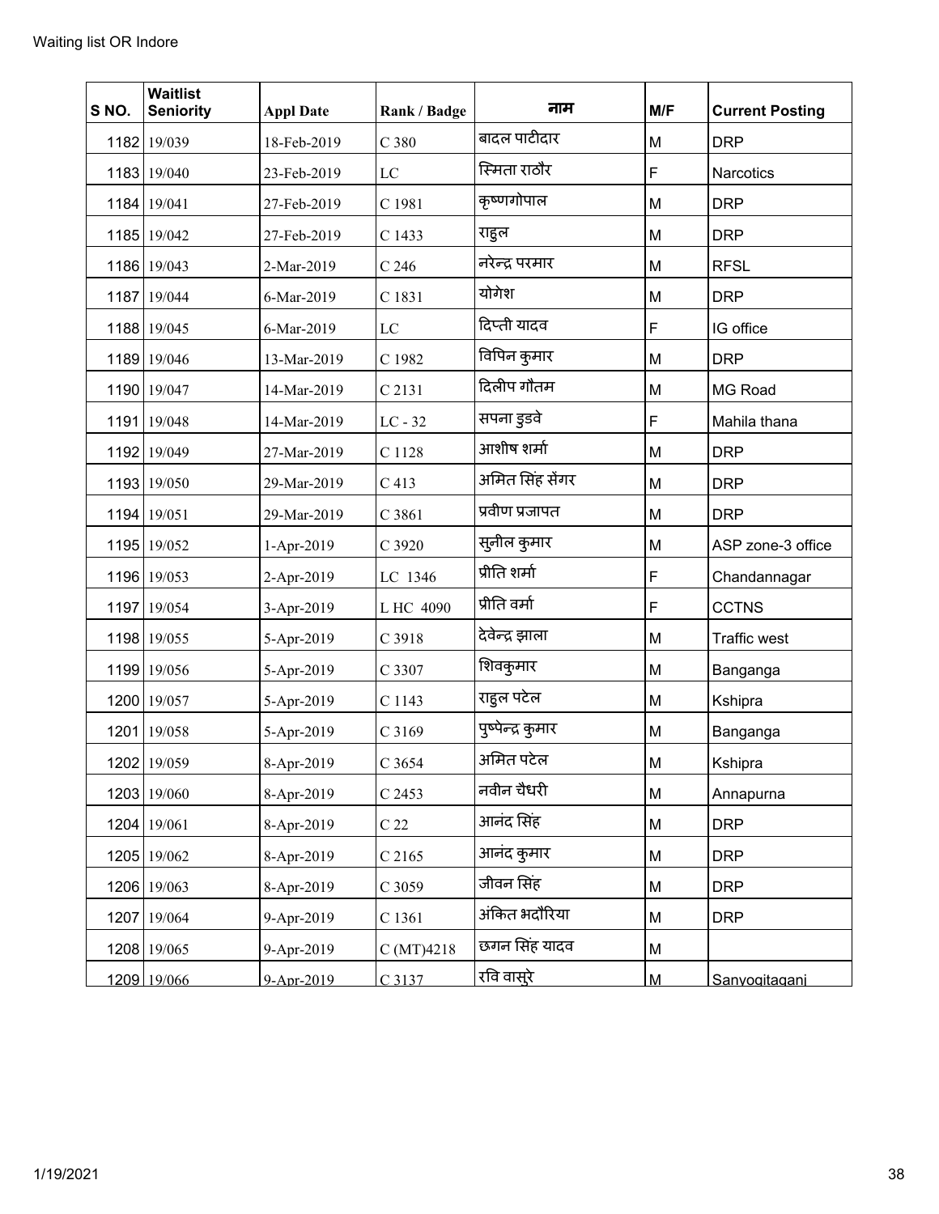| S NO. | Waitlist Seniority | Appl Date | Rank / Badge | नाम | M/F | Current Posting |
|---|---|---|---|---|---|---|
| 1182 | 19/039 | 18-Feb-2019 | C 380 | बादल पाटीदार | M | DRP |
| 1183 | 19/040 | 23-Feb-2019 | LC | स्मिता राठौर | F | Narcotics |
| 1184 | 19/041 | 27-Feb-2019 | C 1981 | कृष्णगोपाल | M | DRP |
| 1185 | 19/042 | 27-Feb-2019 | C 1433 | राहुल | M | DRP |
| 1186 | 19/043 | 2-Mar-2019 | C 246 | नरेन्द्र परमार | M | RFSL |
| 1187 | 19/044 | 6-Mar-2019 | C 1831 | योगेश | M | DRP |
| 1188 | 19/045 | 6-Mar-2019 | LC | दिप्ती यादव | F | IG office |
| 1189 | 19/046 | 13-Mar-2019 | C 1982 | विपिन कुमार | M | DRP |
| 1190 | 19/047 | 14-Mar-2019 | C 2131 | दिलीप गौतम | M | MG Road |
| 1191 | 19/048 | 14-Mar-2019 | LC - 32 | सपना डुडवे | F | Mahila thana |
| 1192 | 19/049 | 27-Mar-2019 | C 1128 | आशीष शर्मा | M | DRP |
| 1193 | 19/050 | 29-Mar-2019 | C 413 | अमित सिंह सेंगर | M | DRP |
| 1194 | 19/051 | 29-Mar-2019 | C 3861 | प्रवीण प्रजापत | M | DRP |
| 1195 | 19/052 | 1-Apr-2019 | C 3920 | सुनील कुमार | M | ASP zone-3 office |
| 1196 | 19/053 | 2-Apr-2019 | LC 1346 | प्रीति शर्मा | F | Chandannagar |
| 1197 | 19/054 | 3-Apr-2019 | L HC 4090 | प्रीति वर्मा | F | CCTNS |
| 1198 | 19/055 | 5-Apr-2019 | C 3918 | देवेन्द्र झाला | M | Traffic west |
| 1199 | 19/056 | 5-Apr-2019 | C 3307 | शिवकुमार | M | Banganga |
| 1200 | 19/057 | 5-Apr-2019 | C 1143 | राहुल पटेल | M | Kshipra |
| 1201 | 19/058 | 5-Apr-2019 | C 3169 | पुष्पेन्द्र कुमार | M | Banganga |
| 1202 | 19/059 | 8-Apr-2019 | C 3654 | अमित पटेल | M | Kshipra |
| 1203 | 19/060 | 8-Apr-2019 | C 2453 | नवीन चैधरी | M | Annapurna |
| 1204 | 19/061 | 8-Apr-2019 | C 22 | आनंद सिंह | M | DRP |
| 1205 | 19/062 | 8-Apr-2019 | C 2165 | आनंद कुमार | M | DRP |
| 1206 | 19/063 | 8-Apr-2019 | C 3059 | जीवन सिंह | M | DRP |
| 1207 | 19/064 | 9-Apr-2019 | C 1361 | अंकित भदौरिया | M | DRP |
| 1208 | 19/065 | 9-Apr-2019 | C (MT)4218 | छगन सिंह यादव | M | |
| 1209 | 19/066 | 9-Apr-2019 | C 3137 | रवि वासुरे | M | Sanyogitaganj |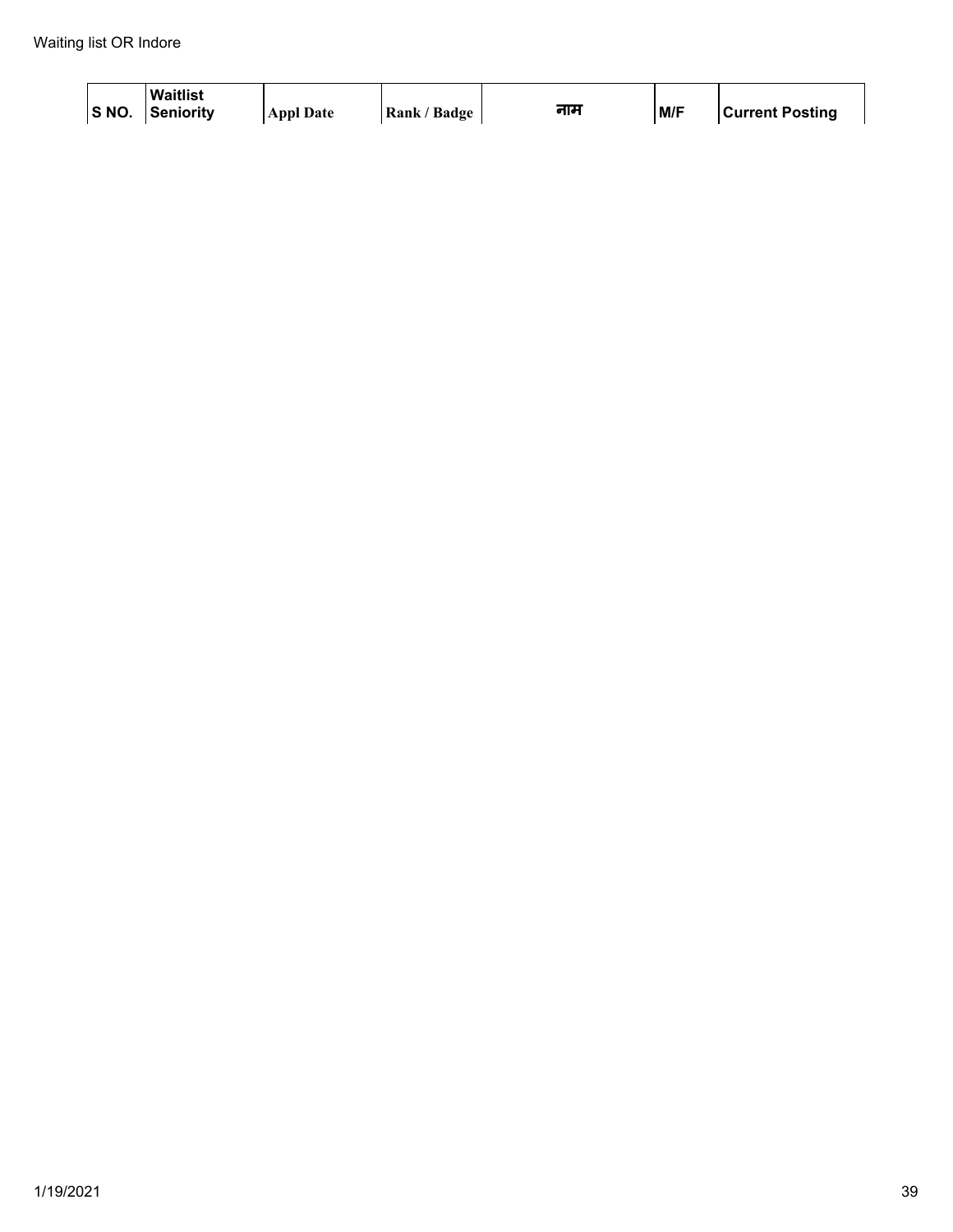| S NO. | Waitlist Seniority | Appl Date | Rank / Badge | नाम | M/F | Current Posting |
|---|---|---|---|---|---|---|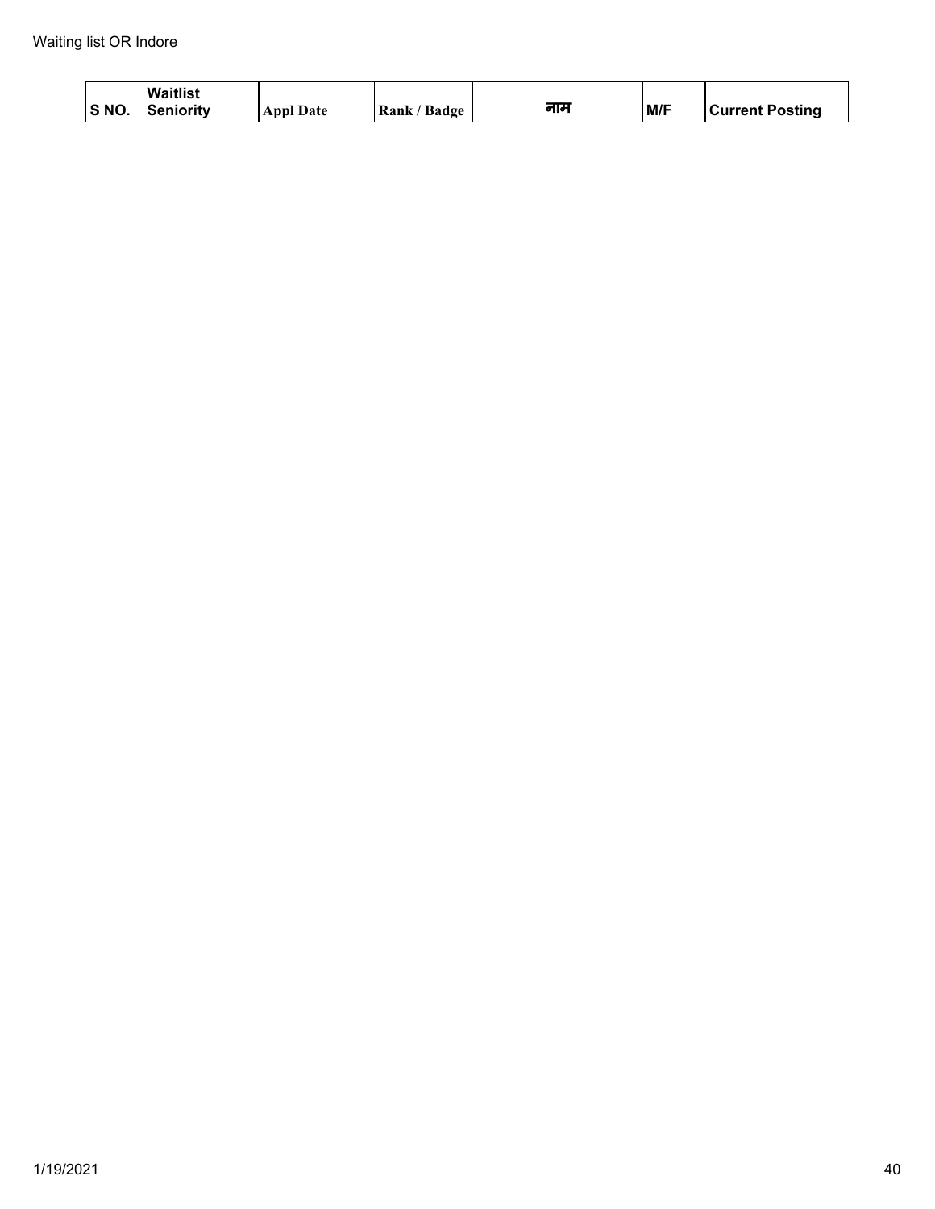| S NO. | Waitlist Seniority | Appl Date | Rank / Badge | नाम | M/F | Current Posting |
|---|---|---|---|---|---|---|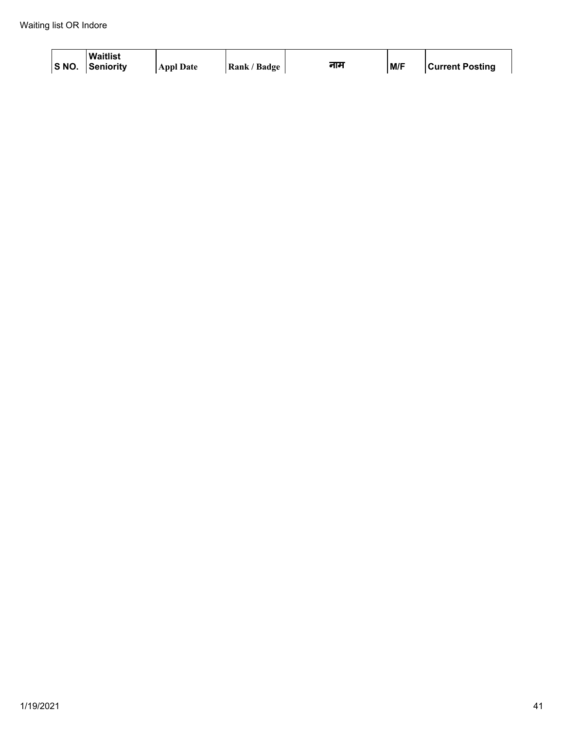| S NO. | Waitlist Seniority | Appl Date | Rank / Badge | नाम | M/F | Current Posting |
|---|---|---|---|---|---|---|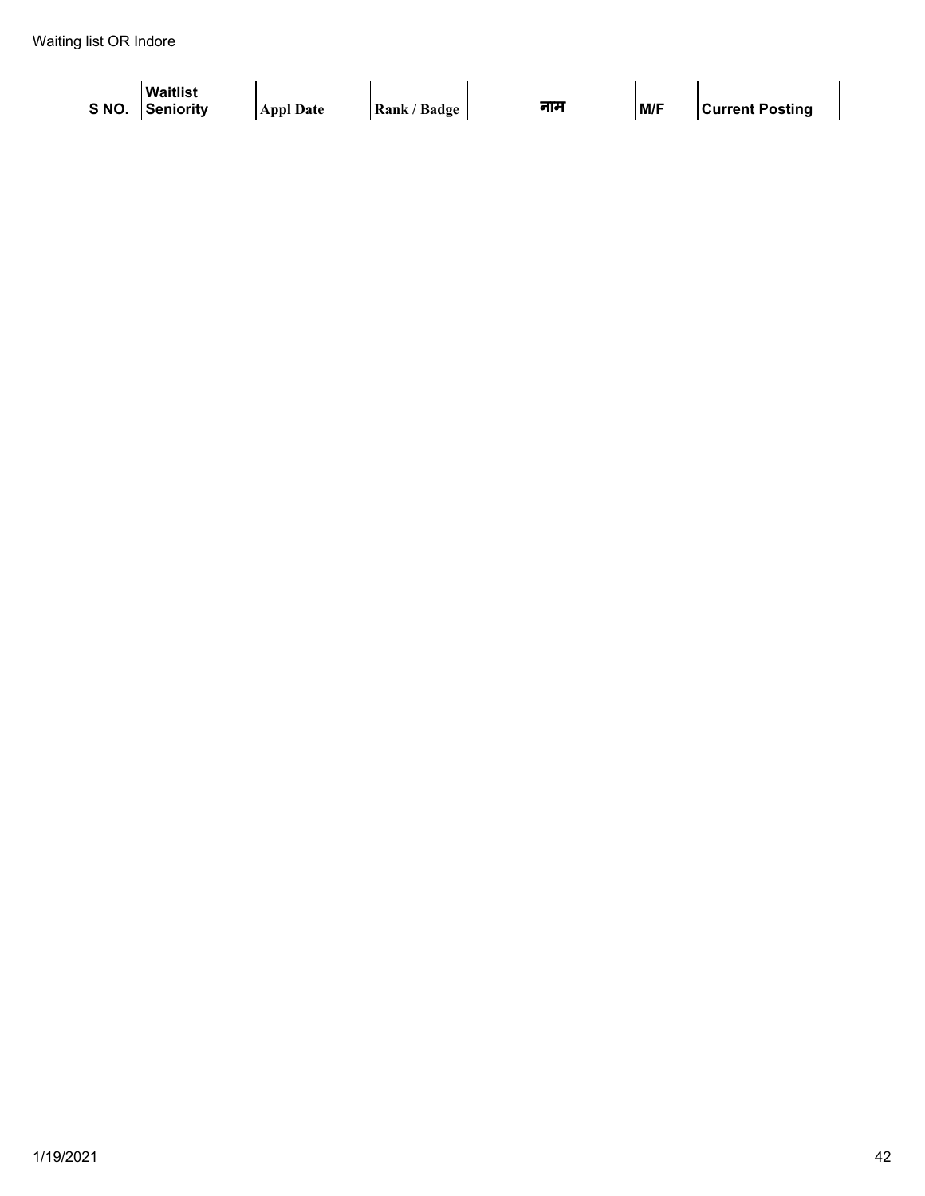| S NO. | Waitlist Seniority | Appl Date | Rank / Badge | नाम | M/F | Current Posting |
|---|---|---|---|---|---|---|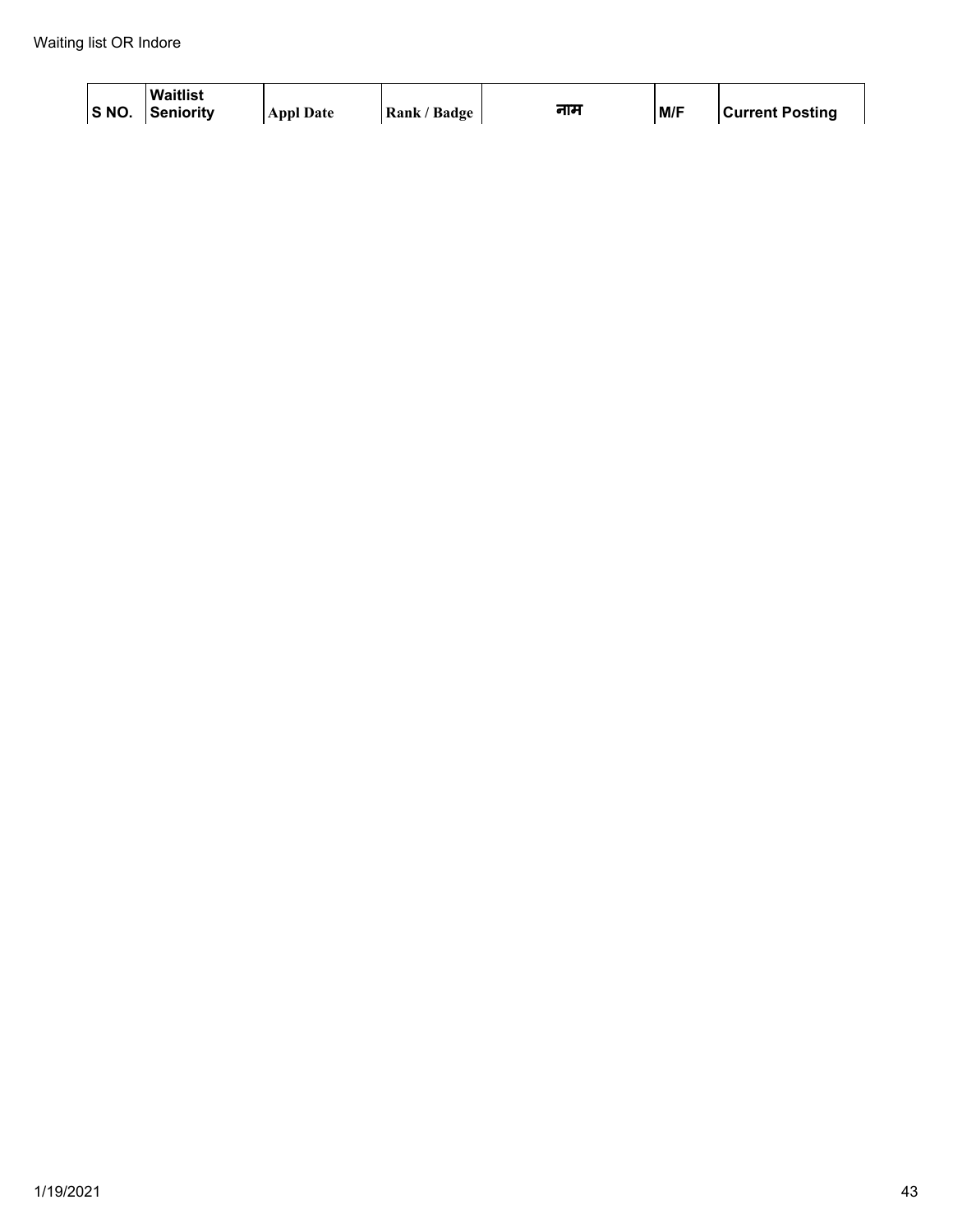| S NO. | Waitlist Seniority | Appl Date | Rank / Badge | नाम | M/F | Current Posting |
|---|---|---|---|---|---|---|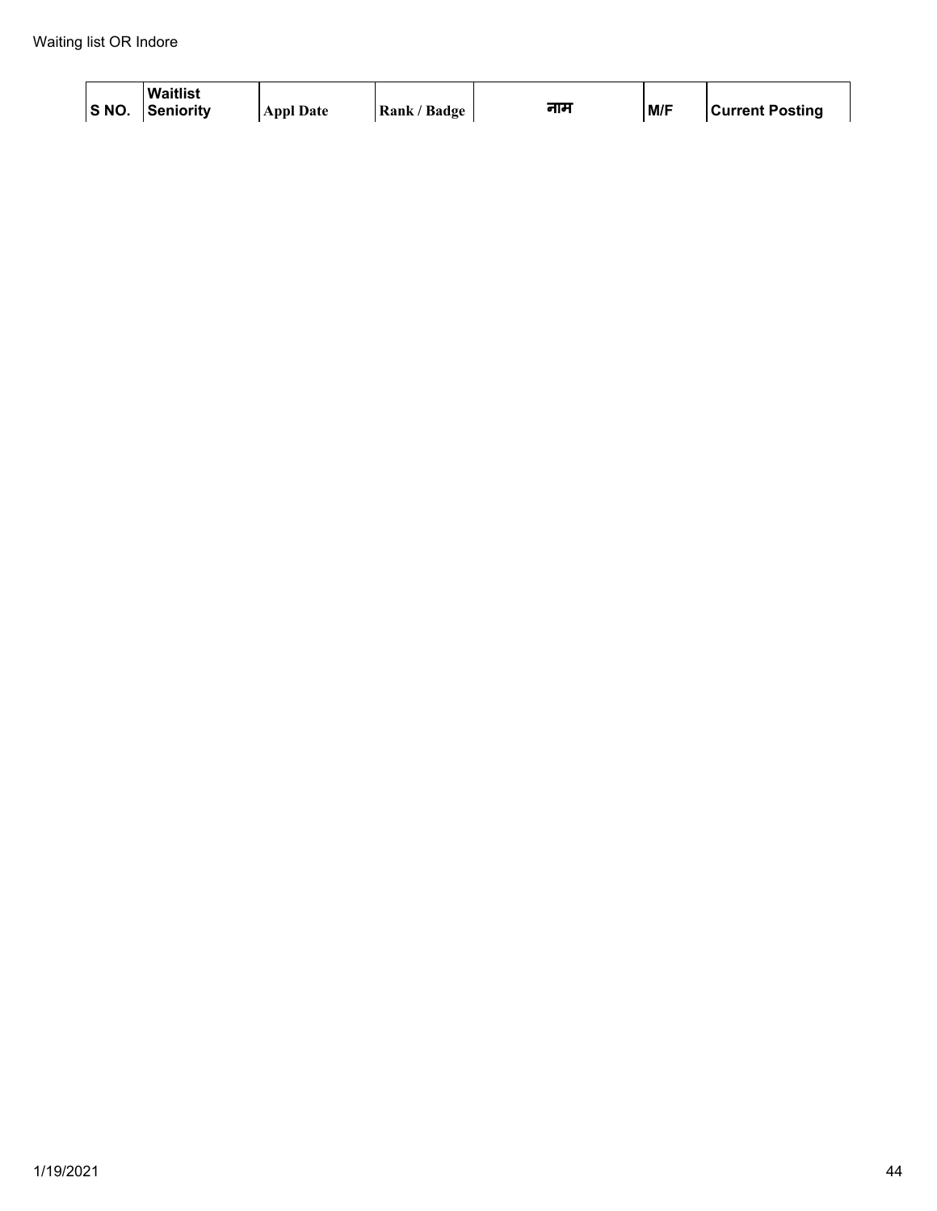| S NO. | Waitlist Seniority | Appl Date | Rank / Badge | नाम | M/F | Current Posting |
|---|---|---|---|---|---|---|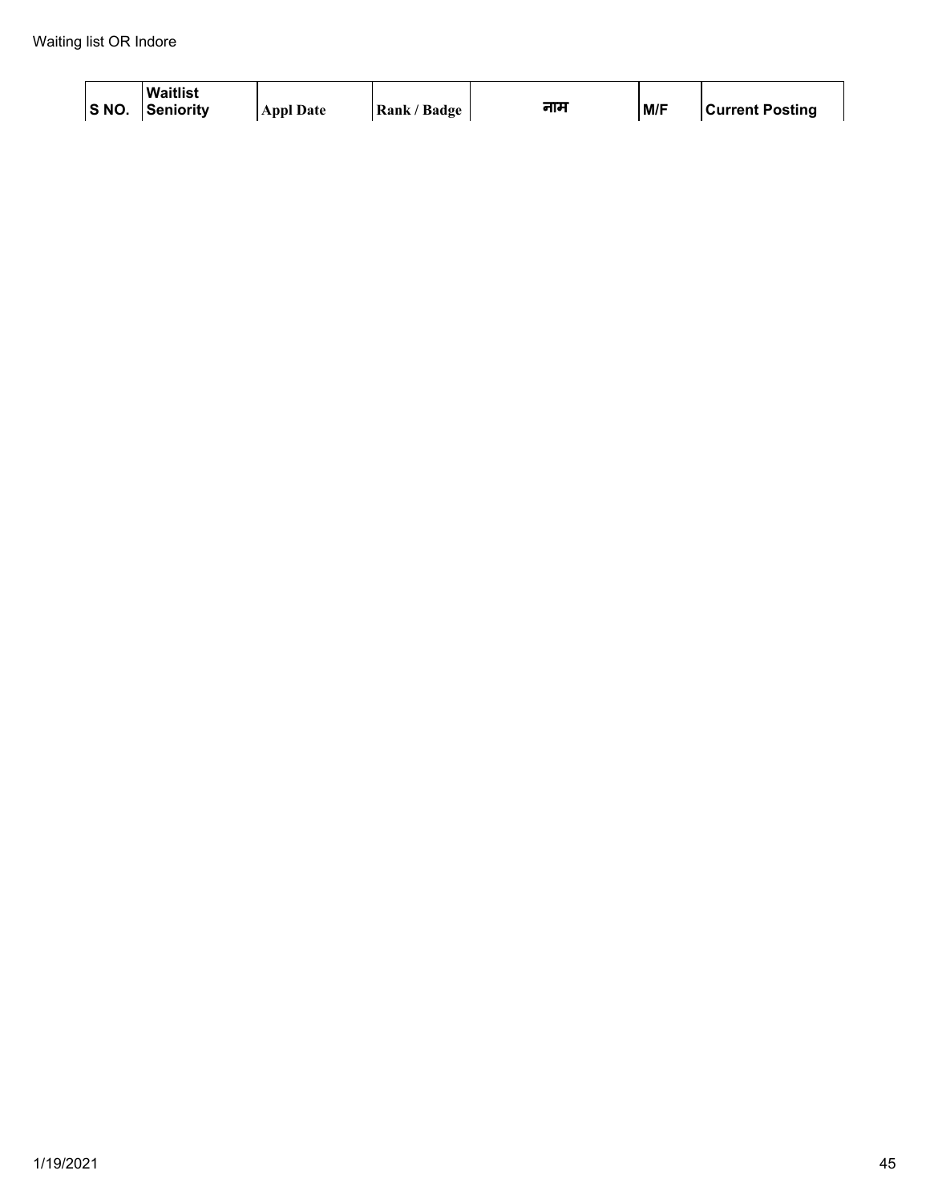| S NO. | Waitlist Seniority | Appl Date | Rank / Badge | नाम | M/F | Current Posting |
|---|---|---|---|---|---|---|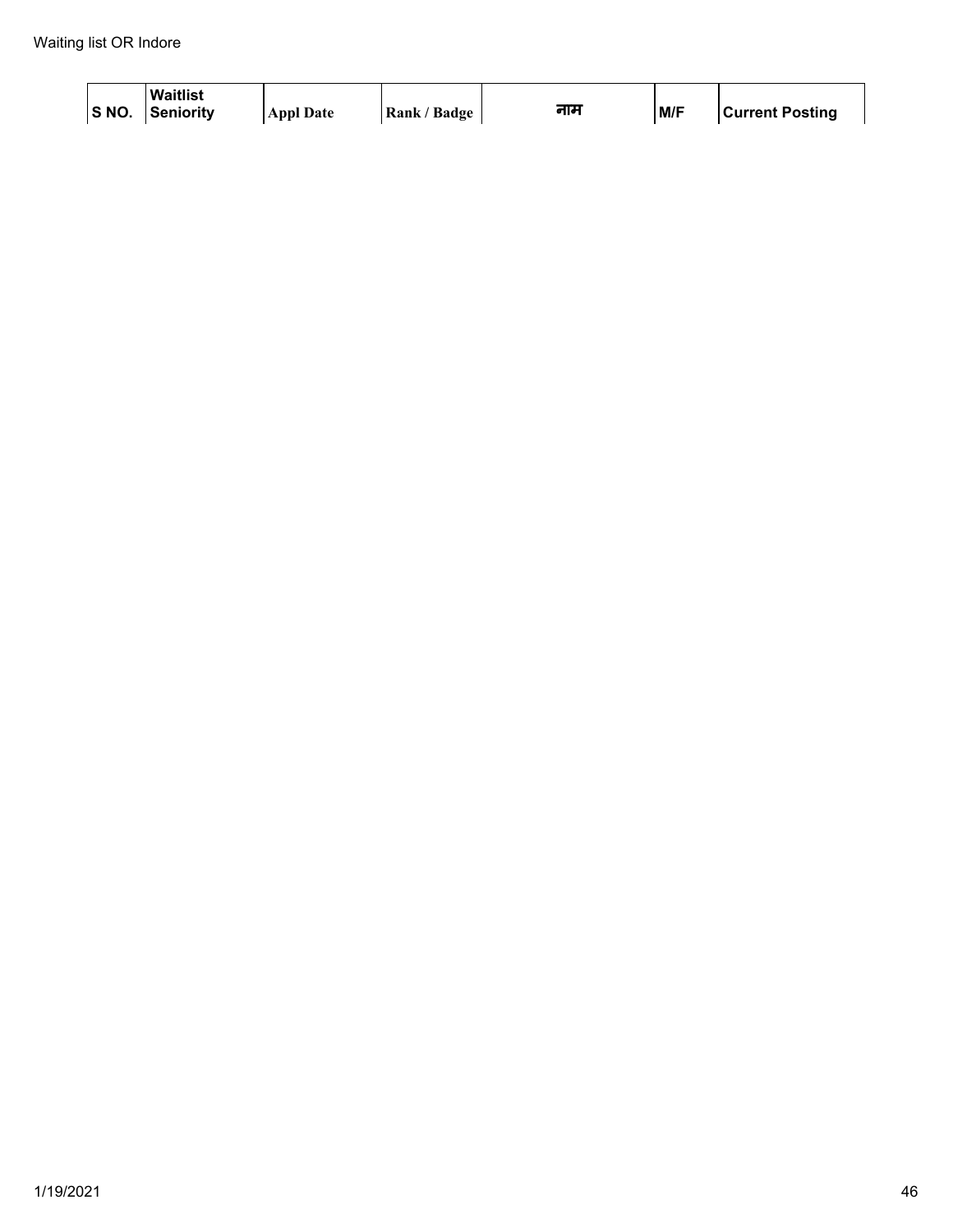| S NO. | Waitlist Seniority | Appl Date | Rank / Badge | नाम | M/F | Current Posting |
|---|---|---|---|---|---|---|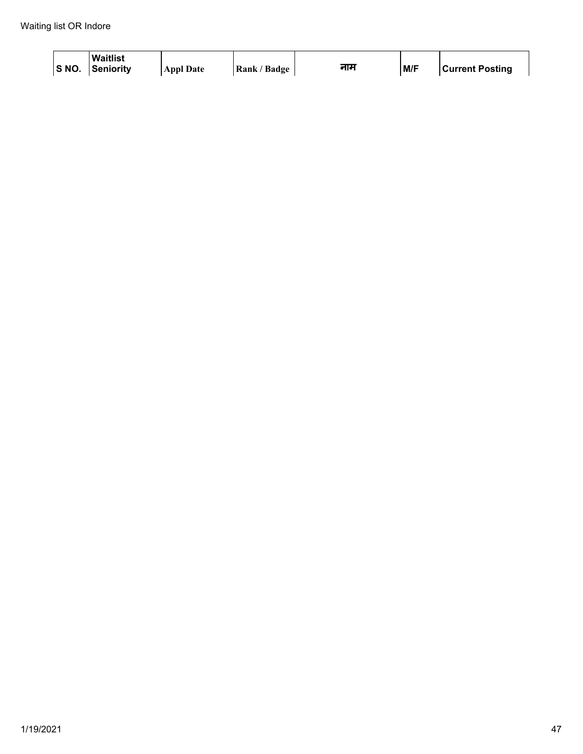| S NO. | Waitlist Seniority | Appl Date | Rank / Badge | नाम | M/F | Current Posting |
| --- | --- | --- | --- | --- | --- | --- |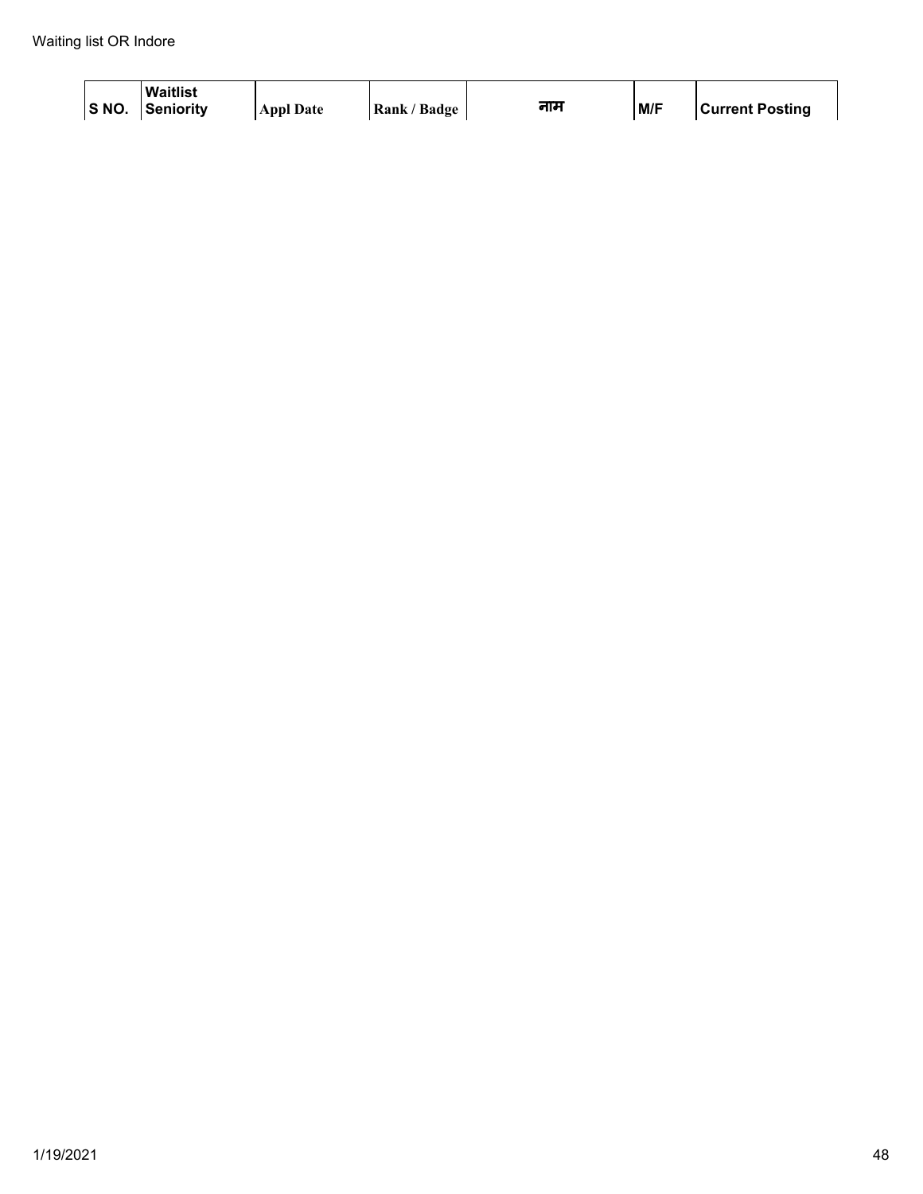| S NO. | Waitlist Seniority | Appl Date | Rank / Badge | नाम | M/F | Current Posting |
|---|---|---|---|---|---|---|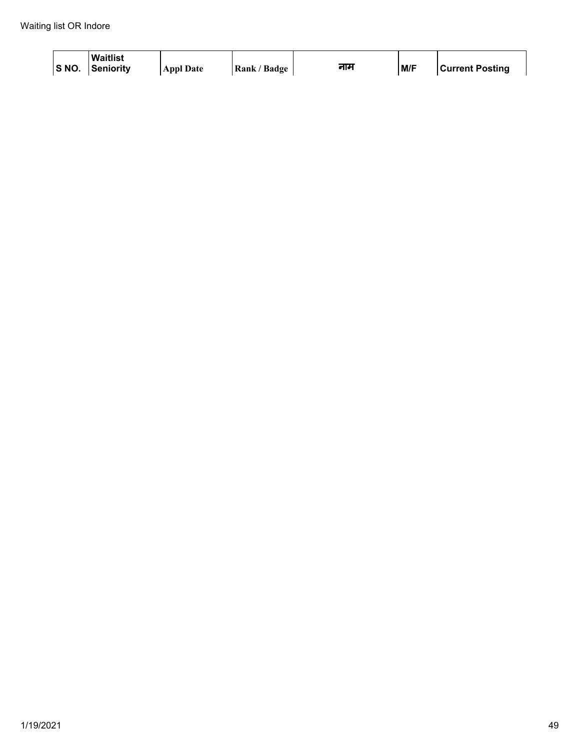| S NO. | Waitlist Seniority | Appl Date | Rank / Badge | नाम | M/F | Current Posting |
|---|---|---|---|---|---|---|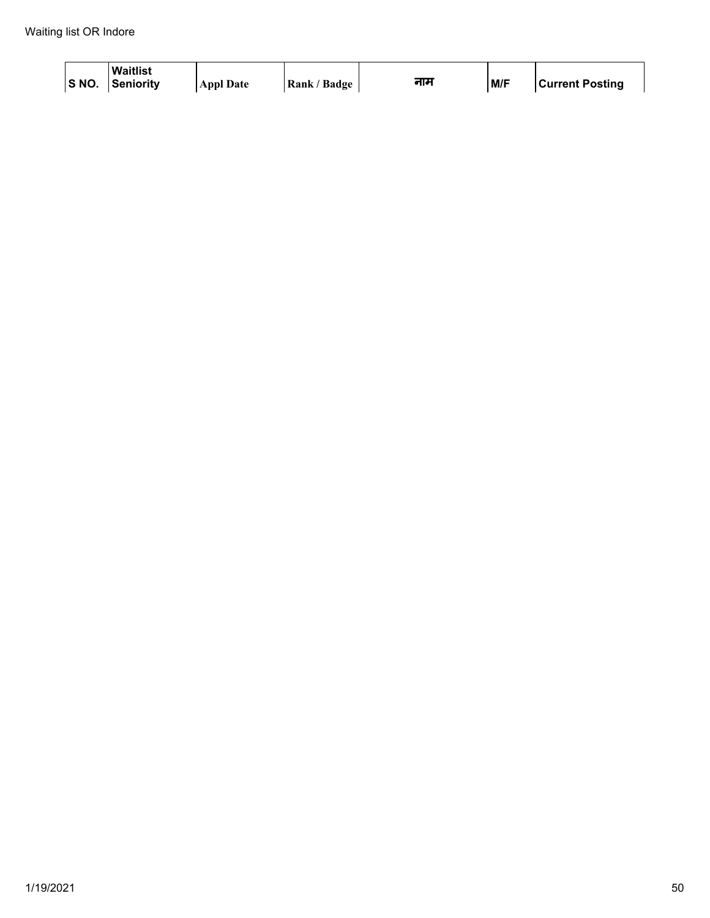| S NO. | Waitlist Seniority | Appl Date | Rank / Badge | नाम | M/F | Current Posting |
|---|---|---|---|---|---|---|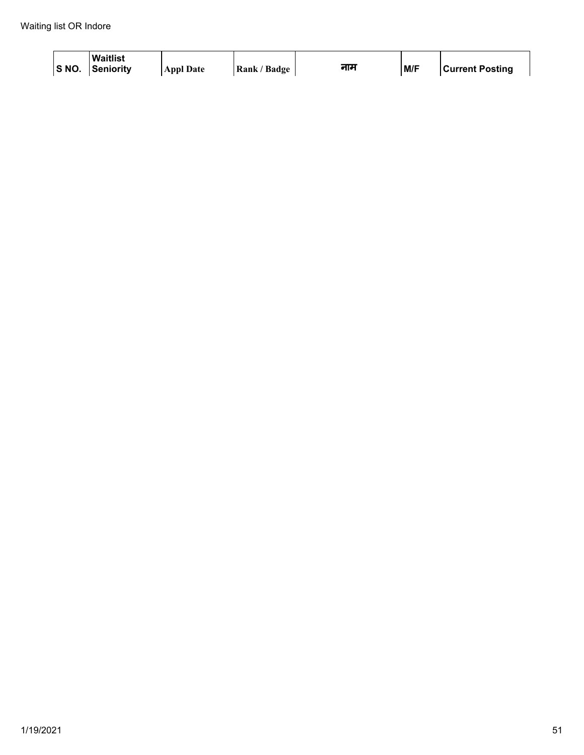| S NO. | Waitlist Seniority | Appl Date | Rank / Badge | नाम | M/F | Current Posting |
|---|---|---|---|---|---|---|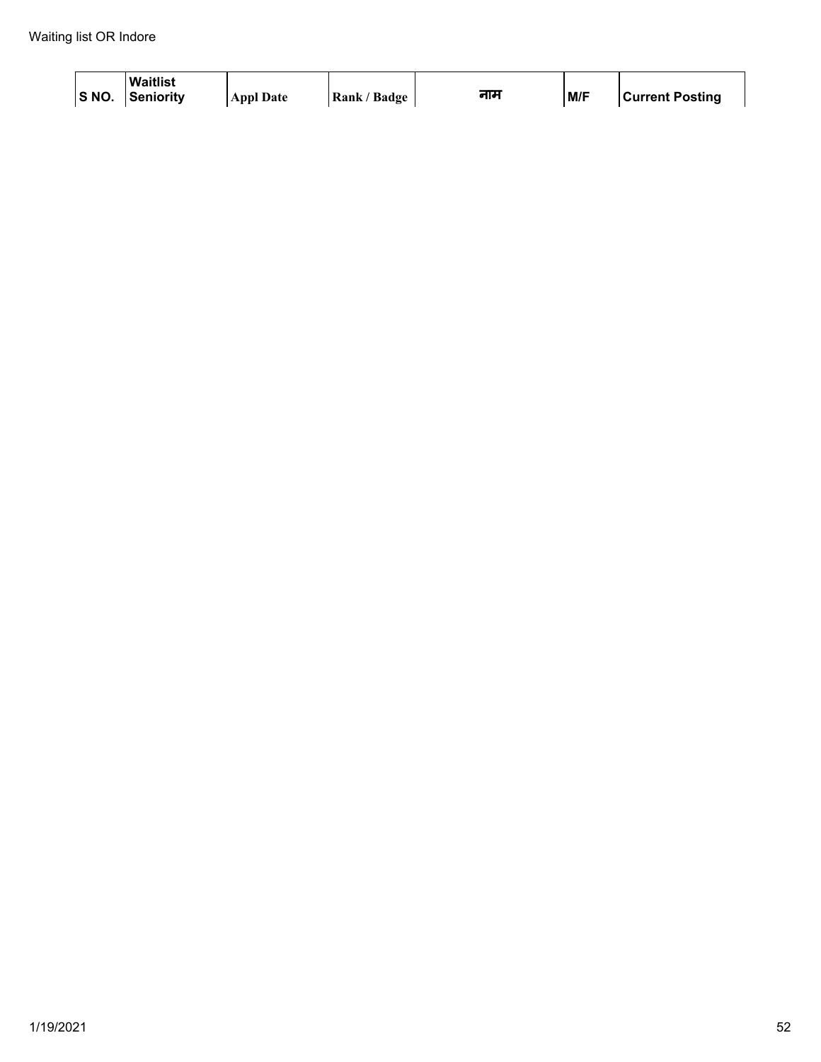| S NO. | Waitlist Seniority | Appl Date | Rank / Badge | नाम | M/F | Current Posting |
|---|---|---|---|---|---|---|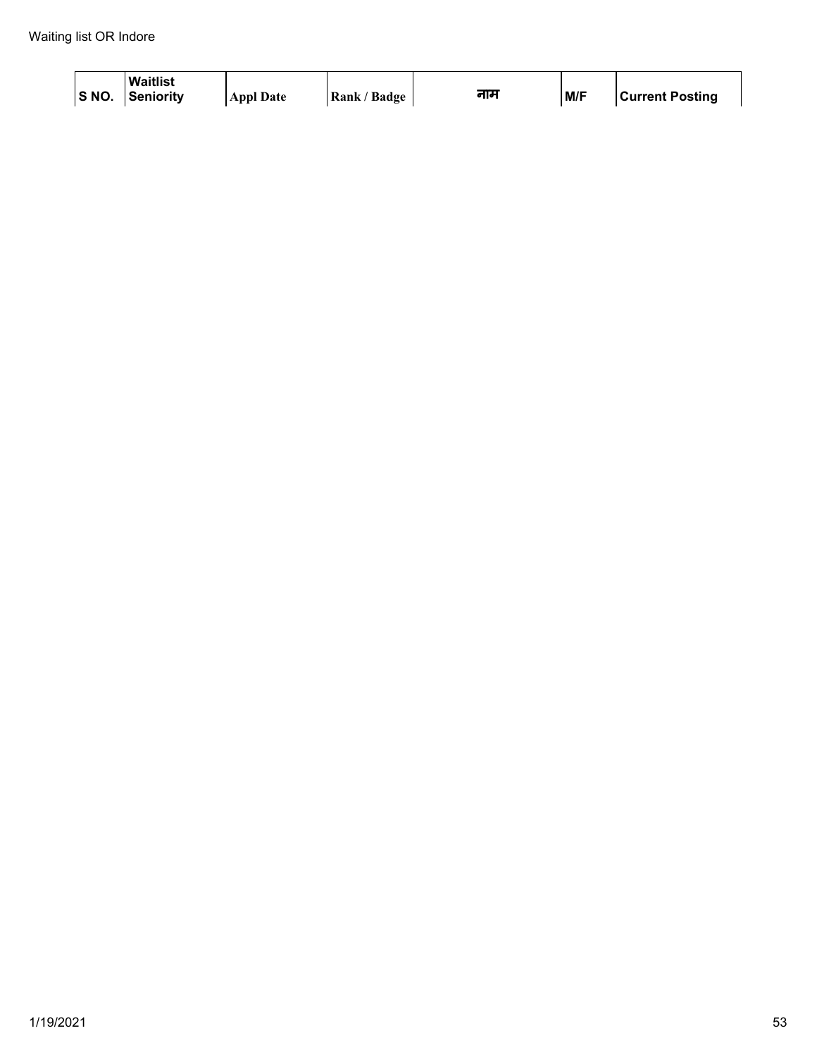| S NO. | Waitlist Seniority | Appl Date | Rank / Badge | नाम | M/F | Current Posting |
| --- | --- | --- | --- | --- | --- | --- |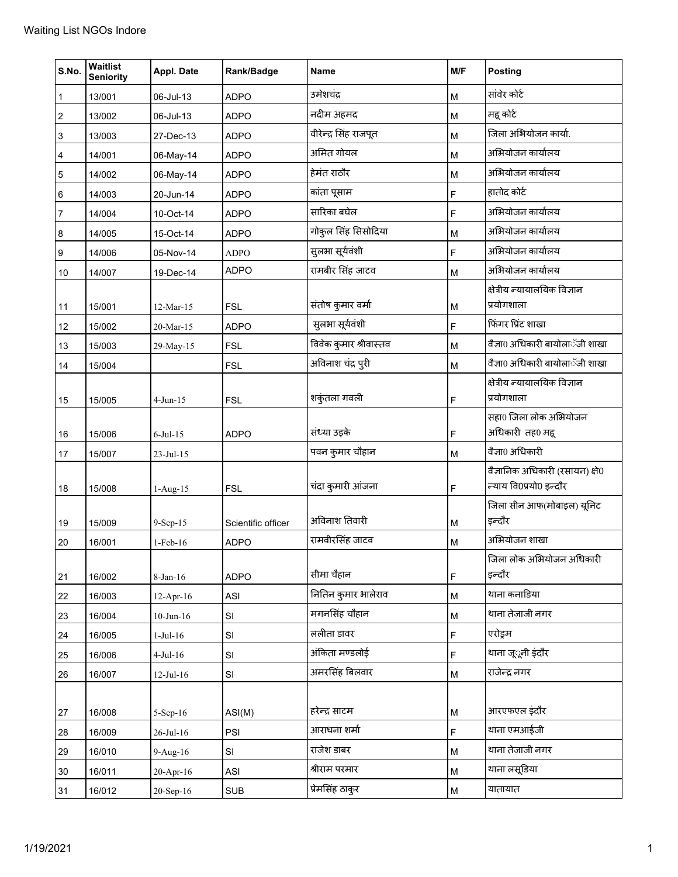Waiting List NGOs Indore

| S.No. | Waitlist Seniority | Appl. Date | Rank/Badge | Name | M/F | Posting |
|---|---|---|---|---|---|---|
| 1 | 13/001 | 06-Jul-13 | ADPO | उमेशचंद्र | M | सांवेर कोर्ट |
| 2 | 13/002 | 06-Jul-13 | ADPO | नदीम अहमद | M | महू कोर्ट |
| 3 | 13/003 | 27-Dec-13 | ADPO | वीरेन्द्र सिंह राजपूत | M | जिला अभियोजन कार्या. |
| 4 | 14/001 | 06-May-14 | ADPO | अमित गोयल | M | अभियोजन कार्यालय |
| 5 | 14/002 | 06-May-14 | ADPO | हेमंत राठौर | M | अभियोजन कार्यालय |
| 6 | 14/003 | 20-Jun-14 | ADPO | कांता पूसाम | F | हातोद कोर्ट |
| 7 | 14/004 | 10-Oct-14 | ADPO | सारिका बघेल | F | अभियोजन कार्यालय |
| 8 | 14/005 | 15-Oct-14 | ADPO | गोकुल सिंह सिसोदिया | M | अभियोजन कार्यालय |
| 9 | 14/006 | 05-Nov-14 | ADPO | सुलभा सूर्यवंशी | F | अभियोजन कार्यालय |
| 10 | 14/007 | 19-Dec-14 | ADPO | रामबीर सिंह जाटव | M | अभियोजन कार्यालय |
| 11 | 15/001 | 12-Mar-15 | FSL | संतोष कुमार वर्मा | M | क्षेत्रीय न्यायालयिक विज्ञान प्रयोगशाला |
| 12 | 15/002 | 20-Mar-15 | ADPO | सुलभा सूर्यवंशी | F | फिंगर प्रिंट शाखा |
| 13 | 15/003 | 29-May-15 | FSL | विवेक कुमार श्रीवास्तव | M | वैज्ञा0 अधिकारी बायोलाॅजी शाखा |
| 14 | 15/004 | | FSL | अविनाश चंद्र पुरी | M | वैज्ञा0 अधिकारी बायोलाॅजी शाखा |
| 15 | 15/005 | 4-Jun-15 | FSL | शकुंतला गवली | F | क्षेत्रीय न्यायालयिक विज्ञान प्रयोगशाला |
| 16 | 15/006 | 6-Jul-15 | ADPO | संध्या उइके | F | सहा0 जिला लोक अभियोजन अधिकारी तह0 महू |
| 17 | 15/007 | 23-Jul-15 | | पवन कुमार चौहान | M | वैज्ञा0 अधिकारी |
| 18 | 15/008 | 1-Aug-15 | FSL | चंदा कुमारी आंजना | F | वैज्ञानिक अधिकारी (रसायन) क्षे0 न्याय वि0प्रयो0 इन्दौर |
| 19 | 15/009 | 9-Sep-15 | Scientific officer | अविनाश तिवारी | M | जिला सीन आफ(मोबाइल) यूनिट इन्दौर |
| 20 | 16/001 | 1-Feb-16 | ADPO | रामवीरसिंह जाटव | M | अभियोजन शाखा |
| 21 | 16/002 | 8-Jan-16 | ADPO | सीमा चैहान | F | जिला लोक अभियोजन अधिकारी इन्दौर |
| 22 | 16/003 | 12-Apr-16 | ASI | नितिन कुमार भालेराव | M | थाना कनाडिया |
| 23 | 16/004 | 10-Jun-16 | SI | मगनसिंह चौहान | M | थाना तेजाजी नगर |
| 24 | 16/005 | 1-Jul-16 | SI | ललीता डावर | F | एरोड्रम |
| 25 | 16/006 | 4-Jul-16 | SI | अंकिता मण्डलोई | F | थाना जूूनी इंदौर |
| 26 | 16/007 | 12-Jul-16 | SI | अमरसिंह बिलवार | M | राजेन्द्र नगर |
| 27 | 16/008 | 5-Sep-16 | ASI(M) | हरेन्द्र साटम | M | आरएफएल इंदौर |
| 28 | 16/009 | 26-Jul-16 | PSI | आराधना शर्मा | F | थाना एमआईजी |
| 29 | 16/010 | 9-Aug-16 | SI | राजेश डाबर | M | थाना तेजाजी नगर |
| 30 | 16/011 | 20-Apr-16 | ASI | श्रीराम परमार | M | थाना लसूडिया |
| 31 | 16/012 | 20-Sep-16 | SUB | प्रेमसिंह ठाकुर | M | यातायात |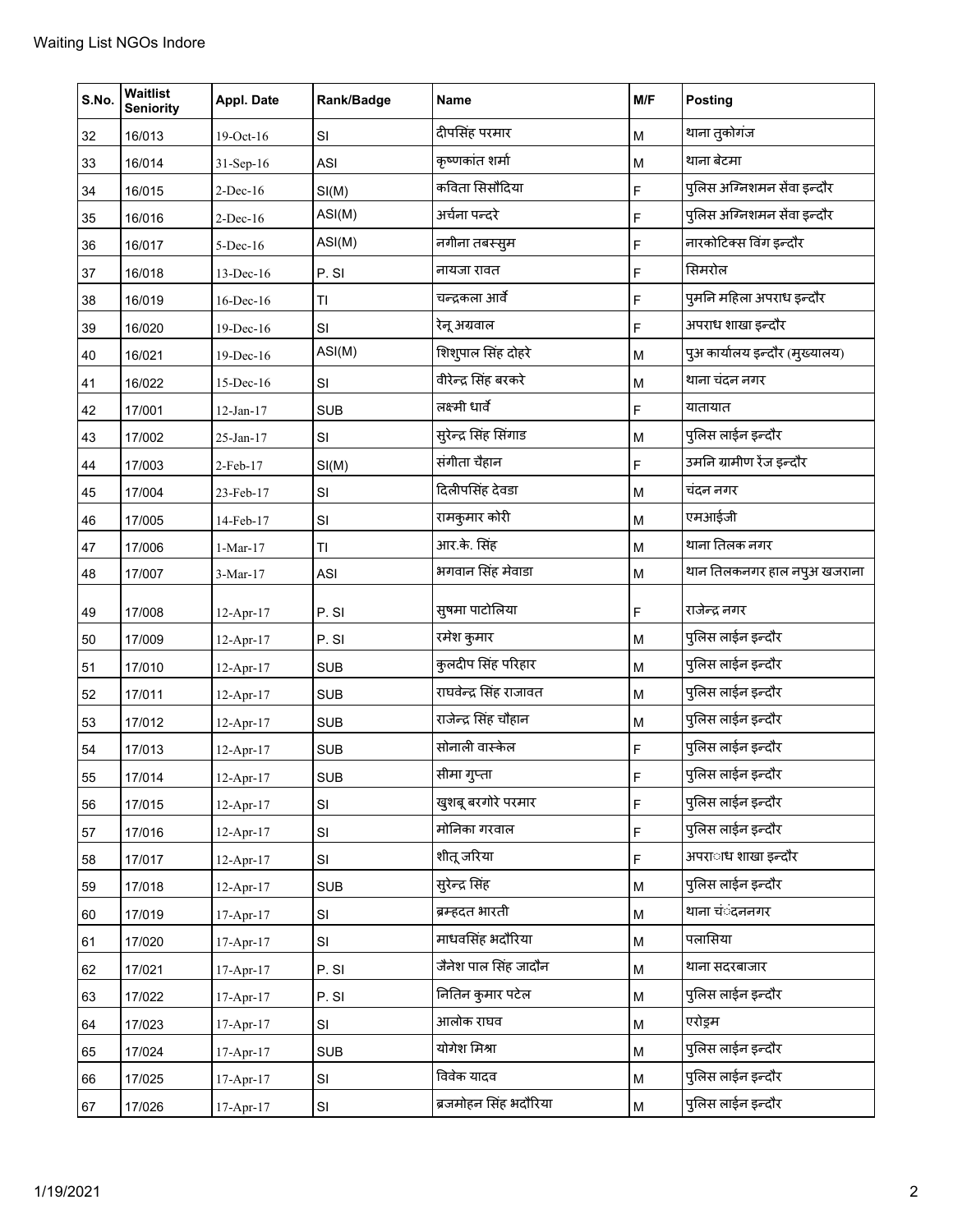| S.No. | Waitlist Seniority | Appl. Date | Rank/Badge | Name | M/F | Posting |
|---|---|---|---|---|---|---|
| 32 | 16/013 | 19-Oct-16 | SI | दीपसिंह परमार | M | थाना तुकोगंज |
| 33 | 16/014 | 31-Sep-16 | ASI | कृष्णकांत शर्मा | M | थाना बेटमा |
| 34 | 16/015 | 2-Dec-16 | SI(M) | कविता सिसौदिया | F | पुलिस अग्निशमन सेंवा इन्दौर |
| 35 | 16/016 | 2-Dec-16 | ASI(M) | अर्चना पन्दरे | F | पुलिस अग्निशमन सेंवा इन्दौर |
| 36 | 16/017 | 5-Dec-16 | ASI(M) | नगीना तबस्सुम | F | नारकोटिक्स विंग इन्दौर |
| 37 | 16/018 | 13-Dec-16 | P. SI | नायजा रावत | F | सिमरोल |
| 38 | 16/019 | 16-Dec-16 | TI | चन्द्रकला आर्वे | F | पुमनि महिला अपराध इन्दौर |
| 39 | 16/020 | 19-Dec-16 | SI | रेनू अग्रवाल | F | अपराध शाखा इन्दौर |
| 40 | 16/021 | 19-Dec-16 | ASI(M) | शिशुपाल सिंह दोहरे | M | पुअ कार्यालय इन्दौर (मुख्यालय) |
| 41 | 16/022 | 15-Dec-16 | SI | वीरेन्द्र सिंह बरकरे | M | थाना चंदन नगर |
| 42 | 17/001 | 12-Jan-17 | SUB | लक्ष्मी धार्वे | F | यातायात |
| 43 | 17/002 | 25-Jan-17 | SI | सुरेन्द्र सिंह सिंगाड | M | पुलिस लाईन इन्दौर |
| 44 | 17/003 | 2-Feb-17 | SI(M) | संगीता चैहान | F | उमनि ग्रामीण रेंज इन्दौर |
| 45 | 17/004 | 23-Feb-17 | SI | दिलीपसिंह देवडा | M | चंदन नगर |
| 46 | 17/005 | 14-Feb-17 | SI | रामकुमार कोरी | M | एमआईजी |
| 47 | 17/006 | 1-Mar-17 | TI | आर.के. सिंह | M | थाना तिलक नगर |
| 48 | 17/007 | 3-Mar-17 | ASI | भगवान सिंह मेवाडा | M | थान तिलकनगर हाल नपुअ खजराना |
| 49 | 17/008 | 12-Apr-17 | P. SI | सुषमा पाटोलिया | F | राजेन्द्र नगर |
| 50 | 17/009 | 12-Apr-17 | P. SI | रमेश कुमार | M | पुलिस लाईन इन्दौर |
| 51 | 17/010 | 12-Apr-17 | SUB | कुलदीप सिंह परिहार | M | पुलिस लाईन इन्दौर |
| 52 | 17/011 | 12-Apr-17 | SUB | राघवेन्द्र सिंह राजावत | M | पुलिस लाईन इन्दौर |
| 53 | 17/012 | 12-Apr-17 | SUB | राजेन्द्र सिंह चौहान | M | पुलिस लाईन इन्दौर |
| 54 | 17/013 | 12-Apr-17 | SUB | सोनाली वास्केल | F | पुलिस लाईन इन्दौर |
| 55 | 17/014 | 12-Apr-17 | SUB | सीमा गुप्ता | F | पुलिस लाईन इन्दौर |
| 56 | 17/015 | 12-Apr-17 | SI | खुशबू बरगोरे परमार | F | पुलिस लाईन इन्दौर |
| 57 | 17/016 | 12-Apr-17 | SI | मोनिका गरवाल | F | पुलिस लाईन इन्दौर |
| 58 | 17/017 | 12-Apr-17 | SI | शीतू जरिया | F | अपराध शाखा इन्दौर |
| 59 | 17/018 | 12-Apr-17 | SUB | सुरेन्द्र सिंह | M | पुलिस लाईन इन्दौर |
| 60 | 17/019 | 17-Apr-17 | SI | ब्रम्हदत भारती | M | थाना चंदननगर |
| 61 | 17/020 | 17-Apr-17 | SI | माधवसिंह भदौरिया | M | पलासिया |
| 62 | 17/021 | 17-Apr-17 | P. SI | जैनेश पाल सिंह जादौन | M | थाना सदरबाजार |
| 63 | 17/022 | 17-Apr-17 | P. SI | नितिन कुमार पटेल | M | पुलिस लाईन इन्दौर |
| 64 | 17/023 | 17-Apr-17 | SI | आलोक राघव | M | एरोड्रम |
| 65 | 17/024 | 17-Apr-17 | SUB | योगेश मिश्रा | M | पुलिस लाईन इन्दौर |
| 66 | 17/025 | 17-Apr-17 | SI | विवेक यादव | M | पुलिस लाईन इन्दौर |
| 67 | 17/026 | 17-Apr-17 | SI | ब्रजमोहन सिंह भदौरिया | M | पुलिस लाईन इन्दौर |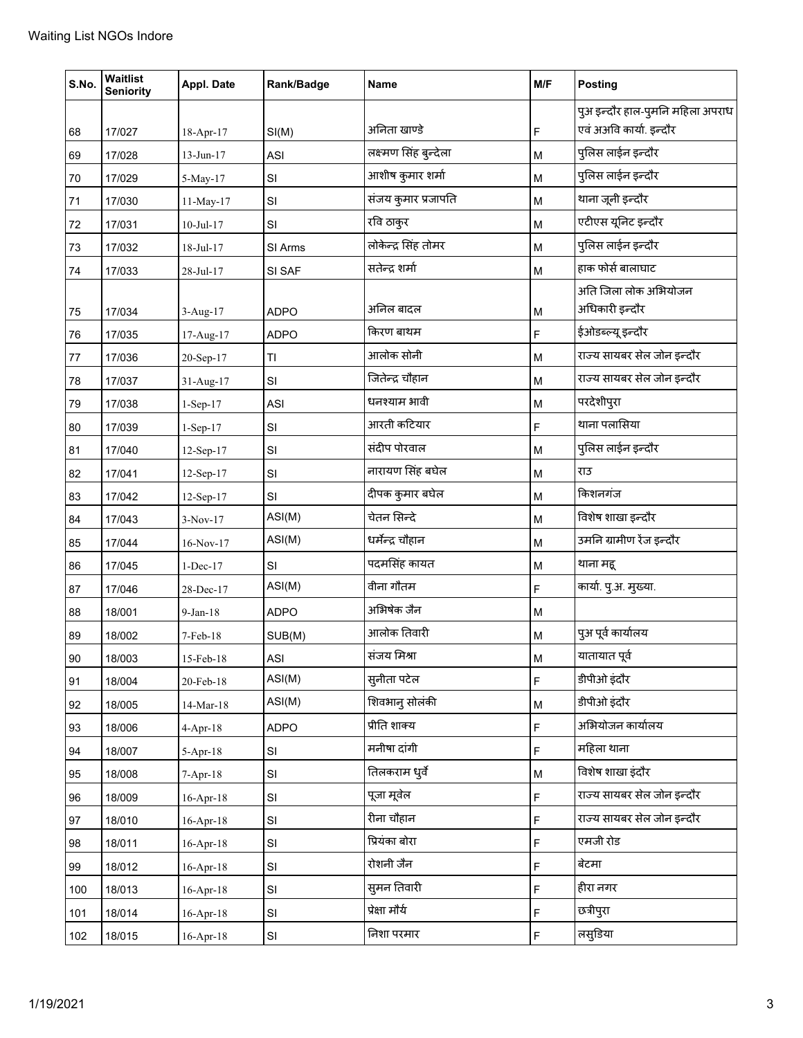Waiting List NGOs Indore

| S.No. | Waitlist Seniority | Appl. Date | Rank/Badge | Name | M/F | Posting |
|---|---|---|---|---|---|---|
| 68 | 17/027 | 18-Apr-17 | SI(M) | अनिता खाण्डे | F | पुअ इन्दौर हाल-पुमनि महिला अपराध एवं अअवि कार्या. इन्दौर |
| 69 | 17/028 | 13-Jun-17 | ASI | लक्ष्मण सिंह बुन्देला | M | पुलिस लाईन इन्दौर |
| 70 | 17/029 | 5-May-17 | SI | आशीष कुमार शर्मा | M | पुलिस लाईन इन्दौर |
| 71 | 17/030 | 11-May-17 | SI | संजय कुमार प्रजापति | M | थाना जूनी इन्दौर |
| 72 | 17/031 | 10-Jul-17 | SI | रवि ठाकुर | M | एटीएस यूनिट इन्दौर |
| 73 | 17/032 | 18-Jul-17 | SI Arms | लोकेन्द्र सिंह तोमर | M | पुलिस लाईन इन्दौर |
| 74 | 17/033 | 28-Jul-17 | SI SAF | सतेन्द्र शर्मा | M | हाक फोर्स बालाघाट |
| 75 | 17/034 | 3-Aug-17 | ADPO | अनिल बादल | M | अति जिला लोक अभियोजन अधिकारी इन्दौर |
| 76 | 17/035 | 17-Aug-17 | ADPO | किरण बाथम | F | ईओडब्ल्यू इन्दौर |
| 77 | 17/036 | 20-Sep-17 | TI | आलोक सोनी | M | राज्य सायबर सेल जोन इन्दौर |
| 78 | 17/037 | 31-Aug-17 | SI | जितेन्द्र चौहान | M | राज्य सायबर सेल जोन इन्दौर |
| 79 | 17/038 | 1-Sep-17 | ASI | धनश्याम भावी | M | परदेशीपुरा |
| 80 | 17/039 | 1-Sep-17 | SI | आरती कटियार | F | थाना पलासिया |
| 81 | 17/040 | 12-Sep-17 | SI | संदीप पोरवाल | M | पुलिस लाईन इन्दौर |
| 82 | 17/041 | 12-Sep-17 | SI | नारायण सिंह बघेल | M | राउ |
| 83 | 17/042 | 12-Sep-17 | SI | दीपक कुमार बघेल | M | किशनगंज |
| 84 | 17/043 | 3-Nov-17 | ASI(M) | चेतन सिन्दे | M | विशेष शाखा इन्दौर |
| 85 | 17/044 | 16-Nov-17 | ASI(M) | धर्मेन्द्र चौहान | M | उमनि ग्रामीण रेंज इन्दौर |
| 86 | 17/045 | 1-Dec-17 | SI | पदमसिंह कायत | M | थाना महू |
| 87 | 17/046 | 28-Dec-17 | ASI(M) | वीना गौतम | F | कार्या. पु.अ. मुख्या. |
| 88 | 18/001 | 9-Jan-18 | ADPO | अभिषेक जैन | M | |
| 89 | 18/002 | 7-Feb-18 | SUB(M) | आलोक तिवारी | M | पुअ पूर्व कार्यालय |
| 90 | 18/003 | 15-Feb-18 | ASI | संजय मिश्रा | M | यातायात पूर्व |
| 91 | 18/004 | 20-Feb-18 | ASI(M) | सुनीता पटेल | F | डीपीओ इंदौर |
| 92 | 18/005 | 14-Mar-18 | ASI(M) | शिवभानु सोलंकी | M | डीपीओ इंदौर |
| 93 | 18/006 | 4-Apr-18 | ADPO | प्रीति शाक्य | F | अभियोजन कार्यालय |
| 94 | 18/007 | 5-Apr-18 | SI | मनीषा दांगी | F | महिला थाना |
| 95 | 18/008 | 7-Apr-18 | SI | तिलकराम धुर्वे | M | विशेष शाखा इंदौर |
| 96 | 18/009 | 16-Apr-18 | SI | पूजा मूवेल | F | राज्य सायबर सेल जोन इन्दौर |
| 97 | 18/010 | 16-Apr-18 | SI | रीना चौहान | F | राज्य सायबर सेल जोन इन्दौर |
| 98 | 18/011 | 16-Apr-18 | SI | प्रियंका बोरा | F | एमजी रोड |
| 99 | 18/012 | 16-Apr-18 | SI | रोशनी जैन | F | बेटमा |
| 100 | 18/013 | 16-Apr-18 | SI | सुमन तिवारी | F | हीरा नगर |
| 101 | 18/014 | 16-Apr-18 | SI | प्रेक्षा मौर्य | F | छत्रीपुरा |
| 102 | 18/015 | 16-Apr-18 | SI | निशा परमार | F | लसुडिया |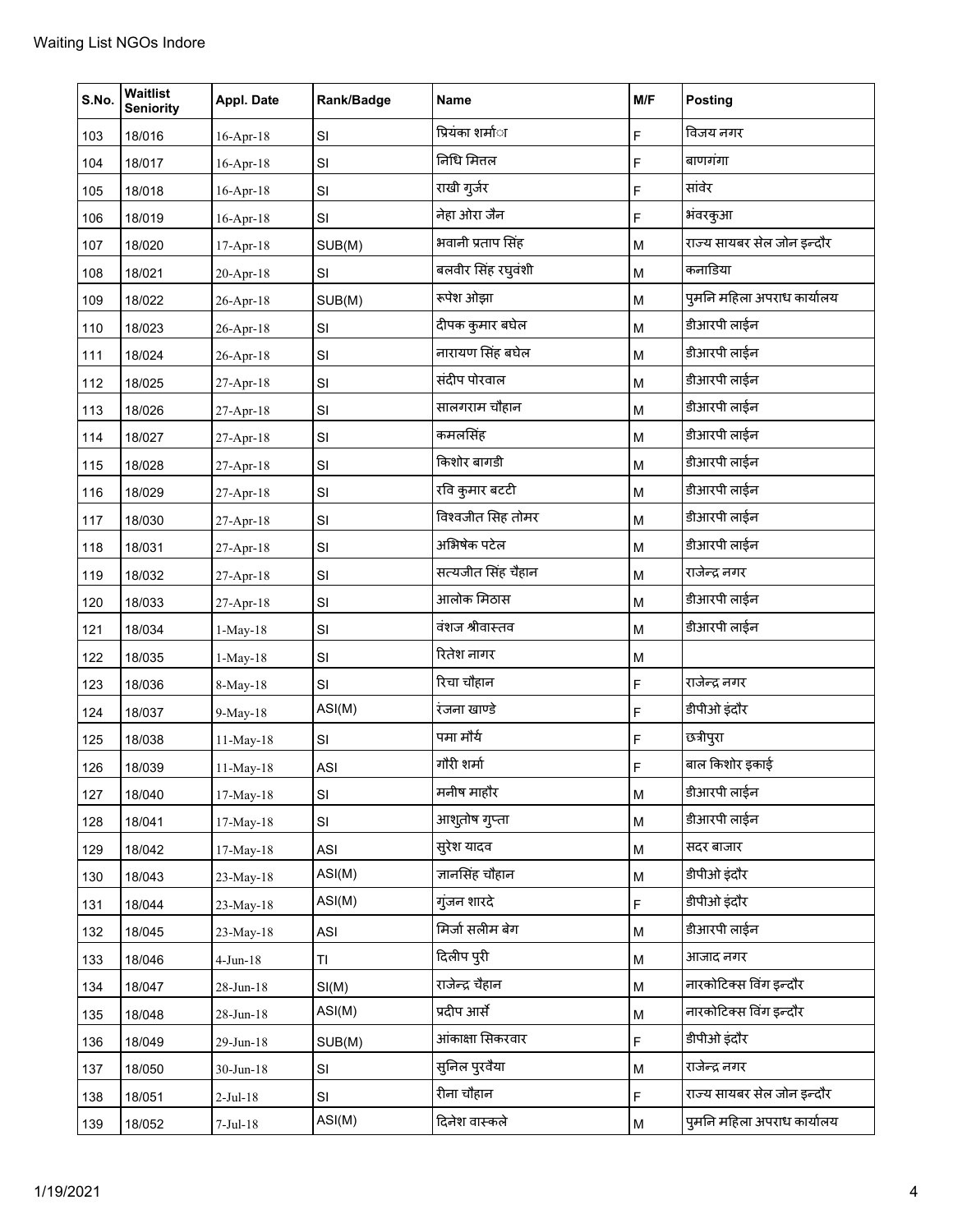| S.No. | Waitlist Seniority | Appl. Date | Rank/Badge | Name | M/F | Posting |
|---|---|---|---|---|---|---|
| 103 | 18/016 | 16-Apr-18 | SI | प्रियंका शर्मा | F | विजय नगर |
| 104 | 18/017 | 16-Apr-18 | SI | निधि मित्तल | F | बाणगंगा |
| 105 | 18/018 | 16-Apr-18 | SI | राखी गुर्जर | F | सांवेर |
| 106 | 18/019 | 16-Apr-18 | SI | नेहा ओरा जैन | F | भंवरकुआ |
| 107 | 18/020 | 17-Apr-18 | SUB(M) | भवानी प्रताप सिंह | M | राज्य सायबर सेल जोन इन्दौर |
| 108 | 18/021 | 20-Apr-18 | SI | बलवीर सिंह रघुवंशी | M | कनाडिया |
| 109 | 18/022 | 26-Apr-18 | SUB(M) | रूपेश ओझा | M | पुमनि महिला अपराध कार्यालय |
| 110 | 18/023 | 26-Apr-18 | SI | दीपक कुमार बघेल | M | डीआरपी लाईन |
| 111 | 18/024 | 26-Apr-18 | SI | नारायण सिंह बघेल | M | डीआरपी लाईन |
| 112 | 18/025 | 27-Apr-18 | SI | संदीप पोरवाल | M | डीआरपी लाईन |
| 113 | 18/026 | 27-Apr-18 | SI | सालगराम चौहान | M | डीआरपी लाईन |
| 114 | 18/027 | 27-Apr-18 | SI | कमलसिंह | M | डीआरपी लाईन |
| 115 | 18/028 | 27-Apr-18 | SI | किशोर बागडी | M | डीआरपी लाईन |
| 116 | 18/029 | 27-Apr-18 | SI | रवि कुमार बटटी | M | डीआरपी लाईन |
| 117 | 18/030 | 27-Apr-18 | SI | विश्वजीत सिह तोमर | M | डीआरपी लाईन |
| 118 | 18/031 | 27-Apr-18 | SI | अभिषेक पटेल | M | डीआरपी लाईन |
| 119 | 18/032 | 27-Apr-18 | SI | सत्यजीत सिंह चैहान | M | राजेन्द्र नगर |
| 120 | 18/033 | 27-Apr-18 | SI | आलोक मिठास | M | डीआरपी लाईन |
| 121 | 18/034 | 1-May-18 | SI | वंशज श्रीवास्तव | M | डीआरपी लाईन |
| 122 | 18/035 | 1-May-18 | SI | रितेश नागर | M | |
| 123 | 18/036 | 8-May-18 | SI | रिचा चौहान | F | राजेन्द्र नगर |
| 124 | 18/037 | 9-May-18 | ASI(M) | रंजना खाण्डे | F | डीपीओ इंदौर |
| 125 | 18/038 | 11-May-18 | SI | पमा मौर्य | F | छत्रीपुरा |
| 126 | 18/039 | 11-May-18 | ASI | गौरी शर्मा | F | बाल किशोर इकाई |
| 127 | 18/040 | 17-May-18 | SI | मनीष माहौर | M | डीआरपी लाईन |
| 128 | 18/041 | 17-May-18 | SI | आशुतोष गुप्ता | M | डीआरपी लाईन |
| 129 | 18/042 | 17-May-18 | ASI | सुरेश यादव | M | सदर बाजार |
| 130 | 18/043 | 23-May-18 | ASI(M) | ज्ञानसिंह चौहान | M | डीपीओ इंदौर |
| 131 | 18/044 | 23-May-18 | ASI(M) | गुंजन शारदे | F | डीपीओ इंदौर |
| 132 | 18/045 | 23-May-18 | ASI | मिर्जा सलीम बेग | M | डीआरपी लाईन |
| 133 | 18/046 | 4-Jun-18 | TI | दिलीप पुरी | M | आजाद नगर |
| 134 | 18/047 | 28-Jun-18 | SI(M) | राजेन्द्र चैहान | M | नारकोटिक्स विंग इन्दौर |
| 135 | 18/048 | 28-Jun-18 | ASI(M) | प्रदीप आर्से | M | नारकोटिक्स विंग इन्दौर |
| 136 | 18/049 | 29-Jun-18 | SUB(M) | आंकाक्षा सिकरवार | F | डीपीओ इंदौर |
| 137 | 18/050 | 30-Jun-18 | SI | सुनिल पुरवैया | M | राजेन्द्र नगर |
| 138 | 18/051 | 2-Jul-18 | SI | रीना चौहान | F | राज्य सायबर सेल जोन इन्दौर |
| 139 | 18/052 | 7-Jul-18 | ASI(M) | दिनेश वास्कले | M | पुमनि महिला अपराध कार्यालय |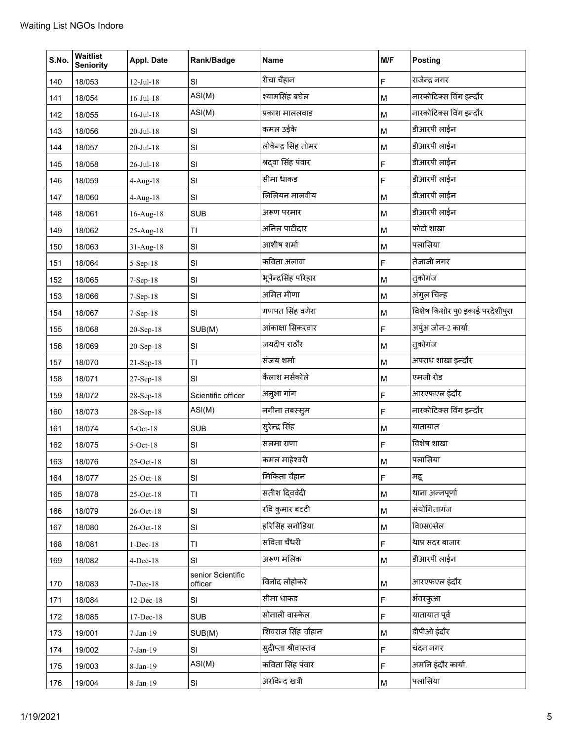| S.No. | Waitlist Seniority | Appl. Date | Rank/Badge | Name | M/F | Posting |
|---|---|---|---|---|---|---|
| 140 | 18/053 | 12-Jul-18 | SI | रीचा चैहान | F | राजेन्द्र नगर |
| 141 | 18/054 | 16-Jul-18 | ASI(M) | श्यामसिंह बघेल | M | नारकोटिक्स विंग इन्दौर |
| 142 | 18/055 | 16-Jul-18 | ASI(M) | प्रकाश माललवाड | M | नारकोटिक्स विंग इन्दौर |
| 143 | 18/056 | 20-Jul-18 | SI | कमल उईके | M | डीआरपी लाईन |
| 144 | 18/057 | 20-Jul-18 | SI | लोकेन्द्र सिंह तोमर | M | डीआरपी लाईन |
| 145 | 18/058 | 26-Jul-18 | SI | श्रद्वा सिंह पंवार | F | डीआरपी लाईन |
| 146 | 18/059 | 4-Aug-18 | SI | सीमा धाकड | F | डीआरपी लाईन |
| 147 | 18/060 | 4-Aug-18 | SI | लिलियन मालवीय | M | डीआरपी लाईन |
| 148 | 18/061 | 16-Aug-18 | SUB | अरूण परमार | M | डीआरपी लाईन |
| 149 | 18/062 | 25-Aug-18 | TI | अनिल पाटीदार | M | फोटो शाखा |
| 150 | 18/063 | 31-Aug-18 | SI | आशीष शर्मा | M | पलासिया |
| 151 | 18/064 | 5-Sep-18 | SI | कविता अलावा | F | तेजाजी नगर |
| 152 | 18/065 | 7-Sep-18 | SI | भूपेन्द्रसिंह परिहार | M | तुकोगंज |
| 153 | 18/066 | 7-Sep-18 | SI | अमित मीणा | M | अंगुल चिन्ह |
| 154 | 18/067 | 7-Sep-18 | SI | गणपत सिंह वगेरा | M | विशेष किशोर पु0 इकाई परदेशीपुरा |
| 155 | 18/068 | 20-Sep-18 | SUB(M) | आंकाक्षा सिकरवार | F | अपुंअ जोन-2 कार्या. |
| 156 | 18/069 | 20-Sep-18 | SI | जयदीप राठौर | M | तुकोगंज |
| 157 | 18/070 | 21-Sep-18 | TI | संजय शर्मा | M | अपराध शाखा इन्दौर |
| 158 | 18/071 | 27-Sep-18 | SI | कैलाश मर्सकोले | M | एमजी रोड |
| 159 | 18/072 | 28-Sep-18 | Scientific officer | अनुभा गांग | F | आरएफएल इंदौर |
| 160 | 18/073 | 28-Sep-18 | ASI(M) | नगीना तबस्सुम | F | नारकोटिक्स विंग इन्दौर |
| 161 | 18/074 | 5-Oct-18 | SUB | सुरेन्द्र सिंह | M | यातायात |
| 162 | 18/075 | 5-Oct-18 | SI | सलमा राणा | F | विशेष शाखा |
| 163 | 18/076 | 25-Oct-18 | SI | कमल माहेश्वरी | M | पलासिया |
| 164 | 18/077 | 25-Oct-18 | SI | मिकिता चैहान | F | महू |
| 165 | 18/078 | 25-Oct-18 | TI | सतीश द्विवेदी | M | थाना अन्नपूर्णा |
| 166 | 18/079 | 26-Oct-18 | SI | रवि कुमार बटटी | M | संयोगितागंज |
| 167 | 18/080 | 26-Oct-18 | SI | हरिसिंह सनोडिया | M | वि0स0सेल |
| 168 | 18/081 | 1-Dec-18 | TI | सविता चैधरी | F | थाप्र सदर बाजार |
| 169 | 18/082 | 4-Dec-18 | SI | अरूण मलिक | M | डीआरपी लाईन |
| 170 | 18/083 | 7-Dec-18 | senior Scientific officer | विनोद लोहोकरे | M | आरएफएल इंदौर |
| 171 | 18/084 | 12-Dec-18 | SI | सीमा धाकड | F | भंवरकुआ |
| 172 | 18/085 | 17-Dec-18 | SUB | सोनाली वास्केल | F | यातायात पूर्व |
| 173 | 19/001 | 7-Jan-19 | SUB(M) | शिवराज सिंह चौहान | M | डीपीओ इंदौर |
| 174 | 19/002 | 7-Jan-19 | SI | सुदीप्ता श्रीवास्तव | F | चंदन नगर |
| 175 | 19/003 | 8-Jan-19 | ASI(M) | कविता सिंह पंवार | F | अमनि इंदौर कार्या. |
| 176 | 19/004 | 8-Jan-19 | SI | अरविन्द खत्री | M | पलासिया |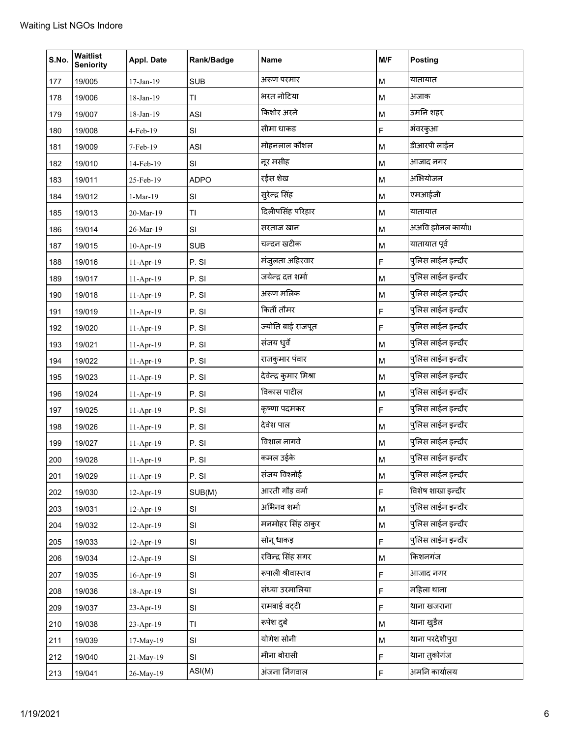| S.No. | Waitlist Seniority | Appl. Date | Rank/Badge | Name | M/F | Posting |
|---|---|---|---|---|---|---|
| 177 | 19/005 | 17-Jan-19 | SUB | अरूण परमार | M | यातायात |
| 178 | 19/006 | 18-Jan-19 | TI | भरत नोटिया | M | अजाक |
| 179 | 19/007 | 18-Jan-19 | ASI | किशोर अरने | M | उमनि शहर |
| 180 | 19/008 | 4-Feb-19 | SI | सीमा धाकड | F | भंवरकुआ |
| 181 | 19/009 | 7-Feb-19 | ASI | मोहनलाल कौशल | M | डीआरपी लाईन |
| 182 | 19/010 | 14-Feb-19 | SI | नूर मसीह | M | आजाद नगर |
| 183 | 19/011 | 25-Feb-19 | ADPO | रईस शेख | M | अभियोजन |
| 184 | 19/012 | 1-Mar-19 | SI | सुरेन्द्र सिंह | M | एमआईजी |
| 185 | 19/013 | 20-Mar-19 | TI | दिलीपसिंह परिहार | M | यातायात |
| 186 | 19/014 | 26-Mar-19 | SI | सरताज खान | M | अअवि झोनल कार्या0 |
| 187 | 19/015 | 10-Apr-19 | SUB | चन्दन खटीक | M | यातायात पूर्व |
| 188 | 19/016 | 11-Apr-19 | P. SI | मंजुलता अहिरवार | F | पुलिस लाईन इन्दौर |
| 189 | 19/017 | 11-Apr-19 | P. SI | जयेन्द्र दत्त शर्मा | M | पुलिस लाईन इन्दौर |
| 190 | 19/018 | 11-Apr-19 | P. SI | अरूण मलिक | M | पुलिस लाईन इन्दौर |
| 191 | 19/019 | 11-Apr-19 | P. SI | किर्ती तौमर | F | पुलिस लाईन इन्दौर |
| 192 | 19/020 | 11-Apr-19 | P. SI | ज्योति बाई राजपूत | F | पुलिस लाईन इन्दौर |
| 193 | 19/021 | 11-Apr-19 | P. SI | संजय धुर्वे | M | पुलिस लाईन इन्दौर |
| 194 | 19/022 | 11-Apr-19 | P. SI | राजकुमार पंवार | M | पुलिस लाईन इन्दौर |
| 195 | 19/023 | 11-Apr-19 | P. SI | देवेन्द्र कुमार मिश्रा | M | पुलिस लाईन इन्दौर |
| 196 | 19/024 | 11-Apr-19 | P. SI | विकास पाटील | M | पुलिस लाईन इन्दौर |
| 197 | 19/025 | 11-Apr-19 | P. SI | कृष्णा पदमकर | F | पुलिस लाईन इन्दौर |
| 198 | 19/026 | 11-Apr-19 | P. SI | देवेश पाल | M | पुलिस लाईन इन्दौर |
| 199 | 19/027 | 11-Apr-19 | P. SI | विशाल नागवे | M | पुलिस लाईन इन्दौर |
| 200 | 19/028 | 11-Apr-19 | P. SI | कमल उईके | M | पुलिस लाईन इन्दौर |
| 201 | 19/029 | 11-Apr-19 | P. SI | संजय विश्नोई | M | पुलिस लाईन इन्दौर |
| 202 | 19/030 | 12-Apr-19 | SUB(M) | आरती गौड़ वर्मा | F | विशेष शाखा इन्दौर |
| 203 | 19/031 | 12-Apr-19 | SI | अभिनव शर्मा | M | पुलिस लाईन इन्दौर |
| 204 | 19/032 | 12-Apr-19 | SI | मनमोहर सिंह ठाकुर | M | पुलिस लाईन इन्दौर |
| 205 | 19/033 | 12-Apr-19 | SI | सोनू धाकड़ | F | पुलिस लाईन इन्दौर |
| 206 | 19/034 | 12-Apr-19 | SI | रविन्द्र सिंह सगर | M | किशनगंज |
| 207 | 19/035 | 16-Apr-19 | SI | रूपाली श्रीवास्तव | F | आजाद नगर |
| 208 | 19/036 | 18-Apr-19 | SI | संध्या उरमालिया | F | महिला थाना |
| 209 | 19/037 | 23-Apr-19 | SI | रामबाई वट्टी | F | थाना खजराना |
| 210 | 19/038 | 23-Apr-19 | TI | रूपेश दुबे | M | थाना खुडैल |
| 211 | 19/039 | 17-May-19 | SI | योगेश सोनी | M | थाना परदेशीपुरा |
| 212 | 19/040 | 21-May-19 | SI | मीना बोरासी | F | थाना तुकोगंज |
| 213 | 19/041 | 26-May-19 | ASI(M) | अंजना निंगवाल | F | अमनि कार्यालय |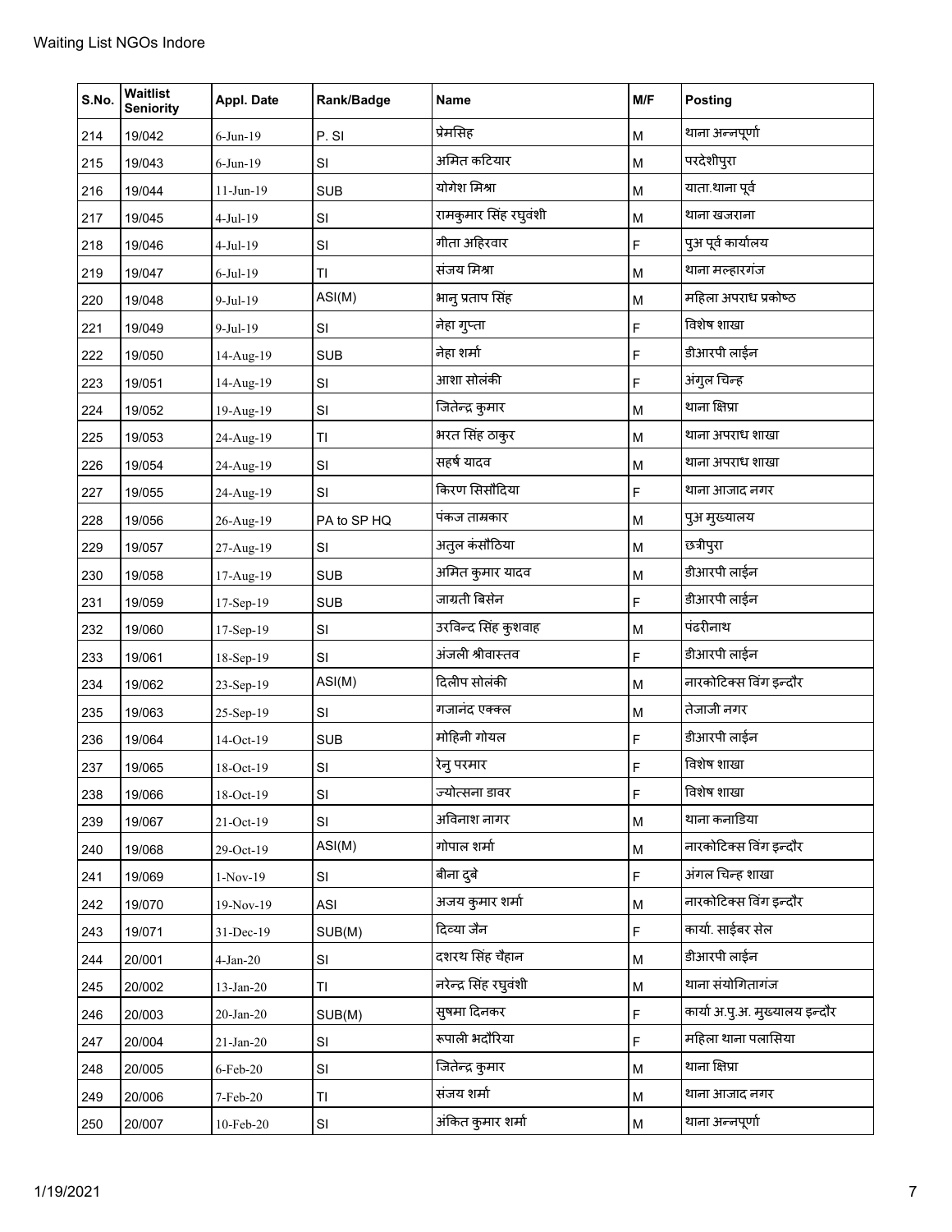| S.No. | Waitlist Seniority | Appl. Date | Rank/Badge | Name | M/F | Posting |
|---|---|---|---|---|---|---|
| 214 | 19/042 | 6-Jun-19 | P. SI | प्रेमसिह | M | थाना अन्नपूर्णा |
| 215 | 19/043 | 6-Jun-19 | SI | अमित कटियार | M | परदेशीपुरा |
| 216 | 19/044 | 11-Jun-19 | SUB | योगेश मिश्रा | M | याता.थाना पूर्व |
| 217 | 19/045 | 4-Jul-19 | SI | रामकुमार सिंह रघुवंशी | M | थाना खजराना |
| 218 | 19/046 | 4-Jul-19 | SI | गीता अहिरवार | F | पुअ पूर्व कार्यालय |
| 219 | 19/047 | 6-Jul-19 | TI | संजय मिश्रा | M | थाना मल्हारगंज |
| 220 | 19/048 | 9-Jul-19 | ASI(M) | भानु प्रताप सिंह | M | महिला अपराध प्रकोष्ठ |
| 221 | 19/049 | 9-Jul-19 | SI | नेहा गुप्ता | F | विशेष शाखा |
| 222 | 19/050 | 14-Aug-19 | SUB | नेहा शर्मा | F | डीआरपी लाईन |
| 223 | 19/051 | 14-Aug-19 | SI | आशा सोलंकी | F | अंगुल चिन्ह |
| 224 | 19/052 | 19-Aug-19 | SI | जितेन्द्र कुमार | M | थाना क्षिप्रा |
| 225 | 19/053 | 24-Aug-19 | TI | भरत सिंह ठाकुर | M | थाना अपराध शाखा |
| 226 | 19/054 | 24-Aug-19 | SI | सहर्ष यादव | M | थाना अपराध शाखा |
| 227 | 19/055 | 24-Aug-19 | SI | किरण सिसौदिया | F | थाना आजाद नगर |
| 228 | 19/056 | 26-Aug-19 | PA to SP HQ | पंकज ताम्रकार | M | पुअ मुख्यालय |
| 229 | 19/057 | 27-Aug-19 | SI | अतुल कंसौठिया | M | छत्रीपुरा |
| 230 | 19/058 | 17-Aug-19 | SUB | अमित कुमार यादव | M | डीआरपी लाईन |
| 231 | 19/059 | 17-Sep-19 | SUB | जाग्रती बिसेन | F | डीआरपी लाईन |
| 232 | 19/060 | 17-Sep-19 | SI | उरविन्द सिंह कुशवाह | M | पंढरीनाथ |
| 233 | 19/061 | 18-Sep-19 | SI | अंजली श्रीवास्तव | F | डीआरपी लाईन |
| 234 | 19/062 | 23-Sep-19 | ASI(M) | दिलीप सोलंकी | M | नारकोटिक्स विंग इन्दौर |
| 235 | 19/063 | 25-Sep-19 | SI | गजानंद एक्क्ल | M | तेजाजी नगर |
| 236 | 19/064 | 14-Oct-19 | SUB | मोहिनी गोयल | F | डीआरपी लाईन |
| 237 | 19/065 | 18-Oct-19 | SI | रेनु परमार | F | विशेष शाखा |
| 238 | 19/066 | 18-Oct-19 | SI | ज्योत्सना डावर | F | विशेष शाखा |
| 239 | 19/067 | 21-Oct-19 | SI | अविनाश नागर | M | थाना कनाडिया |
| 240 | 19/068 | 29-Oct-19 | ASI(M) | गोपाल शर्मा | M | नारकोटिक्स विंग इन्दौर |
| 241 | 19/069 | 1-Nov-19 | SI | बीना दुबे | F | अंगल चिन्ह शाखा |
| 242 | 19/070 | 19-Nov-19 | ASI | अजय कुमार शर्मा | M | नारकोटिक्स विंग इन्दौर |
| 243 | 19/071 | 31-Dec-19 | SUB(M) | दिव्या जैन | F | कार्या. साईबर सेल |
| 244 | 20/001 | 4-Jan-20 | SI | दशरथ सिंह चैहान | M | डीआरपी लाईन |
| 245 | 20/002 | 13-Jan-20 | TI | नरेन्द्र सिंह रघुवंशी | M | थाना संयोगितागंज |
| 246 | 20/003 | 20-Jan-20 | SUB(M) | सुषमा दिनकर | F | कार्या अ.पु.अ. मुख्यालय इन्दौर |
| 247 | 20/004 | 21-Jan-20 | SI | रूपाली भदौरिया | F | महिला थाना पलासिया |
| 248 | 20/005 | 6-Feb-20 | SI | जितेन्द्र कुमार | M | थाना क्षिप्रा |
| 249 | 20/006 | 7-Feb-20 | TI | संजय शर्मा | M | थाना आजाद नगर |
| 250 | 20/007 | 10-Feb-20 | SI | अंकित कुमार शर्मा | M | थाना अन्नपूर्णा |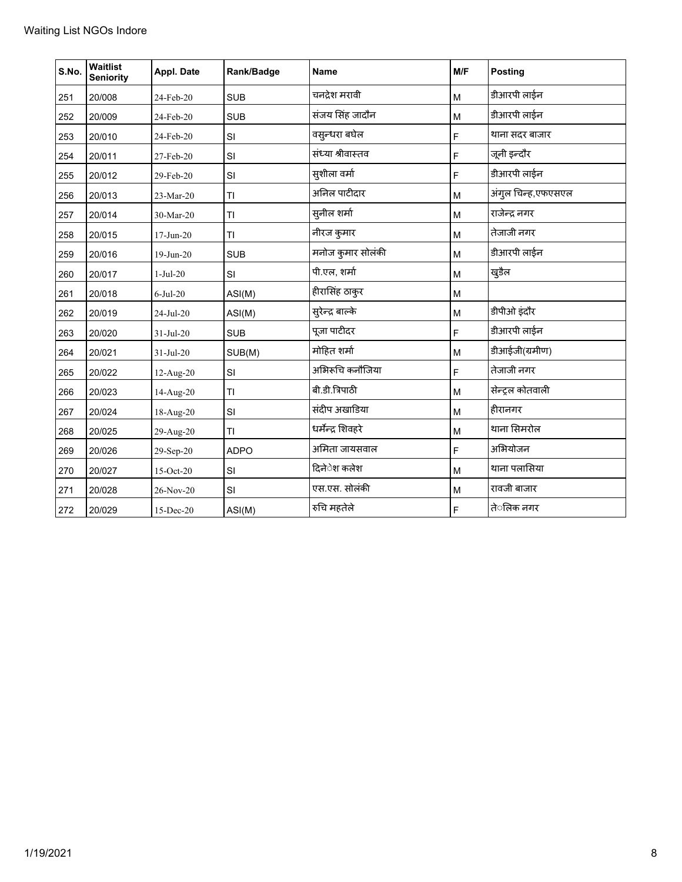| S.No. | Waitlist Seniority | Appl. Date | Rank/Badge | Name | M/F | Posting |
|---|---|---|---|---|---|---|
| 251 | 20/008 | 24-Feb-20 | SUB | चनद्रेश मरावी | M | डीआरपी लाईन |
| 252 | 20/009 | 24-Feb-20 | SUB | संजय सिंह जादौन | M | डीआरपी लाईन |
| 253 | 20/010 | 24-Feb-20 | SI | वसुन्धरा बघेल | F | थाना सदर बाजार |
| 254 | 20/011 | 27-Feb-20 | SI | संध्या श्रीवास्तव | F | जूनी इन्दौर |
| 255 | 20/012 | 29-Feb-20 | SI | सुशीला वर्मा | F | डीआरपी लाईन |
| 256 | 20/013 | 23-Mar-20 | TI | अनिल पाटीदार | M | अंगुल चिन्ह,एफएसएल |
| 257 | 20/014 | 30-Mar-20 | TI | सुनील शर्मा | M | राजेन्द्र नगर |
| 258 | 20/015 | 17-Jun-20 | TI | नीरज कुमार | M | तेजाजी नगर |
| 259 | 20/016 | 19-Jun-20 | SUB | मनोज कुमार सोलंकी | M | डीआरपी लाईन |
| 260 | 20/017 | 1-Jul-20 | SI | पी.एल, शर्मा | M | खुडैल |
| 261 | 20/018 | 6-Jul-20 | ASI(M) | हीरासिंह ठाकुर | M | |
| 262 | 20/019 | 24-Jul-20 | ASI(M) | सुरेन्द्र बाल्के | M | डीपीओ इंदौर |
| 263 | 20/020 | 31-Jul-20 | SUB | पूजा पाटीदर | F | डीआरपी लाईन |
| 264 | 20/021 | 31-Jul-20 | SUB(M) | मोहित शर्मा | M | डीआईजी(ग्रमीण) |
| 265 | 20/022 | 12-Aug-20 | SI | अभिरूचि कनौजिया | F | तेजाजी नगर |
| 266 | 20/023 | 14-Aug-20 | TI | बी.डी.त्रिपाठी | M | सेन्ट्रल कोतवाली |
| 267 | 20/024 | 18-Aug-20 | SI | संदीप अखाडिया | M | हीरानगर |
| 268 | 20/025 | 29-Aug-20 | TI | धर्मेन्द्र शिवहरे | M | थाना सिमरोल |
| 269 | 20/026 | 29-Sep-20 | ADPO | अमिता जायसवाल | F | अभियोजन |
| 270 | 20/027 | 15-Oct-20 | SI | दिनेेश कलेश | M | थाना पलासिया |
| 271 | 20/028 | 26-Nov-20 | SI | एस.एस. सोलंकी | M | रावजी बाजार |
| 272 | 20/029 | 15-Dec-20 | ASI(M) | रुचि महतेले | F | तेिलक नगर |